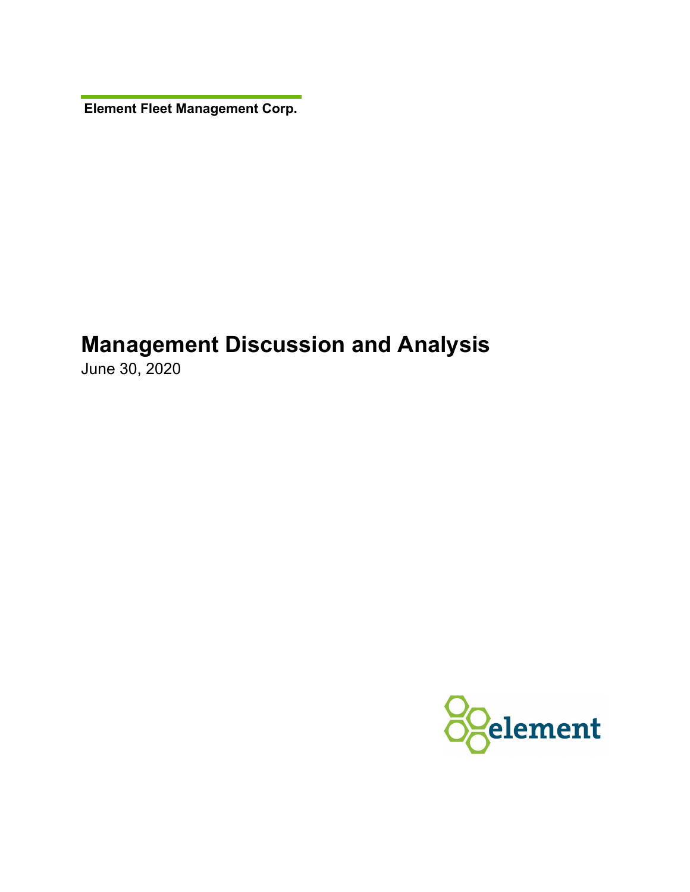**Element Fleet Management Corp.**

# Management Discussion and Analysis

June 30, 2020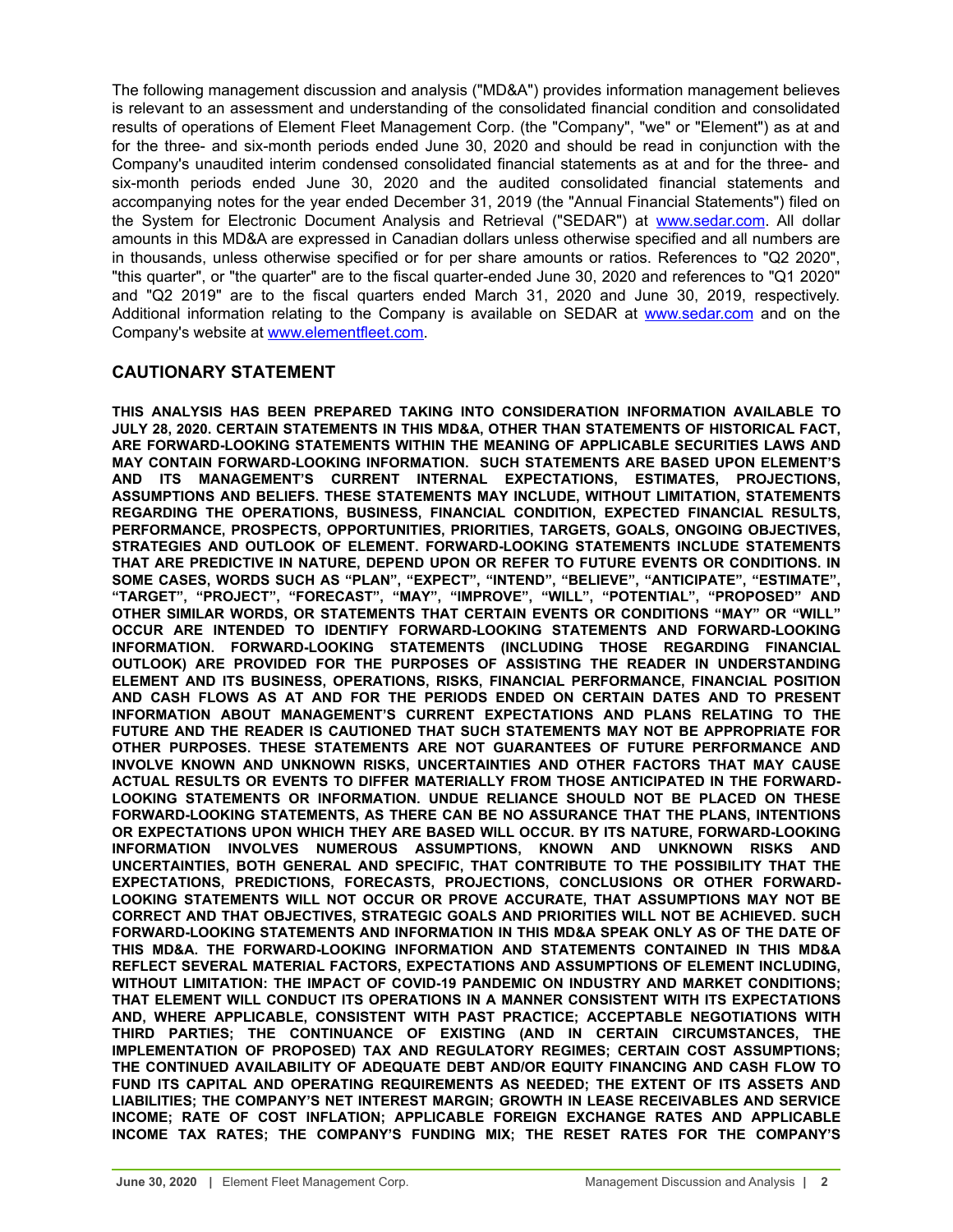The following management discussion and analysis ("MD&A") provides information management believes is relevant to an assessment and understanding of the consolidated financial condition and consolidated results of operations of Element Fleet Management Corp. (the "Company", "we" or "Element") as at and for the three- and six-month periods ended June 30, 2020 and should be read in conjunction with the Company's unaudited interim condensed consolidated financial statements as at and for the three- and six-month periods ended June 30, 2020 and the audited consolidated financial statements and accompanying notes for the year ended December 31, 2019 (the "Annual Financial Statements") filed on the System for Electronic Document Analysis and Retrieval ("SEDAR") at www.sedar.com. All dollar amounts in this MD&A are expressed in Canadian dollars unless otherwise specified and all numbers are in thousands, unless otherwise specified or for per share amounts or ratios. References to "Q2 2020", "this quarter", or "the quarter" are to the fiscal quarter-ended June 30, 2020 and references to "Q1 2020" and "Q2 2019" are to the fiscal quarters ended March 31, 2020 and June 30, 2019, respectively. Additional information relating to the Company is available on SEDAR at www.sedar.com and on the Company's website at www.elementfleet.com.

## CAUTIONARY STATEMENT

**THIS ANALYSIS HAS BEEN PREPARED TAKING INTO CONSIDERATION INFORMATION AVAILABLE TO JULY 28, 2020. CERTAIN STATEMENTS IN THIS MD&A, OTHER THAN STATEMENTS OF HISTORICAL FACT, ARE FORWARD-LOOKING STATEMENTS WITHIN THE MEANING OF APPLICABLE SECURITIES LAWS AND MAY CONTAIN FORWARD-LOOKING INFORMATION. SUCH STATEMENTS ARE BASED UPON ELEMENT'S AND ITS MANAGEMENT'S CURRENT INTERNAL EXPECTATIONS, ESTIMATES, PROJECTIONS, ASSUMPTIONS AND BELIEFS. THESE STATEMENTS MAY INCLUDE, WITHOUT LIMITATION, STATEMENTS REGARDING THE OPERATIONS, BUSINESS, FINANCIAL CONDITION, EXPECTED FINANCIAL RESULTS, PERFORMANCE, PROSPECTS, OPPORTUNITIES, PRIORITIES, TARGETS, GOALS, ONGOING OBJECTIVES, STRATEGIES AND OUTLOOK OF ELEMENT. FORWARD-LOOKING STATEMENTS INCLUDE STATEMENTS THAT ARE PREDICTIVE IN NATURE, DEPEND UPON OR REFER TO FUTURE EVENTS OR CONDITIONS. IN SOME CASES, WORDS SUCH AS "PLAN", "EXPECT", "INTEND", "BELIEVE", "ANTICIPATE", "ESTIMATE", "TARGET", "PROJECT", "FORECAST", "MAY", "IMPROVE", "WILL", "POTENTIAL", "PROPOSED" AND OTHER SIMILAR WORDS, OR STATEMENTS THAT CERTAIN EVENTS OR CONDITIONS "MAY" OR "WILL" OCCUR ARE INTENDED TO IDENTIFY FORWARD-LOOKING STATEMENTS AND FORWARD-LOOKING INFORMATION. FORWARD-LOOKING STATEMENTS (INCLUDING THOSE REGARDING FINANCIAL OUTLOOK) ARE PROVIDED FOR THE PURPOSES OF ASSISTING THE READER IN UNDERSTANDING ELEMENT AND ITS BUSINESS, OPERATIONS, RISKS, FINANCIAL PERFORMANCE, FINANCIAL POSITION AND CASH FLOWS AS AT AND FOR THE PERIODS ENDED ON CERTAIN DATES AND TO PRESENT INFORMATION ABOUT MANAGEMENT'S CURRENT EXPECTATIONS AND PLANS RELATING TO THE FUTURE AND THE READER IS CAUTIONED THAT SUCH STATEMENTS MAY NOT BE APPROPRIATE FOR OTHER PURPOSES. THESE STATEMENTS ARE NOT GUARANTEES OF FUTURE PERFORMANCE AND INVOLVE KNOWN AND UNKNOWN RISKS, UNCERTAINTIES AND OTHER FACTORS THAT MAY CAUSE ACTUAL RESULTS OR EVENTS TO DIFFER MATERIALLY FROM THOSE ANTICIPATED IN THE FORWARD-LOOKING STATEMENTS OR INFORMATION. UNDUE RELIANCE SHOULD NOT BE PLACED ON THESE FORWARD-LOOKING STATEMENTS, AS THERE CAN BE NO ASSURANCE THAT THE PLANS, INTENTIONS OR EXPECTATIONS UPON WHICH THEY ARE BASED WILL OCCUR. BY ITS NATURE, FORWARD-LOOKING INFORMATION INVOLVES NUMEROUS ASSUMPTIONS, KNOWN AND UNKNOWN RISKS AND UNCERTAINTIES, BOTH GENERAL AND SPECIFIC, THAT CONTRIBUTE TO THE POSSIBILITY THAT THE EXPECTATIONS, PREDICTIONS, FORECASTS, PROJECTIONS, CONCLUSIONS OR OTHER FORWARD-LOOKING STATEMENTS WILL NOT OCCUR OR PROVE ACCURATE, THAT ASSUMPTIONS MAY NOT BE CORRECT AND THAT OBJECTIVES, STRATEGIC GOALS AND PRIORITIES WILL NOT BE ACHIEVED. SUCH FORWARD-LOOKING STATEMENTS AND INFORMATION IN THIS MD&A SPEAK ONLY AS OF THE DATE OF THIS MD&A. THE FORWARD-LOOKING INFORMATION AND STATEMENTS CONTAINED IN THIS MD&A REFLECT SEVERAL MATERIAL FACTORS, EXPECTATIONS AND ASSUMPTIONS OF ELEMENT INCLUDING, WITHOUT LIMITATION: THE IMPACT OF COVID-19 PANDEMIC ON INDUSTRY AND MARKET CONDITIONS; THAT ELEMENT WILL CONDUCT ITS OPERATIONS IN A MANNER CONSISTENT WITH ITS EXPECTATIONS AND, WHERE APPLICABLE, CONSISTENT WITH PAST PRACTICE; ACCEPTABLE NEGOTIATIONS WITH THIRD PARTIES; THE CONTINUANCE OF EXISTING (AND IN CERTAIN CIRCUMSTANCES, THE IMPLEMENTATION OF PROPOSED) TAX AND REGULATORY REGIMES; CERTAIN COST ASSUMPTIONS; THE CONTINUED AVAILABILITY OF ADEQUATE DEBT AND/OR EQUITY FINANCING AND CASH FLOW TO FUND ITS CAPITAL AND OPERATING REQUIREMENTS AS NEEDED; THE EXTENT OF ITS ASSETS AND LIABILITIES; THE COMPANY'S NET INTEREST MARGIN; GROWTH IN LEASE RECEIVABLES AND SERVICE INCOME; RATE OF COST INFLATION; APPLICABLE FOREIGN EXCHANGE RATES AND APPLICABLE INCOME TAX RATES; THE COMPANY'S FUNDING MIX; THE RESET RATES FOR THE COMPANY'S**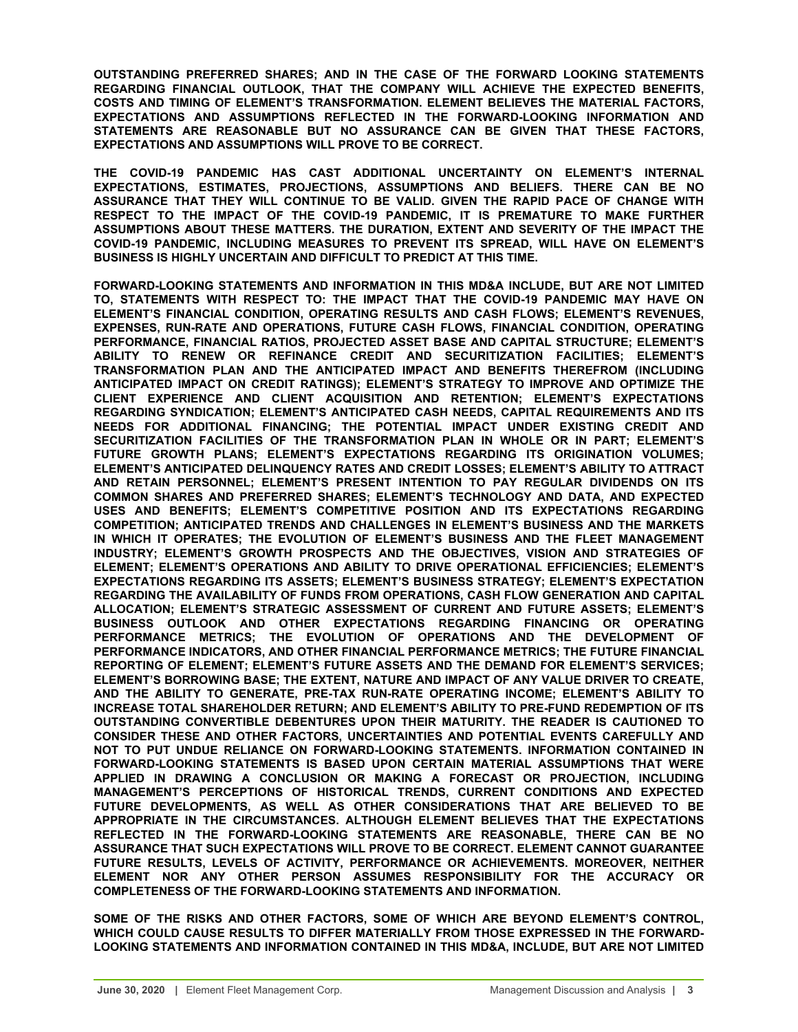**OUTSTANDING PREFERRED SHARES; AND IN THE CASE OF THE FORWARD LOOKING STATEMENTS REGARDING FINANCIAL OUTLOOK, THAT THE COMPANY WILL ACHIEVE THE EXPECTED BENEFITS, COSTS AND TIMING OF ELEMENT'S TRANSFORMATION. ELEMENT BELIEVES THE MATERIAL FACTORS, EXPECTATIONS AND ASSUMPTIONS REFLECTED IN THE FORWARD-LOOKING INFORMATION AND STATEMENTS ARE REASONABLE BUT NO ASSURANCE CAN BE GIVEN THAT THESE FACTORS, EXPECTATIONS AND ASSUMPTIONS WILL PROVE TO BE CORRECT.**

**THE COVID-19 PANDEMIC HAS CAST ADDITIONAL UNCERTAINTY ON ELEMENT'S INTERNAL EXPECTATIONS, ESTIMATES, PROJECTIONS, ASSUMPTIONS AND BELIEFS. THERE CAN BE NO ASSURANCE THAT THEY WILL CONTINUE TO BE VALID. GIVEN THE RAPID PACE OF CHANGE WITH RESPECT TO THE IMPACT OF THE COVID-19 PANDEMIC, IT IS PREMATURE TO MAKE FURTHER ASSUMPTIONS ABOUT THESE MATTERS. THE DURATION, EXTENT AND SEVERITY OF THE IMPACT THE COVID-19 PANDEMIC, INCLUDING MEASURES TO PREVENT ITS SPREAD, WILL HAVE ON ELEMENT'S BUSINESS IS HIGHLY UNCERTAIN AND DIFFICULT TO PREDICT AT THIS TIME.**

**FORWARD-LOOKING STATEMENTS AND INFORMATION IN THIS MD&A INCLUDE, BUT ARE NOT LIMITED TO, STATEMENTS WITH RESPECT TO: THE IMPACT THAT THE COVID-19 PANDEMIC MAY HAVE ON ELEMENT'S FINANCIAL CONDITION, OPERATING RESULTS AND CASH FLOWS; ELEMENT'S REVENUES, EXPENSES, RUN-RATE AND OPERATIONS, FUTURE CASH FLOWS, FINANCIAL CONDITION, OPERATING PERFORMANCE, FINANCIAL RATIOS, PROJECTED ASSET BASE AND CAPITAL STRUCTURE; ELEMENT'S ABILITY TO RENEW OR REFINANCE CREDIT AND SECURITIZATION FACILITIES; ELEMENT'S TRANSFORMATION PLAN AND THE ANTICIPATED IMPACT AND BENEFITS THEREFROM (INCLUDING ANTICIPATED IMPACT ON CREDIT RATINGS); ELEMENT'S STRATEGY TO IMPROVE AND OPTIMIZE THE CLIENT EXPERIENCE AND CLIENT ACQUISITION AND RETENTION; ELEMENT'S EXPECTATIONS REGARDING SYNDICATION; ELEMENT'S ANTICIPATED CASH NEEDS, CAPITAL REQUIREMENTS AND ITS NEEDS FOR ADDITIONAL FINANCING; THE POTENTIAL IMPACT UNDER EXISTING CREDIT AND SECURITIZATION FACILITIES OF THE TRANSFORMATION PLAN IN WHOLE OR IN PART; ELEMENT'S FUTURE GROWTH PLANS; ELEMENT'S EXPECTATIONS REGARDING ITS ORIGINATION VOLUMES; ELEMENT'S ANTICIPATED DELINQUENCY RATES AND CREDIT LOSSES; ELEMENT'S ABILITY TO ATTRACT AND RETAIN PERSONNEL; ELEMENT'S PRESENT INTENTION TO PAY REGULAR DIVIDENDS ON ITS COMMON SHARES AND PREFERRED SHARES; ELEMENT'S TECHNOLOGY AND DATA, AND EXPECTED USES AND BENEFITS; ELEMENT'S COMPETITIVE POSITION AND ITS EXPECTATIONS REGARDING COMPETITION; ANTICIPATED TRENDS AND CHALLENGES IN ELEMENT'S BUSINESS AND THE MARKETS IN WHICH IT OPERATES; THE EVOLUTION OF ELEMENT'S BUSINESS AND THE FLEET MANAGEMENT INDUSTRY; ELEMENT'S GROWTH PROSPECTS AND THE OBJECTIVES, VISION AND STRATEGIES OF ELEMENT; ELEMENT'S OPERATIONS AND ABILITY TO DRIVE OPERATIONAL EFFICIENCIES; ELEMENT'S EXPECTATIONS REGARDING ITS ASSETS; ELEMENT'S BUSINESS STRATEGY; ELEMENT'S EXPECTATION REGARDING THE AVAILABILITY OF FUNDS FROM OPERATIONS, CASH FLOW GENERATION AND CAPITAL ALLOCATION; ELEMENT'S STRATEGIC ASSESSMENT OF CURRENT AND FUTURE ASSETS; ELEMENT'S BUSINESS OUTLOOK AND OTHER EXPECTATIONS REGARDING FINANCING OR OPERATING PERFORMANCE METRICS; THE EVOLUTION OF OPERATIONS AND THE DEVELOPMENT OF PERFORMANCE INDICATORS, AND OTHER FINANCIAL PERFORMANCE METRICS; THE FUTURE FINANCIAL REPORTING OF ELEMENT; ELEMENT'S FUTURE ASSETS AND THE DEMAND FOR ELEMENT'S SERVICES; ELEMENT'S BORROWING BASE; THE EXTENT, NATURE AND IMPACT OF ANY VALUE DRIVER TO CREATE, AND THE ABILITY TO GENERATE, PRE-TAX RUN-RATE OPERATING INCOME; ELEMENT'S ABILITY TO INCREASE TOTAL SHAREHOLDER RETURN; AND ELEMENT'S ABILITY TO PRE-FUND REDEMPTION OF ITS OUTSTANDING CONVERTIBLE DEBENTURES UPON THEIR MATURITY. THE READER IS CAUTIONED TO CONSIDER THESE AND OTHER FACTORS, UNCERTAINTIES AND POTENTIAL EVENTS CAREFULLY AND NOT TO PUT UNDUE RELIANCE ON FORWARD-LOOKING STATEMENTS. INFORMATION CONTAINED IN FORWARD-LOOKING STATEMENTS IS BASED UPON CERTAIN MATERIAL ASSUMPTIONS THAT WERE APPLIED IN DRAWING A CONCLUSION OR MAKING A FORECAST OR PROJECTION, INCLUDING MANAGEMENT'S PERCEPTIONS OF HISTORICAL TRENDS, CURRENT CONDITIONS AND EXPECTED FUTURE DEVELOPMENTS, AS WELL AS OTHER CONSIDERATIONS THAT ARE BELIEVED TO BE APPROPRIATE IN THE CIRCUMSTANCES. ALTHOUGH ELEMENT BELIEVES THAT THE EXPECTATIONS REFLECTED IN THE FORWARD-LOOKING STATEMENTS ARE REASONABLE, THERE CAN BE NO ASSURANCE THAT SUCH EXPECTATIONS WILL PROVE TO BE CORRECT. ELEMENT CANNOT GUARANTEE FUTURE RESULTS, LEVELS OF ACTIVITY, PERFORMANCE OR ACHIEVEMENTS. MOREOVER, NEITHER ELEMENT NOR ANY OTHER PERSON ASSUMES RESPONSIBILITY FOR THE ACCURACY OR COMPLETENESS OF THE FORWARD-LOOKING STATEMENTS AND INFORMATION.**

**SOME OF THE RISKS AND OTHER FACTORS, SOME OF WHICH ARE BEYOND ELEMENT'S CONTROL, WHICH COULD CAUSE RESULTS TO DIFFER MATERIALLY FROM THOSE EXPRESSED IN THE FORWARD-LOOKING STATEMENTS AND INFORMATION CONTAINED IN THIS MD&A, INCLUDE, BUT ARE NOT LIMITED**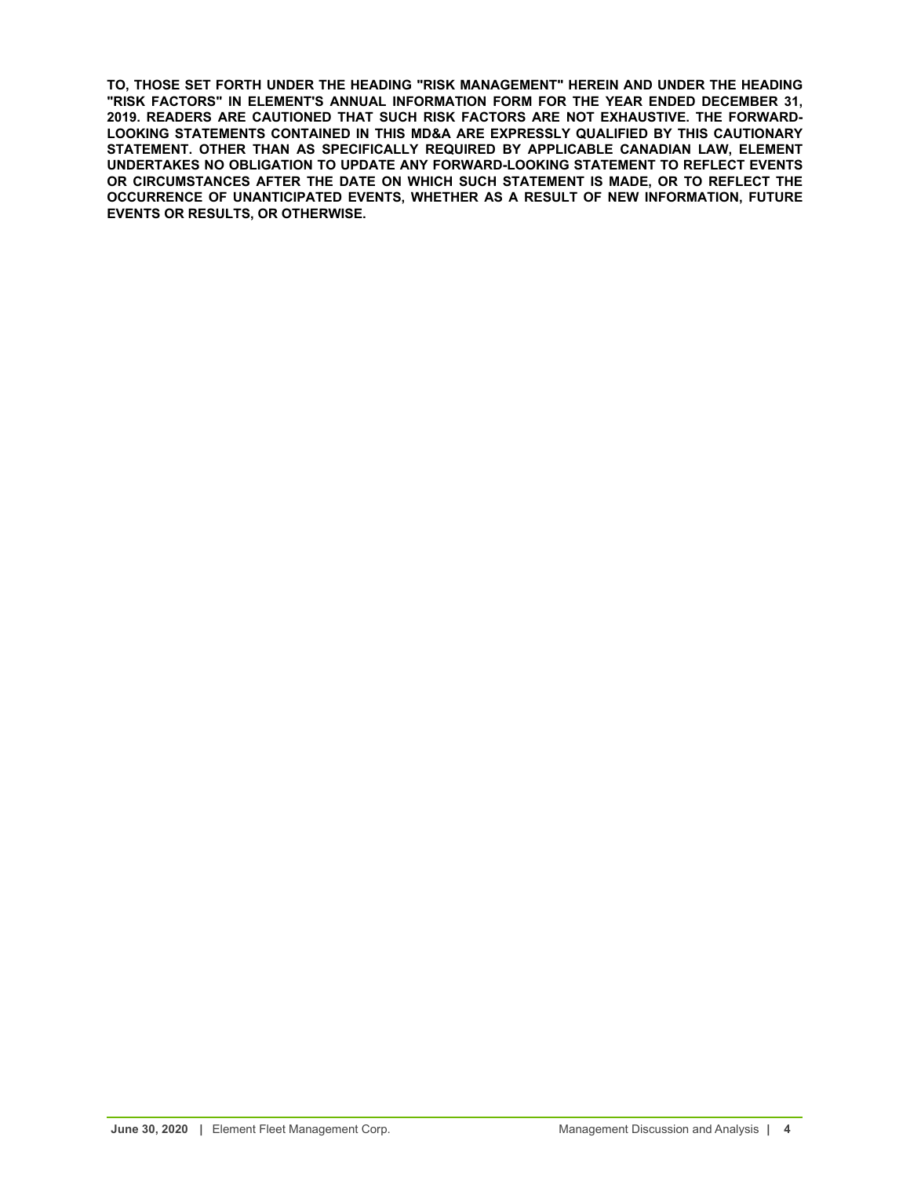**TO, THOSE SET FORTH UNDER THE HEADING "RISK MANAGEMENT" HEREIN AND UNDER THE HEADING "RISK FACTORS" IN ELEMENT'S ANNUAL INFORMATION FORM FOR THE YEAR ENDED DECEMBER 31, 2019. READERS ARE CAUTIONED THAT SUCH RISK FACTORS ARE NOT EXHAUSTIVE. THE FORWARD-LOOKING STATEMENTS CONTAINED IN THIS MD&A ARE EXPRESSLY QUALIFIED BY THIS CAUTIONARY STATEMENT. OTHER THAN AS SPECIFICALLY REQUIRED BY APPLICABLE CANADIAN LAW, ELEMENT UNDERTAKES NO OBLIGATION TO UPDATE ANY FORWARD-LOOKING STATEMENT TO REFLECT EVENTS OR CIRCUMSTANCES AFTER THE DATE ON WHICH SUCH STATEMENT IS MADE, OR TO REFLECT THE OCCURRENCE OF UNANTICIPATED EVENTS, WHETHER AS A RESULT OF NEW INFORMATION, FUTURE EVENTS OR RESULTS, OR OTHERWISE.**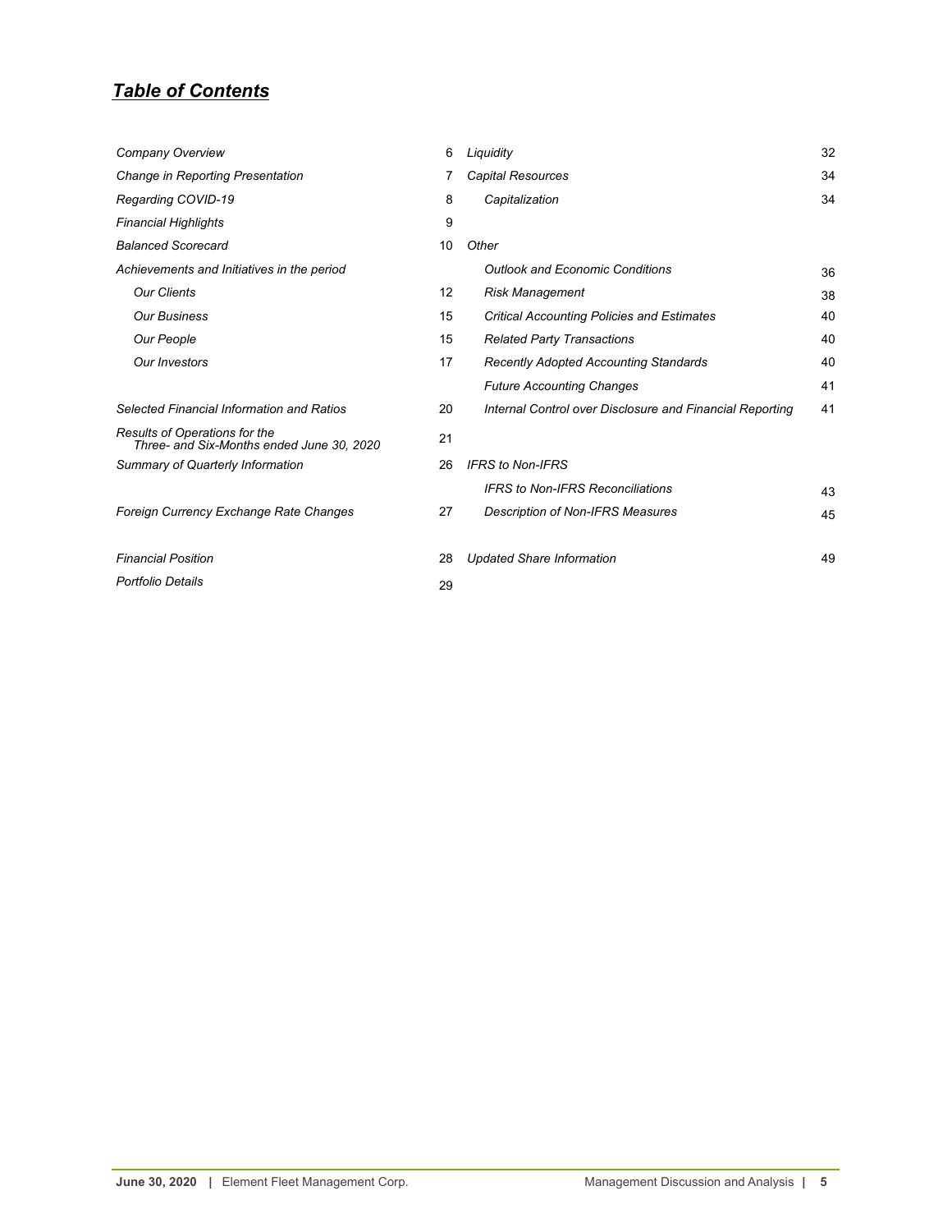## *Table of Contents*

| | | | |
|---|---|---|---|
| *Company Overview* | 6 | *Liquidity* | 32 |
| *Change in Reporting Presentation* | 7 | *Capital Resources* | 34 |
| *Regarding COVID-19* | 8 | *Capitalization* | 34 |
| *Financial Highlights* | 9 | | |
| *Balanced Scorecard* | 10 | *Other* | |
| *Achievements and Initiatives in the period* | | *Outlook and Economic Conditions* | 36 |
| *Our Clients* | 12 | *Risk Management* | 38 |
| *Our Business* | 15 | *Critical Accounting Policies and Estimates* | 40 |
| *Our People* | 15 | *Related Party Transactions* | 40 |
| *Our Investors* | 17 | *Recently Adopted Accounting Standards* | 40 |
| | | *Future Accounting Changes* | 41 |
| *Selected Financial Information and Ratios* | 20 | *Internal Control over Disclosure and Financial Reporting* | 41 |
| *Results of Operations for the Three- and Six-Months ended June 30, 2020* | 21 | | |
| *Summary of Quarterly Information* | 26 | *IFRS to Non-IFRS* | |
| | | *IFRS to Non-IFRS Reconciliations* | 43 |
| *Foreign Currency Exchange Rate Changes* | 27 | *Description of Non-IFRS Measures* | 45 |
| *Financial Position* | 28 | *Updated Share Information* | 49 |
| *Portfolio Details* | 29 | | |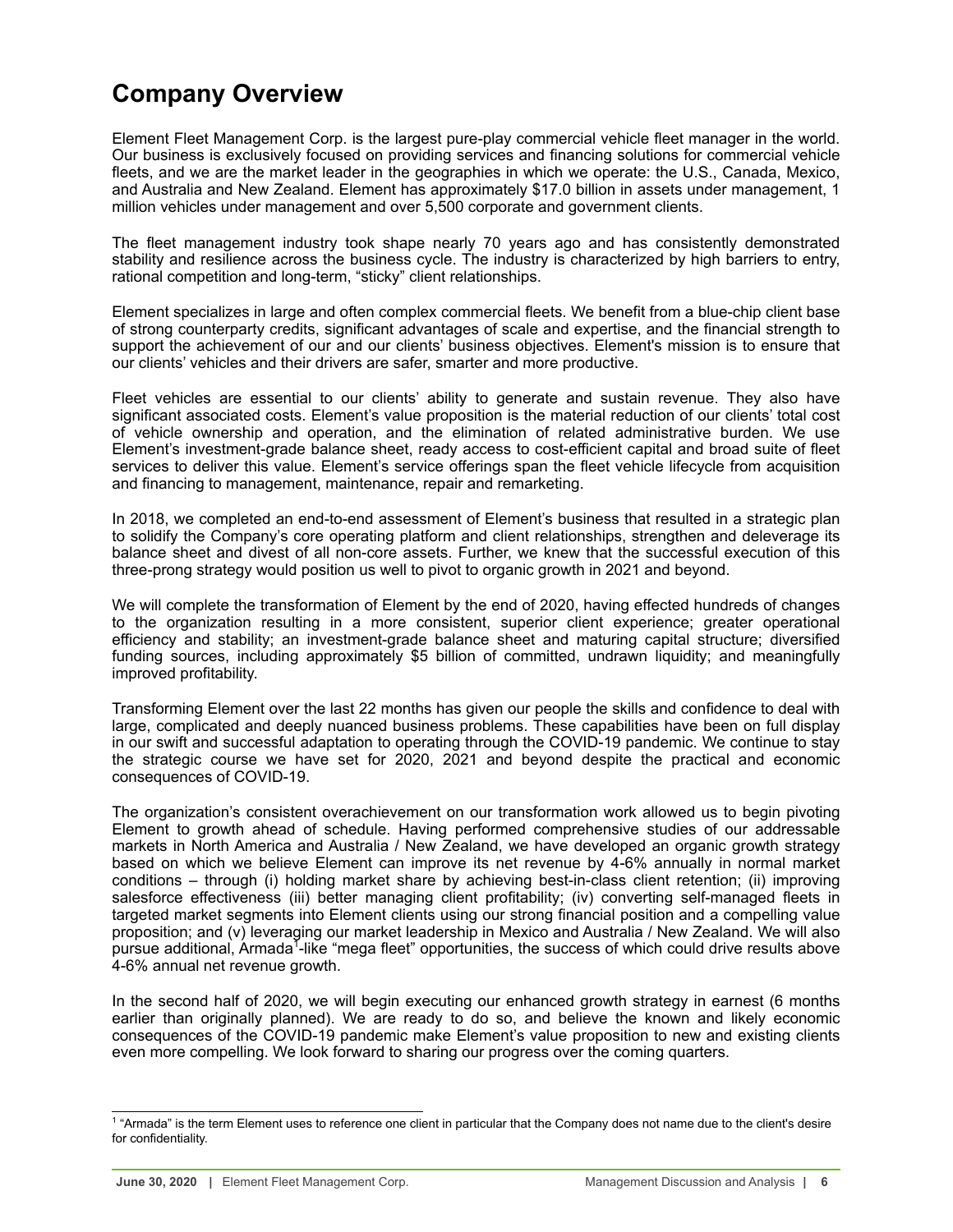# Company Overview

Element Fleet Management Corp. is the largest pure-play commercial vehicle fleet manager in the world. Our business is exclusively focused on providing services and financing solutions for commercial vehicle fleets, and we are the market leader in the geographies in which we operate: the U.S., Canada, Mexico, and Australia and New Zealand. Element has approximately $17.0 billion in assets under management, 1 million vehicles under management and over 5,500 corporate and government clients.

The fleet management industry took shape nearly 70 years ago and has consistently demonstrated stability and resilience across the business cycle. The industry is characterized by high barriers to entry, rational competition and long-term, "sticky" client relationships.

Element specializes in large and often complex commercial fleets. We benefit from a blue-chip client base of strong counterparty credits, significant advantages of scale and expertise, and the financial strength to support the achievement of our and our clients' business objectives. Element's mission is to ensure that our clients' vehicles and their drivers are safer, smarter and more productive.

Fleet vehicles are essential to our clients' ability to generate and sustain revenue. They also have significant associated costs. Element's value proposition is the material reduction of our clients' total cost of vehicle ownership and operation, and the elimination of related administrative burden. We use Element's investment-grade balance sheet, ready access to cost-efficient capital and broad suite of fleet services to deliver this value. Element's service offerings span the fleet vehicle lifecycle from acquisition and financing to management, maintenance, repair and remarketing.

In 2018, we completed an end-to-end assessment of Element's business that resulted in a strategic plan to solidify the Company's core operating platform and client relationships, strengthen and deleverage its balance sheet and divest of all non-core assets. Further, we knew that the successful execution of this three-prong strategy would position us well to pivot to organic growth in 2021 and beyond.

We will complete the transformation of Element by the end of 2020, having effected hundreds of changes to the organization resulting in a more consistent, superior client experience; greater operational efficiency and stability; an investment-grade balance sheet and maturing capital structure; diversified funding sources, including approximately $5 billion of committed, undrawn liquidity; and meaningfully improved profitability.

Transforming Element over the last 22 months has given our people the skills and confidence to deal with large, complicated and deeply nuanced business problems. These capabilities have been on full display in our swift and successful adaptation to operating through the COVID-19 pandemic. We continue to stay the strategic course we have set for 2020, 2021 and beyond despite the practical and economic consequences of COVID-19.

The organization's consistent overachievement on our transformation work allowed us to begin pivoting Element to growth ahead of schedule. Having performed comprehensive studies of our addressable markets in North America and Australia / New Zealand, we have developed an organic growth strategy based on which we believe Element can improve its net revenue by 4-6% annually in normal market conditions – through (i) holding market share by achieving best-in-class client retention; (ii) improving salesforce effectiveness (iii) better managing client profitability; (iv) converting self-managed fleets in targeted market segments into Element clients using our strong financial position and a compelling value proposition; and (v) leveraging our market leadership in Mexico and Australia / New Zealand. We will also pursue additional, Armada[1]-like "mega fleet" opportunities, the success of which could drive results above 4-6% annual net revenue growth.

In the second half of 2020, we will begin executing our enhanced growth strategy in earnest (6 months earlier than originally planned). We are ready to do so, and believe the known and likely economic consequences of the COVID-19 pandemic make Element's value proposition to new and existing clients even more compelling. We look forward to sharing our progress over the coming quarters.

---

[1] "Armada" is the term Element uses to reference one client in particular that the Company does not name due to the client's desire for confidentiality.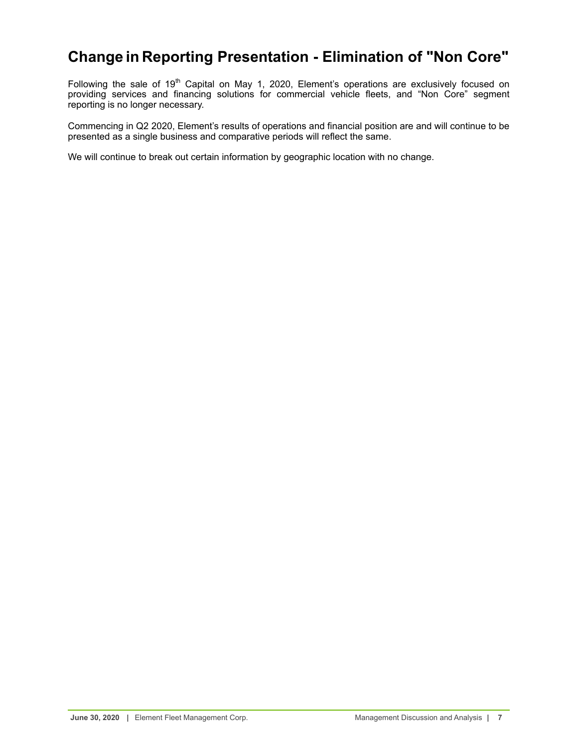# Change in Reporting Presentation - Elimination of "Non Core"

Following the sale of 19th Capital on May 1, 2020, Element's operations are exclusively focused on providing services and financing solutions for commercial vehicle fleets, and "Non Core" segment reporting is no longer necessary.

Commencing in Q2 2020, Element's results of operations and financial position are and will continue to be presented as a single business and comparative periods will reflect the same.

We will continue to break out certain information by geographic location with no change.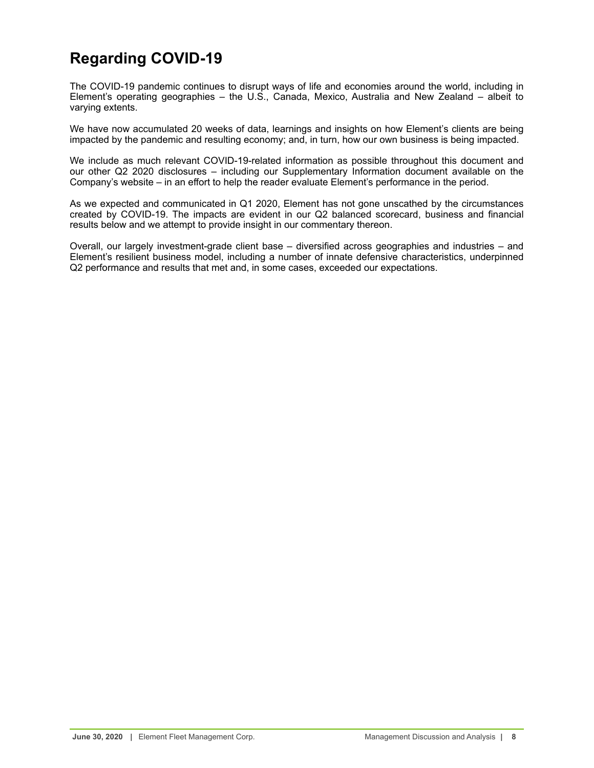# Regarding COVID-19

The COVID-19 pandemic continues to disrupt ways of life and economies around the world, including in Element's operating geographies – the U.S., Canada, Mexico, Australia and New Zealand – albeit to varying extents.

We have now accumulated 20 weeks of data, learnings and insights on how Element's clients are being impacted by the pandemic and resulting economy; and, in turn, how our own business is being impacted.

We include as much relevant COVID-19-related information as possible throughout this document and our other Q2 2020 disclosures – including our Supplementary Information document available on the Company's website – in an effort to help the reader evaluate Element's performance in the period.

As we expected and communicated in Q1 2020, Element has not gone unscathed by the circumstances created by COVID-19. The impacts are evident in our Q2 balanced scorecard, business and financial results below and we attempt to provide insight in our commentary thereon.

Overall, our largely investment-grade client base – diversified across geographies and industries – and Element's resilient business model, including a number of innate defensive characteristics, underpinned Q2 performance and results that met and, in some cases, exceeded our expectations.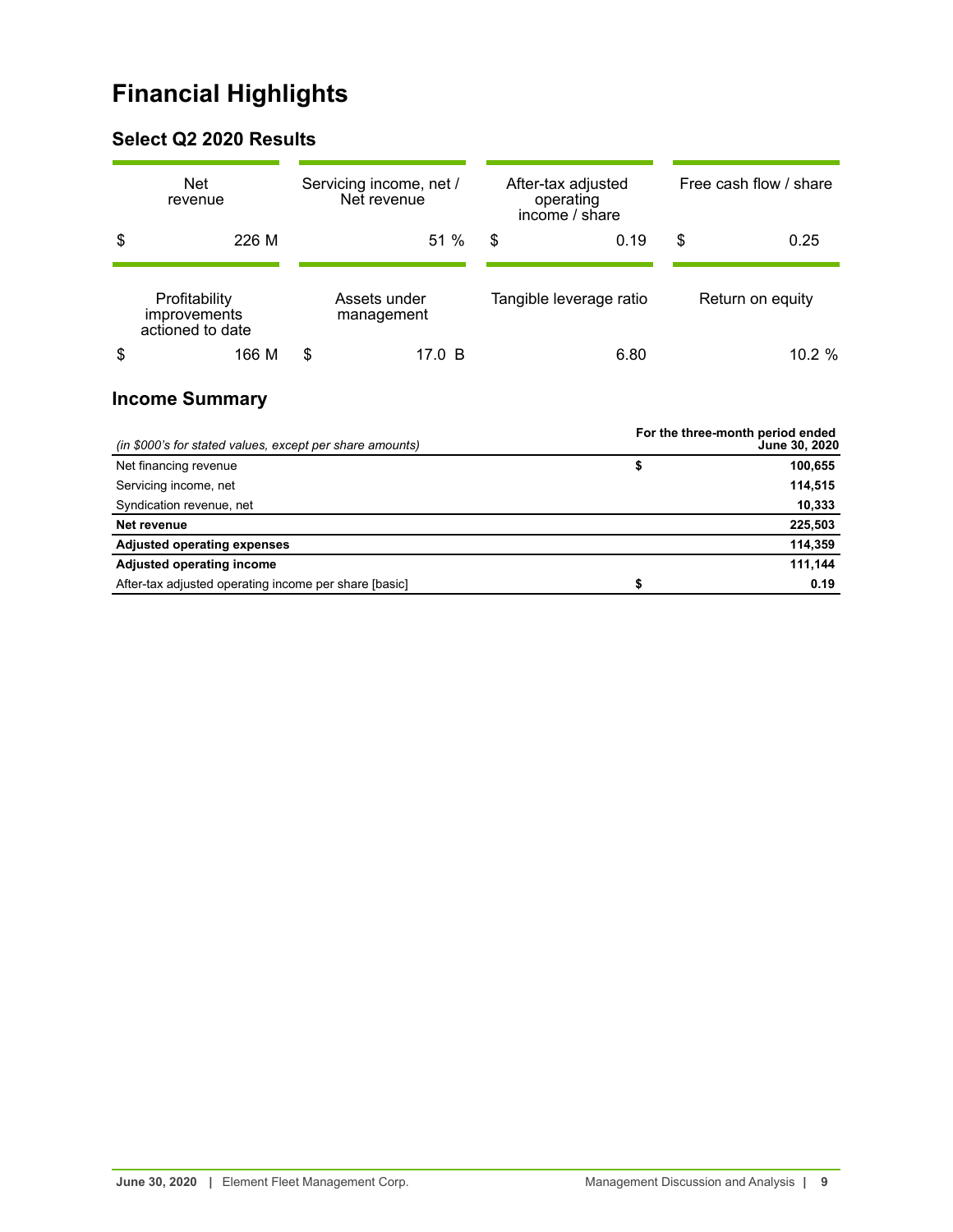# Financial Highlights

## Select Q2 2020 Results

| Net revenue | Servicing income, net / Net revenue | After-tax adjusted operating income / share | Free cash flow / share |
|---|---|---|---|
| $ 226 M | 51 % | $ 0.19 | $ 0.25 |

| Profitability improvements actioned to date | Assets under management | Tangible leverage ratio | Return on equity |
|---|---|---|---|
| $ 166 M | $ 17.0 B | 6.80 | 10.2 % |

## Income Summary

| *(in $000's for stated values, except per share amounts)* | | **For the three-month period ended June 30, 2020** |
|---|---|---|
| Net financing revenue | **$** | **100,655** |
| Servicing income, net | | **114,515** |
| Syndication revenue, net | | **10,333** |
| **Net revenue** | | **225,503** |
| **Adjusted operating expenses** | | **114,359** |
| **Adjusted operating income** | | **111,144** |
| After-tax adjusted operating income per share [basic] | **$** | **0.19** |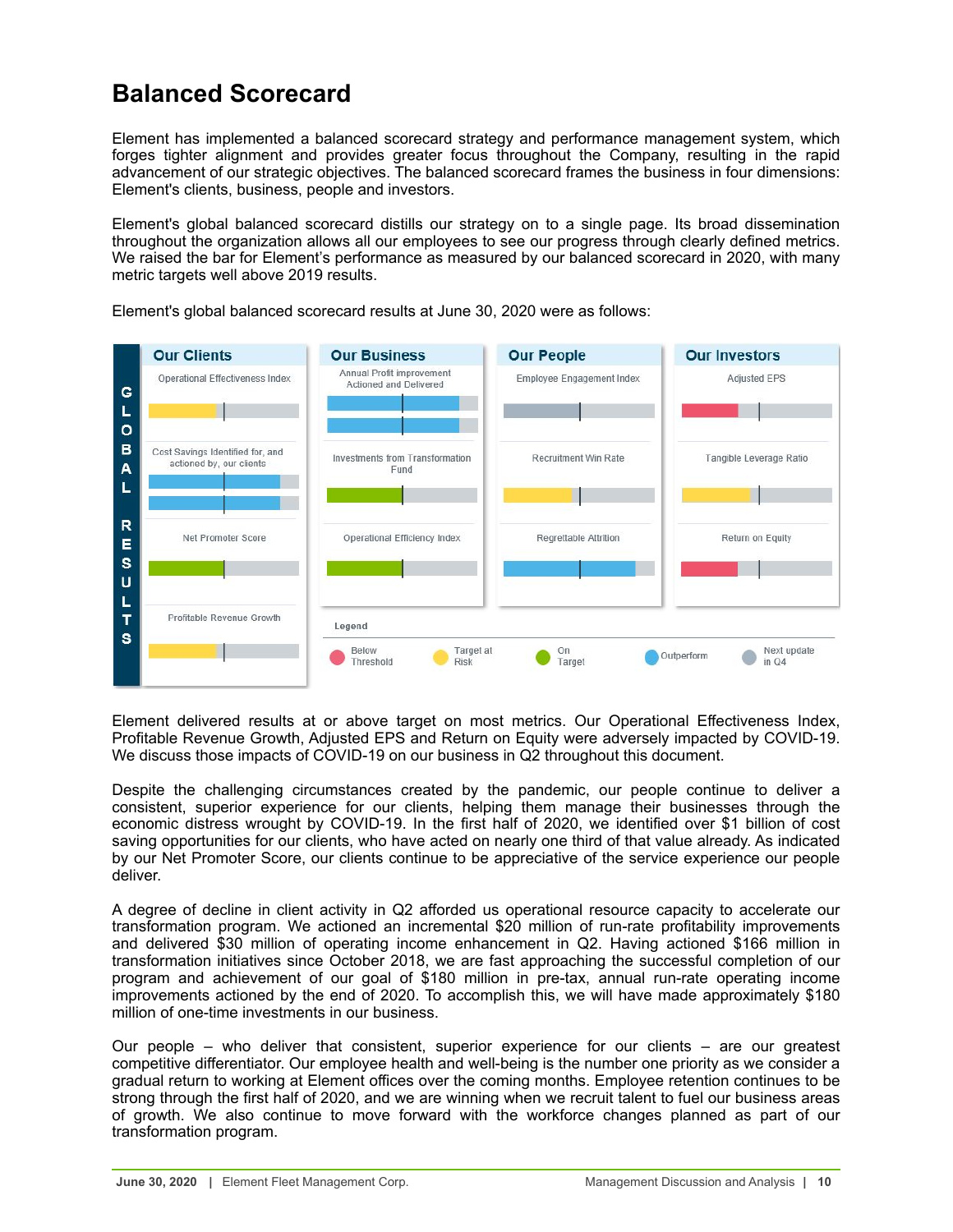## Balanced Scorecard

Element has implemented a balanced scorecard strategy and performance management system, which forges tighter alignment and provides greater focus throughout the Company, resulting in the rapid advancement of our strategic objectives. The balanced scorecard frames the business in four dimensions: Element's clients, business, people and investors.

Element's global balanced scorecard distills our strategy on to a single page. Its broad dissemination throughout the organization allows all our employees to see our progress through clearly defined metrics. We raised the bar for Element's performance as measured by our balanced scorecard in 2020, with many metric targets well above 2019 results.

Element's global balanced scorecard results at June 30, 2020 were as follows:

**GLOBAL RESULTS**

| Our Clients | Our Business | Our People | Our Investors |
|---|---|---|---|
| Operational Effectiveness Index | Annual Profit improvement Actioned and Delivered | Employee Engagement Index | Adjusted EPS |
| Cost Savings Identified for, and actioned by, our clients | Investments from Transformation Fund | Recruitment Win Rate | Tangible Leverage Ratio |
| Net Promoter Score | Operational Efficiency Index | Regrettable Attrition | Return on Equity |
| Profitable Revenue Growth | | | |

Legend: Below Threshold | Target at Risk | On Target | Outperform | Next update in Q4

Element delivered results at or above target on most metrics. Our Operational Effectiveness Index, Profitable Revenue Growth, Adjusted EPS and Return on Equity were adversely impacted by COVID-19. We discuss those impacts of COVID-19 on our business in Q2 throughout this document.

Despite the challenging circumstances created by the pandemic, our people continue to deliver a consistent, superior experience for our clients, helping them manage their businesses through the economic distress wrought by COVID-19. In the first half of 2020, we identified over $1 billion of cost saving opportunities for our clients, who have acted on nearly one third of that value already. As indicated by our Net Promoter Score, our clients continue to be appreciative of the service experience our people deliver.

A degree of decline in client activity in Q2 afforded us operational resource capacity to accelerate our transformation program. We actioned an incremental $20 million of run-rate profitability improvements and delivered $30 million of operating income enhancement in Q2. Having actioned $166 million in transformation initiatives since October 2018, we are fast approaching the successful completion of our program and achievement of our goal of $180 million in pre-tax, annual run-rate operating income improvements actioned by the end of 2020. To accomplish this, we will have made approximately $180 million of one-time investments in our business.

Our people – who deliver that consistent, superior experience for our clients – are our greatest competitive differentiator. Our employee health and well-being is the number one priority as we consider a gradual return to working at Element offices over the coming months. Employee retention continues to be strong through the first half of 2020, and we are winning when we recruit talent to fuel our business areas of growth. We also continue to move forward with the workforce changes planned as part of our transformation program.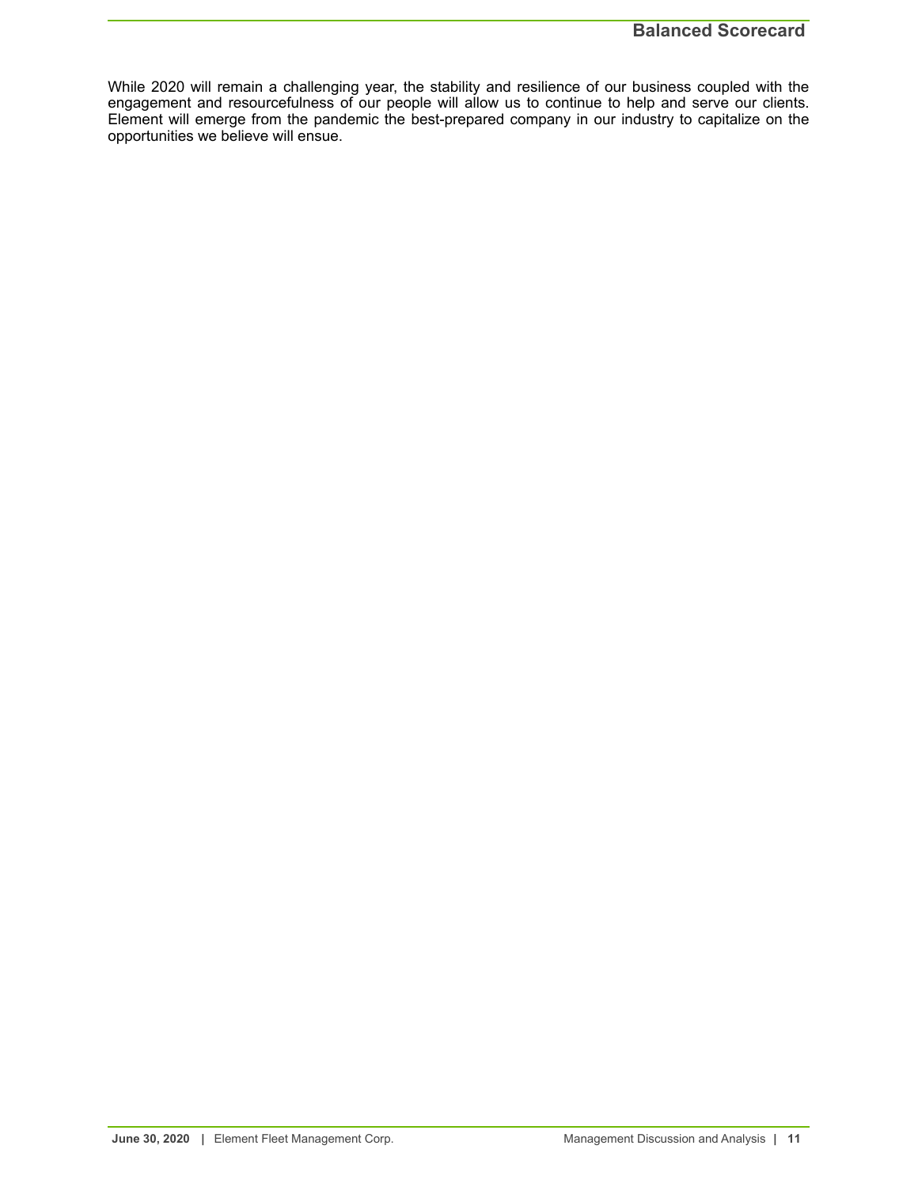While 2020 will remain a challenging year, the stability and resilience of our business coupled with the engagement and resourcefulness of our people will allow us to continue to help and serve our clients. Element will emerge from the pandemic the best-prepared company in our industry to capitalize on the opportunities we believe will ensue.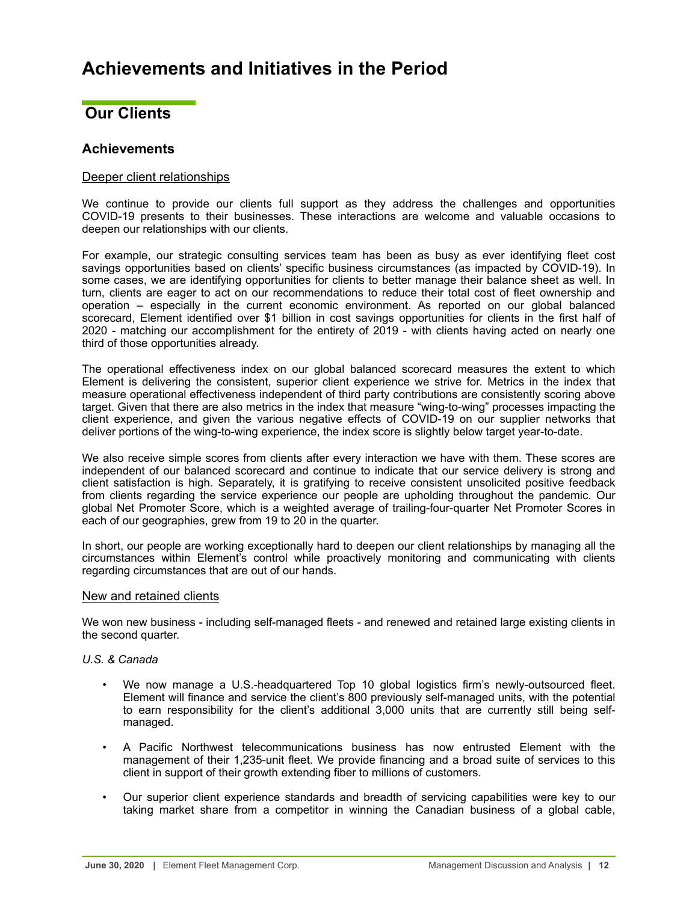# Achievements and Initiatives in the Period

## Our Clients

### Achievements

Deeper client relationships

We continue to provide our clients full support as they address the challenges and opportunities COVID-19 presents to their businesses. These interactions are welcome and valuable occasions to deepen our relationships with our clients.

For example, our strategic consulting services team has been as busy as ever identifying fleet cost savings opportunities based on clients' specific business circumstances (as impacted by COVID-19). In some cases, we are identifying opportunities for clients to better manage their balance sheet as well. In turn, clients are eager to act on our recommendations to reduce their total cost of fleet ownership and operation – especially in the current economic environment. As reported on our global balanced scorecard, Element identified over $1 billion in cost savings opportunities for clients in the first half of 2020 - matching our accomplishment for the entirety of 2019 - with clients having acted on nearly one third of those opportunities already.

The operational effectiveness index on our global balanced scorecard measures the extent to which Element is delivering the consistent, superior client experience we strive for. Metrics in the index that measure operational effectiveness independent of third party contributions are consistently scoring above target. Given that there are also metrics in the index that measure "wing-to-wing" processes impacting the client experience, and given the various negative effects of COVID-19 on our supplier networks that deliver portions of the wing-to-wing experience, the index score is slightly below target year-to-date.

We also receive simple scores from clients after every interaction we have with them. These scores are independent of our balanced scorecard and continue to indicate that our service delivery is strong and client satisfaction is high. Separately, it is gratifying to receive consistent unsolicited positive feedback from clients regarding the service experience our people are upholding throughout the pandemic. Our global Net Promoter Score, which is a weighted average of trailing-four-quarter Net Promoter Scores in each of our geographies, grew from 19 to 20 in the quarter.

In short, our people are working exceptionally hard to deepen our client relationships by managing all the circumstances within Element's control while proactively monitoring and communicating with clients regarding circumstances that are out of our hands.

New and retained clients

We won new business - including self-managed fleets - and renewed and retained large existing clients in the second quarter.

*U.S. & Canada*

- We now manage a U.S.-headquartered Top 10 global logistics firm's newly-outsourced fleet. Element will finance and service the client's 800 previously self-managed units, with the potential to earn responsibility for the client's additional 3,000 units that are currently still being self-managed.
- A Pacific Northwest telecommunications business has now entrusted Element with the management of their 1,235-unit fleet. We provide financing and a broad suite of services to this client in support of their growth extending fiber to millions of customers.
- Our superior client experience standards and breadth of servicing capabilities were key to our taking market share from a competitor in winning the Canadian business of a global cable,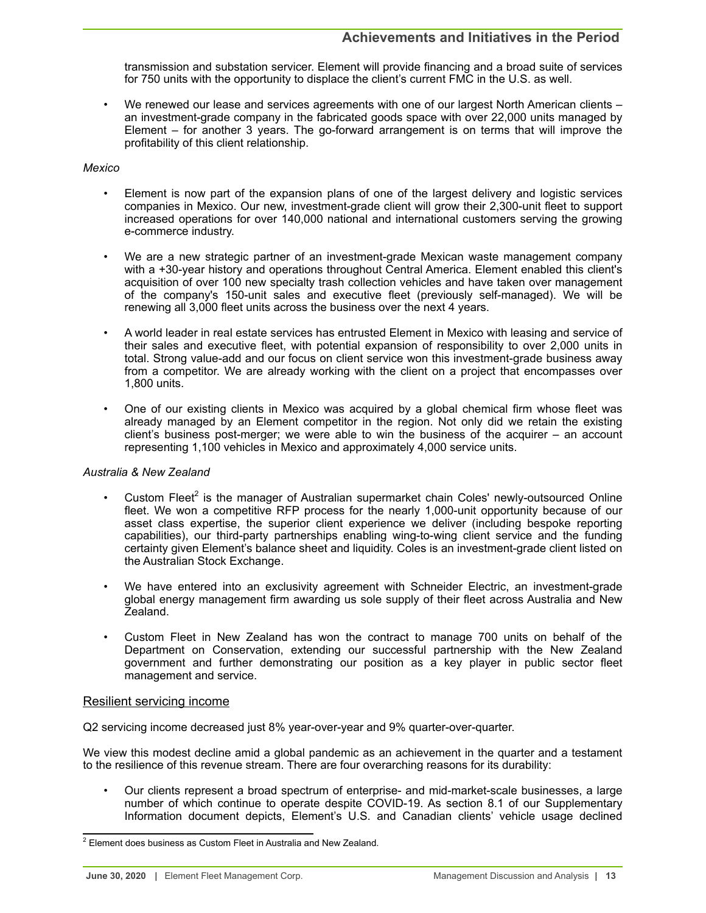transmission and substation servicer. Element will provide financing and a broad suite of services for 750 units with the opportunity to displace the client's current FMC in the U.S. as well.

- We renewed our lease and services agreements with one of our largest North American clients – an investment-grade company in the fabricated goods space with over 22,000 units managed by Element – for another 3 years. The go-forward arrangement is on terms that will improve the profitability of this client relationship.

*Mexico*

- Element is now part of the expansion plans of one of the largest delivery and logistic services companies in Mexico. Our new, investment-grade client will grow their 2,300-unit fleet to support increased operations for over 140,000 national and international customers serving the growing e-commerce industry.

- We are a new strategic partner of an investment-grade Mexican waste management company with a +30-year history and operations throughout Central America. Element enabled this client's acquisition of over 100 new specialty trash collection vehicles and have taken over management of the company's 150-unit sales and executive fleet (previously self-managed). We will be renewing all 3,000 fleet units across the business over the next 4 years.

- A world leader in real estate services has entrusted Element in Mexico with leasing and service of their sales and executive fleet, with potential expansion of responsibility to over 2,000 units in total. Strong value-add and our focus on client service won this investment-grade business away from a competitor. We are already working with the client on a project that encompasses over 1,800 units.

- One of our existing clients in Mexico was acquired by a global chemical firm whose fleet was already managed by an Element competitor in the region. Not only did we retain the existing client's business post-merger; we were able to win the business of the acquirer – an account representing 1,100 vehicles in Mexico and approximately 4,000 service units.

*Australia & New Zealand*

- Custom Fleet[2] is the manager of Australian supermarket chain Coles' newly-outsourced Online fleet. We won a competitive RFP process for the nearly 1,000-unit opportunity because of our asset class expertise, the superior client experience we deliver (including bespoke reporting capabilities), our third-party partnerships enabling wing-to-wing client service and the funding certainty given Element's balance sheet and liquidity. Coles is an investment-grade client listed on the Australian Stock Exchange.

- We have entered into an exclusivity agreement with Schneider Electric, an investment-grade global energy management firm awarding us sole supply of their fleet across Australia and New Zealand.

- Custom Fleet in New Zealand has won the contract to manage 700 units on behalf of the Department on Conservation, extending our successful partnership with the New Zealand government and further demonstrating our position as a key player in public sector fleet management and service.

## Resilient servicing income

Q2 servicing income decreased just 8% year-over-year and 9% quarter-over-quarter.

We view this modest decline amid a global pandemic as an achievement in the quarter and a testament to the resilience of this revenue stream. There are four overarching reasons for its durability:

- Our clients represent a broad spectrum of enterprise- and mid-market-scale businesses, a large number of which continue to operate despite COVID-19. As section 8.1 of our Supplementary Information document depicts, Element's U.S. and Canadian clients' vehicle usage declined

[2] Element does business as Custom Fleet in Australia and New Zealand.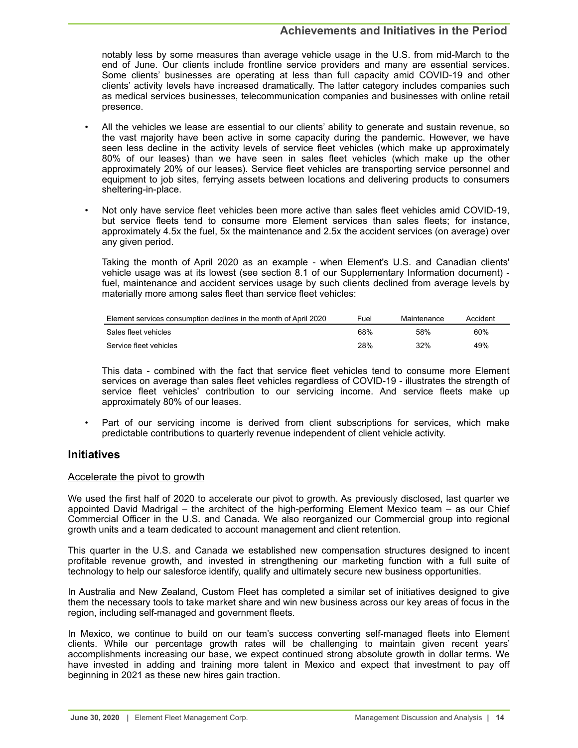notably less by some measures than average vehicle usage in the U.S. from mid-March to the end of June. Our clients include frontline service providers and many are essential services. Some clients' businesses are operating at less than full capacity amid COVID-19 and other clients' activity levels have increased dramatically. The latter category includes companies such as medical services businesses, telecommunication companies and businesses with online retail presence.

- All the vehicles we lease are essential to our clients' ability to generate and sustain revenue, so the vast majority have been active in some capacity during the pandemic. However, we have seen less decline in the activity levels of service fleet vehicles (which make up approximately 80% of our leases) than we have seen in sales fleet vehicles (which make up the other approximately 20% of our leases). Service fleet vehicles are transporting service personnel and equipment to job sites, ferrying assets between locations and delivering products to consumers sheltering-in-place.

- Not only have service fleet vehicles been more active than sales fleet vehicles amid COVID-19, but service fleets tend to consume more Element services than sales fleets; for instance, approximately 4.5x the fuel, 5x the maintenance and 2.5x the accident services (on average) over any given period.

  Taking the month of April 2020 as an example - when Element's U.S. and Canadian clients' vehicle usage was at its lowest (see section 8.1 of our Supplementary Information document) - fuel, maintenance and accident services usage by such clients declined from average levels by materially more among sales fleet than service fleet vehicles:

  | Element services consumption declines in the month of April 2020 | Fuel | Maintenance | Accident |
  |---|---|---|---|
  | Sales fleet vehicles | 68% | 58% | 60% |
  | Service fleet vehicles | 28% | 32% | 49% |

  This data - combined with the fact that service fleet vehicles tend to consume more Element services on average than sales fleet vehicles regardless of COVID-19 - illustrates the strength of service fleet vehicles' contribution to our servicing income. And service fleets make up approximately 80% of our leases.

- Part of our servicing income is derived from client subscriptions for services, which make predictable contributions to quarterly revenue independent of client vehicle activity.

## Initiatives

<u>Accelerate the pivot to growth</u>

We used the first half of 2020 to accelerate our pivot to growth. As previously disclosed, last quarter we appointed David Madrigal – the architect of the high-performing Element Mexico team – as our Chief Commercial Officer in the U.S. and Canada. We also reorganized our Commercial group into regional growth units and a team dedicated to account management and client retention.

This quarter in the U.S. and Canada we established new compensation structures designed to incent profitable revenue growth, and invested in strengthening our marketing function with a full suite of technology to help our salesforce identify, qualify and ultimately secure new business opportunities.

In Australia and New Zealand, Custom Fleet has completed a similar set of initiatives designed to give them the necessary tools to take market share and win new business across our key areas of focus in the region, including self-managed and government fleets.

In Mexico, we continue to build on our team's success converting self-managed fleets into Element clients. While our percentage growth rates will be challenging to maintain given recent years' accomplishments increasing our base, we expect continued strong absolute growth in dollar terms. We have invested in adding and training more talent in Mexico and expect that investment to pay off beginning in 2021 as these new hires gain traction.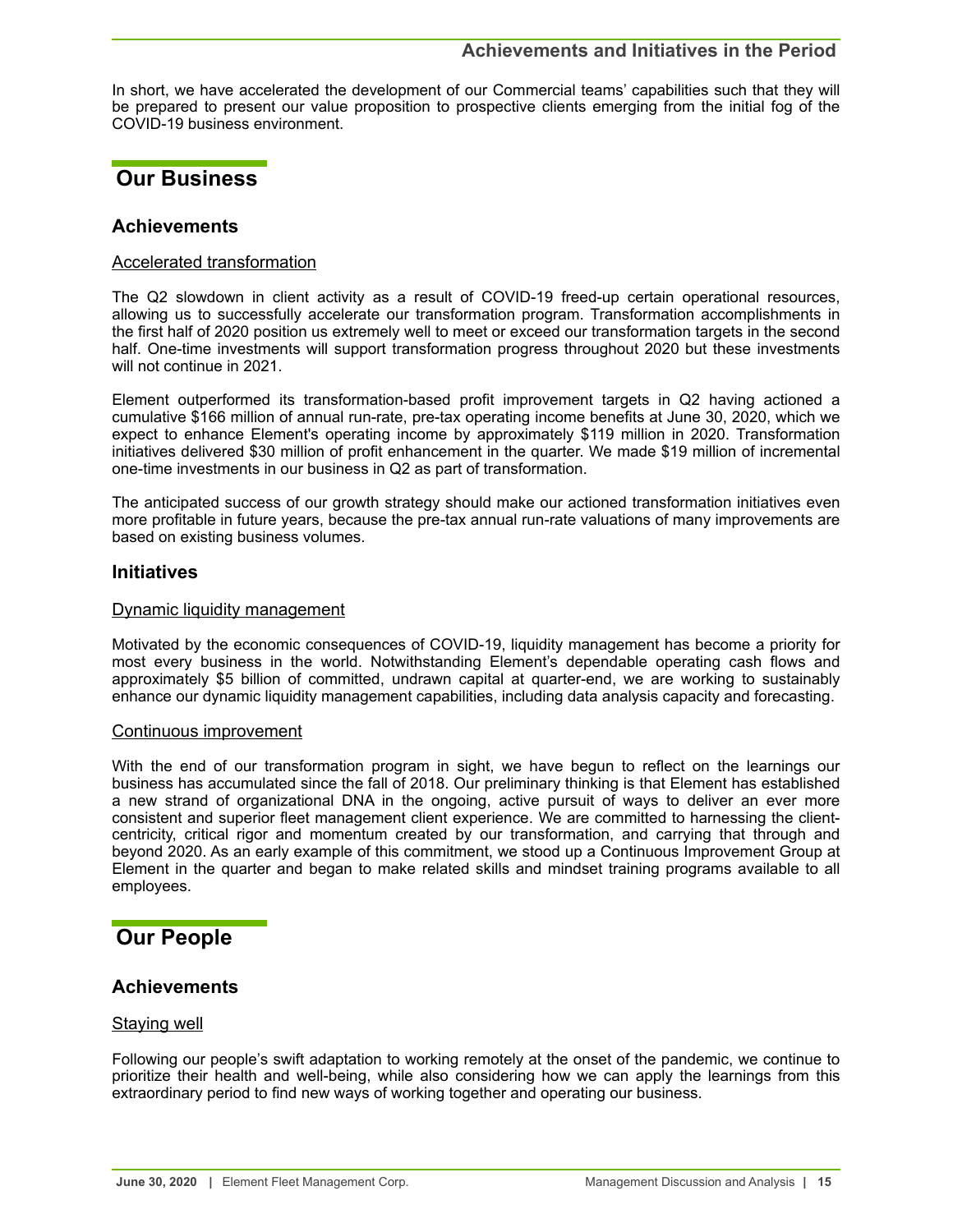In short, we have accelerated the development of our Commercial teams' capabilities such that they will be prepared to present our value proposition to prospective clients emerging from the initial fog of the COVID-19 business environment.

# Our Business

## Achievements

Accelerated transformation

The Q2 slowdown in client activity as a result of COVID-19 freed-up certain operational resources, allowing us to successfully accelerate our transformation program. Transformation accomplishments in the first half of 2020 position us extremely well to meet or exceed our transformation targets in the second half. One-time investments will support transformation progress throughout 2020 but these investments will not continue in 2021.

Element outperformed its transformation-based profit improvement targets in Q2 having actioned a cumulative $166 million of annual run-rate, pre-tax operating income benefits at June 30, 2020, which we expect to enhance Element's operating income by approximately $119 million in 2020. Transformation initiatives delivered $30 million of profit enhancement in the quarter. We made $19 million of incremental one-time investments in our business in Q2 as part of transformation.

The anticipated success of our growth strategy should make our actioned transformation initiatives even more profitable in future years, because the pre-tax annual run-rate valuations of many improvements are based on existing business volumes.

## Initiatives

Dynamic liquidity management

Motivated by the economic consequences of COVID-19, liquidity management has become a priority for most every business in the world. Notwithstanding Element's dependable operating cash flows and approximately $5 billion of committed, undrawn capital at quarter-end, we are working to sustainably enhance our dynamic liquidity management capabilities, including data analysis capacity and forecasting.

Continuous improvement

With the end of our transformation program in sight, we have begun to reflect on the learnings our business has accumulated since the fall of 2018. Our preliminary thinking is that Element has established a new strand of organizational DNA in the ongoing, active pursuit of ways to deliver an ever more consistent and superior fleet management client experience. We are committed to harnessing the client-centricity, critical rigor and momentum created by our transformation, and carrying that through and beyond 2020. As an early example of this commitment, we stood up a Continuous Improvement Group at Element in the quarter and began to make related skills and mindset training programs available to all employees.

# Our People

## Achievements

Staying well

Following our people's swift adaptation to working remotely at the onset of the pandemic, we continue to prioritize their health and well-being, while also considering how we can apply the learnings from this extraordinary period to find new ways of working together and operating our business.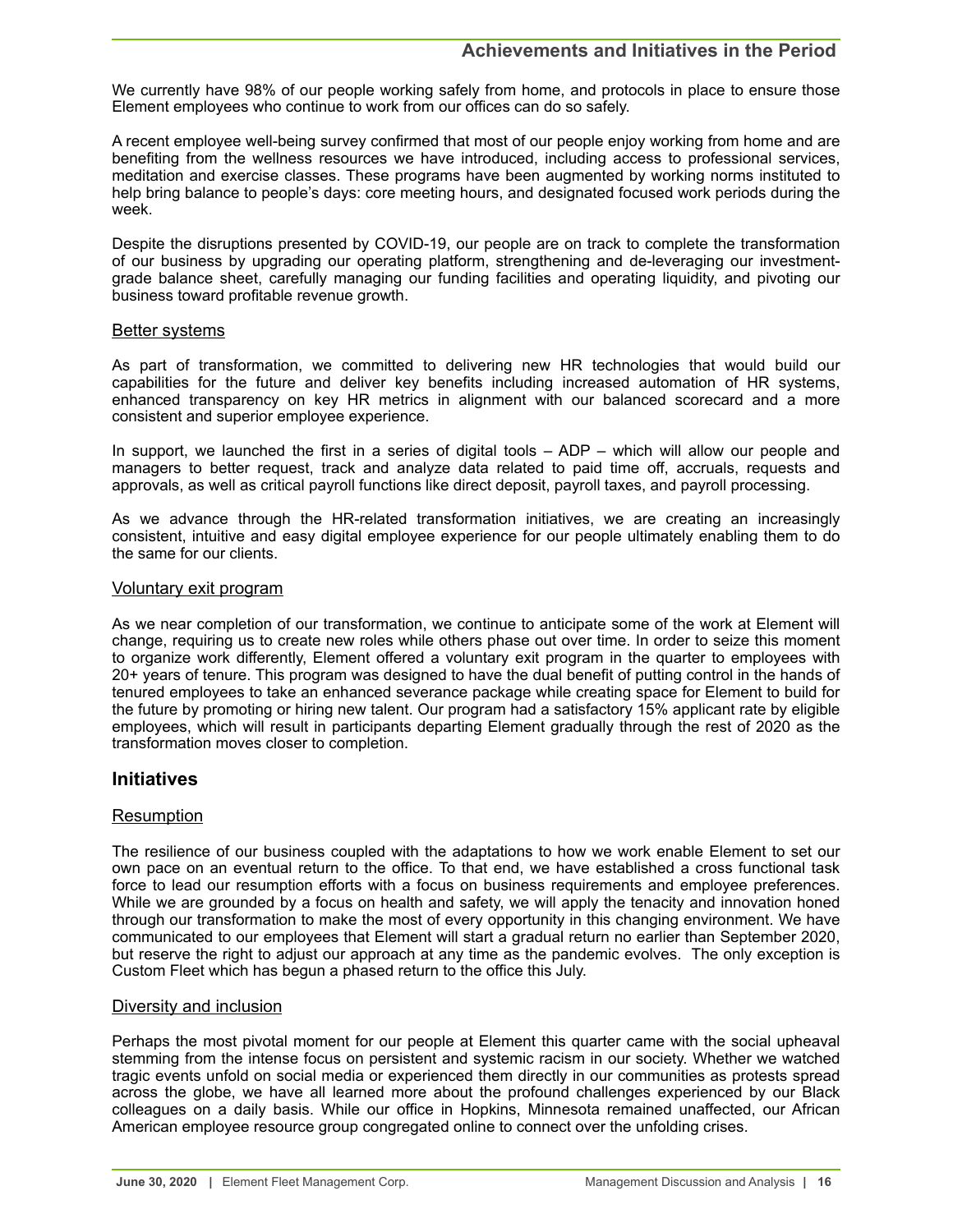We currently have 98% of our people working safely from home, and protocols in place to ensure those Element employees who continue to work from our offices can do so safely.

A recent employee well-being survey confirmed that most of our people enjoy working from home and are benefiting from the wellness resources we have introduced, including access to professional services, meditation and exercise classes. These programs have been augmented by working norms instituted to help bring balance to people's days: core meeting hours, and designated focused work periods during the week.

Despite the disruptions presented by COVID-19, our people are on track to complete the transformation of our business by upgrading our operating platform, strengthening and de-leveraging our investment-grade balance sheet, carefully managing our funding facilities and operating liquidity, and pivoting our business toward profitable revenue growth.

### Better systems

As part of transformation, we committed to delivering new HR technologies that would build our capabilities for the future and deliver key benefits including increased automation of HR systems, enhanced transparency on key HR metrics in alignment with our balanced scorecard and a more consistent and superior employee experience.

In support, we launched the first in a series of digital tools – ADP – which will allow our people and managers to better request, track and analyze data related to paid time off, accruals, requests and approvals, as well as critical payroll functions like direct deposit, payroll taxes, and payroll processing.

As we advance through the HR-related transformation initiatives, we are creating an increasingly consistent, intuitive and easy digital employee experience for our people ultimately enabling them to do the same for our clients.

### Voluntary exit program

As we near completion of our transformation, we continue to anticipate some of the work at Element will change, requiring us to create new roles while others phase out over time. In order to seize this moment to organize work differently, Element offered a voluntary exit program in the quarter to employees with 20+ years of tenure. This program was designed to have the dual benefit of putting control in the hands of tenured employees to take an enhanced severance package while creating space for Element to build for the future by promoting or hiring new talent. Our program had a satisfactory 15% applicant rate by eligible employees, which will result in participants departing Element gradually through the rest of 2020 as the transformation moves closer to completion.

## Initiatives

### Resumption

The resilience of our business coupled with the adaptations to how we work enable Element to set our own pace on an eventual return to the office. To that end, we have established a cross functional task force to lead our resumption efforts with a focus on business requirements and employee preferences. While we are grounded by a focus on health and safety, we will apply the tenacity and innovation honed through our transformation to make the most of every opportunity in this changing environment. We have communicated to our employees that Element will start a gradual return no earlier than September 2020, but reserve the right to adjust our approach at any time as the pandemic evolves. The only exception is Custom Fleet which has begun a phased return to the office this July.

### Diversity and inclusion

Perhaps the most pivotal moment for our people at Element this quarter came with the social upheaval stemming from the intense focus on persistent and systemic racism in our society. Whether we watched tragic events unfold on social media or experienced them directly in our communities as protests spread across the globe, we have all learned more about the profound challenges experienced by our Black colleagues on a daily basis. While our office in Hopkins, Minnesota remained unaffected, our African American employee resource group congregated online to connect over the unfolding crises.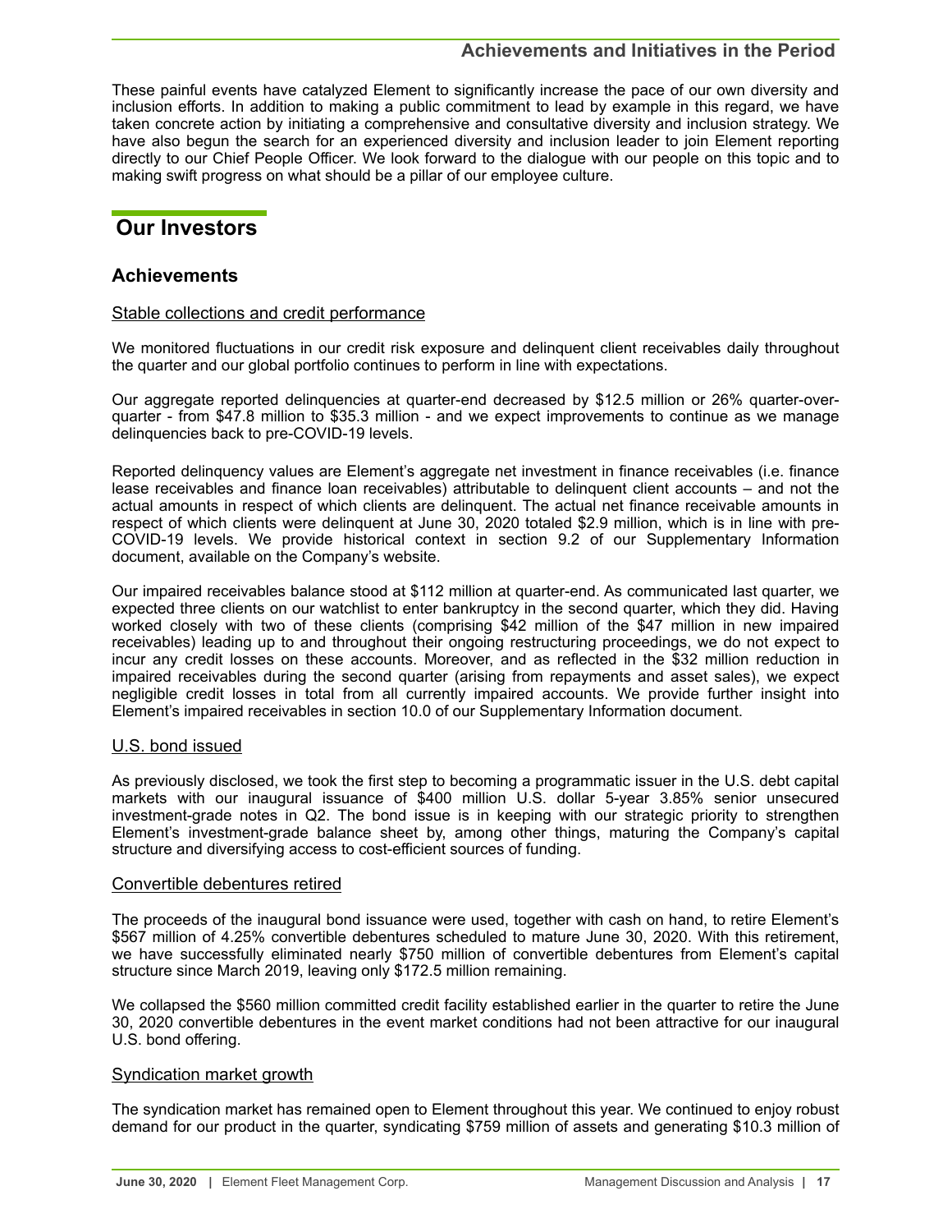These painful events have catalyzed Element to significantly increase the pace of our own diversity and inclusion efforts. In addition to making a public commitment to lead by example in this regard, we have taken concrete action by initiating a comprehensive and consultative diversity and inclusion strategy. We have also begun the search for an experienced diversity and inclusion leader to join Element reporting directly to our Chief People Officer. We look forward to the dialogue with our people on this topic and to making swift progress on what should be a pillar of our employee culture.

## Our Investors

### Achievements

Stable collections and credit performance

We monitored fluctuations in our credit risk exposure and delinquent client receivables daily throughout the quarter and our global portfolio continues to perform in line with expectations.

Our aggregate reported delinquencies at quarter-end decreased by $12.5 million or 26% quarter-over-quarter - from $47.8 million to $35.3 million - and we expect improvements to continue as we manage delinquencies back to pre-COVID-19 levels.

Reported delinquency values are Element's aggregate net investment in finance receivables (i.e. finance lease receivables and finance loan receivables) attributable to delinquent client accounts – and not the actual amounts in respect of which clients are delinquent. The actual net finance receivable amounts in respect of which clients were delinquent at June 30, 2020 totaled $2.9 million, which is in line with pre-COVID-19 levels. We provide historical context in section 9.2 of our Supplementary Information document, available on the Company's website.

Our impaired receivables balance stood at $112 million at quarter-end. As communicated last quarter, we expected three clients on our watchlist to enter bankruptcy in the second quarter, which they did. Having worked closely with two of these clients (comprising $42 million of the $47 million in new impaired receivables) leading up to and throughout their ongoing restructuring proceedings, we do not expect to incur any credit losses on these accounts. Moreover, and as reflected in the $32 million reduction in impaired receivables during the second quarter (arising from repayments and asset sales), we expect negligible credit losses in total from all currently impaired accounts. We provide further insight into Element's impaired receivables in section 10.0 of our Supplementary Information document.

U.S. bond issued

As previously disclosed, we took the first step to becoming a programmatic issuer in the U.S. debt capital markets with our inaugural issuance of $400 million U.S. dollar 5-year 3.85% senior unsecured investment-grade notes in Q2. The bond issue is in keeping with our strategic priority to strengthen Element's investment-grade balance sheet by, among other things, maturing the Company's capital structure and diversifying access to cost-efficient sources of funding.

Convertible debentures retired

The proceeds of the inaugural bond issuance were used, together with cash on hand, to retire Element's $567 million of 4.25% convertible debentures scheduled to mature June 30, 2020. With this retirement, we have successfully eliminated nearly $750 million of convertible debentures from Element's capital structure since March 2019, leaving only $172.5 million remaining.

We collapsed the $560 million committed credit facility established earlier in the quarter to retire the June 30, 2020 convertible debentures in the event market conditions had not been attractive for our inaugural U.S. bond offering.

Syndication market growth

The syndication market has remained open to Element throughout this year. We continued to enjoy robust demand for our product in the quarter, syndicating $759 million of assets and generating $10.3 million of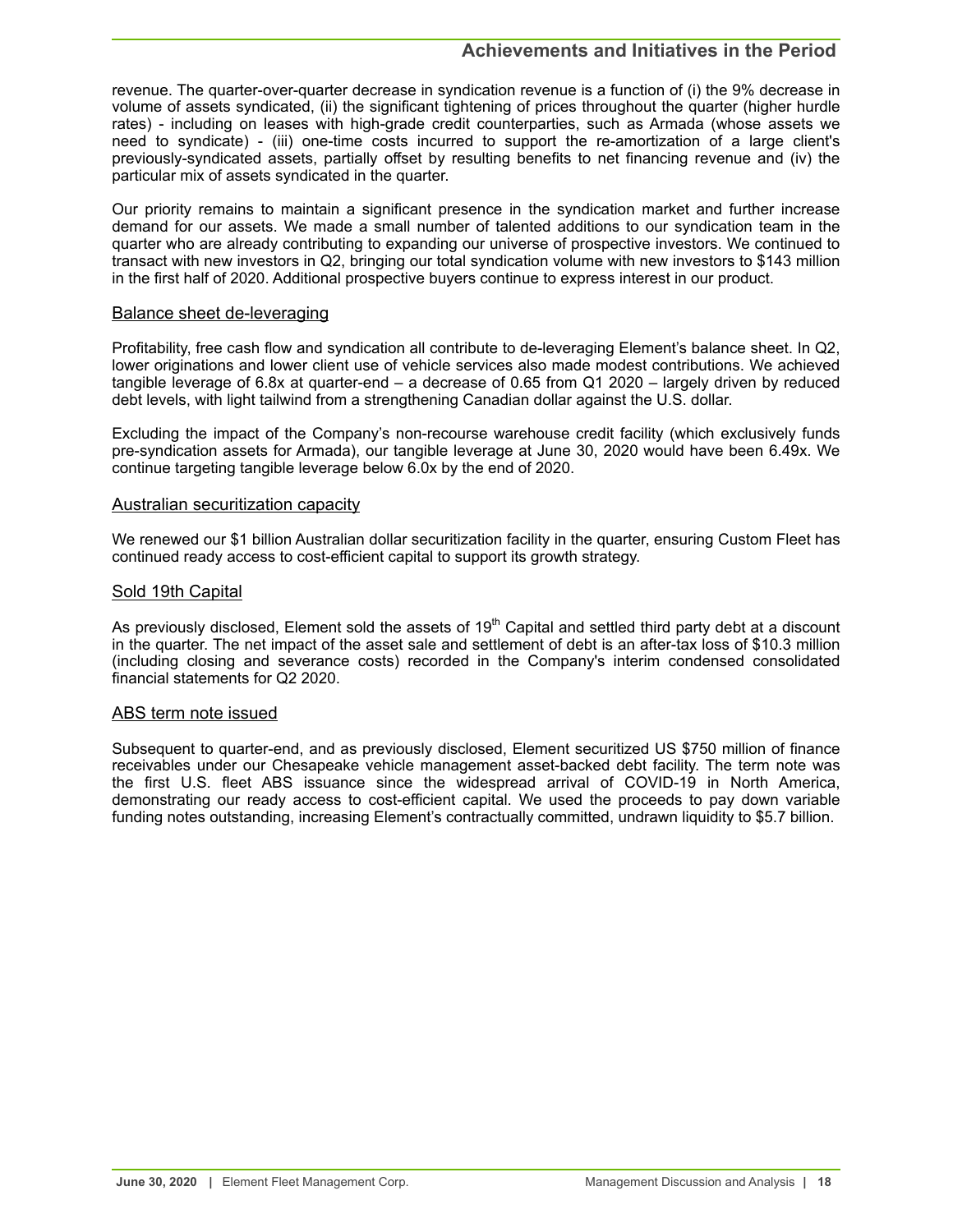revenue. The quarter-over-quarter decrease in syndication revenue is a function of (i) the 9% decrease in volume of assets syndicated, (ii) the significant tightening of prices throughout the quarter (higher hurdle rates) - including on leases with high-grade credit counterparties, such as Armada (whose assets we need to syndicate) - (iii) one-time costs incurred to support the re-amortization of a large client's previously-syndicated assets, partially offset by resulting benefits to net financing revenue and (iv) the particular mix of assets syndicated in the quarter.

Our priority remains to maintain a significant presence in the syndication market and further increase demand for our assets. We made a small number of talented additions to our syndication team in the quarter who are already contributing to expanding our universe of prospective investors. We continued to transact with new investors in Q2, bringing our total syndication volume with new investors to $143 million in the first half of 2020. Additional prospective buyers continue to express interest in our product.

## Balance sheet de-leveraging

Profitability, free cash flow and syndication all contribute to de-leveraging Element's balance sheet. In Q2, lower originations and lower client use of vehicle services also made modest contributions. We achieved tangible leverage of 6.8x at quarter-end – a decrease of 0.65 from Q1 2020 – largely driven by reduced debt levels, with light tailwind from a strengthening Canadian dollar against the U.S. dollar.

Excluding the impact of the Company's non-recourse warehouse credit facility (which exclusively funds pre-syndication assets for Armada), our tangible leverage at June 30, 2020 would have been 6.49x. We continue targeting tangible leverage below 6.0x by the end of 2020.

## Australian securitization capacity

We renewed our $1 billion Australian dollar securitization facility in the quarter, ensuring Custom Fleet has continued ready access to cost-efficient capital to support its growth strategy.

## Sold 19th Capital

As previously disclosed, Element sold the assets of 19th Capital and settled third party debt at a discount in the quarter. The net impact of the asset sale and settlement of debt is an after-tax loss of $10.3 million (including closing and severance costs) recorded in the Company's interim condensed consolidated financial statements for Q2 2020.

## ABS term note issued

Subsequent to quarter-end, and as previously disclosed, Element securitized US $750 million of finance receivables under our Chesapeake vehicle management asset-backed debt facility. The term note was the first U.S. fleet ABS issuance since the widespread arrival of COVID-19 in North America, demonstrating our ready access to cost-efficient capital. We used the proceeds to pay down variable funding notes outstanding, increasing Element's contractually committed, undrawn liquidity to $5.7 billion.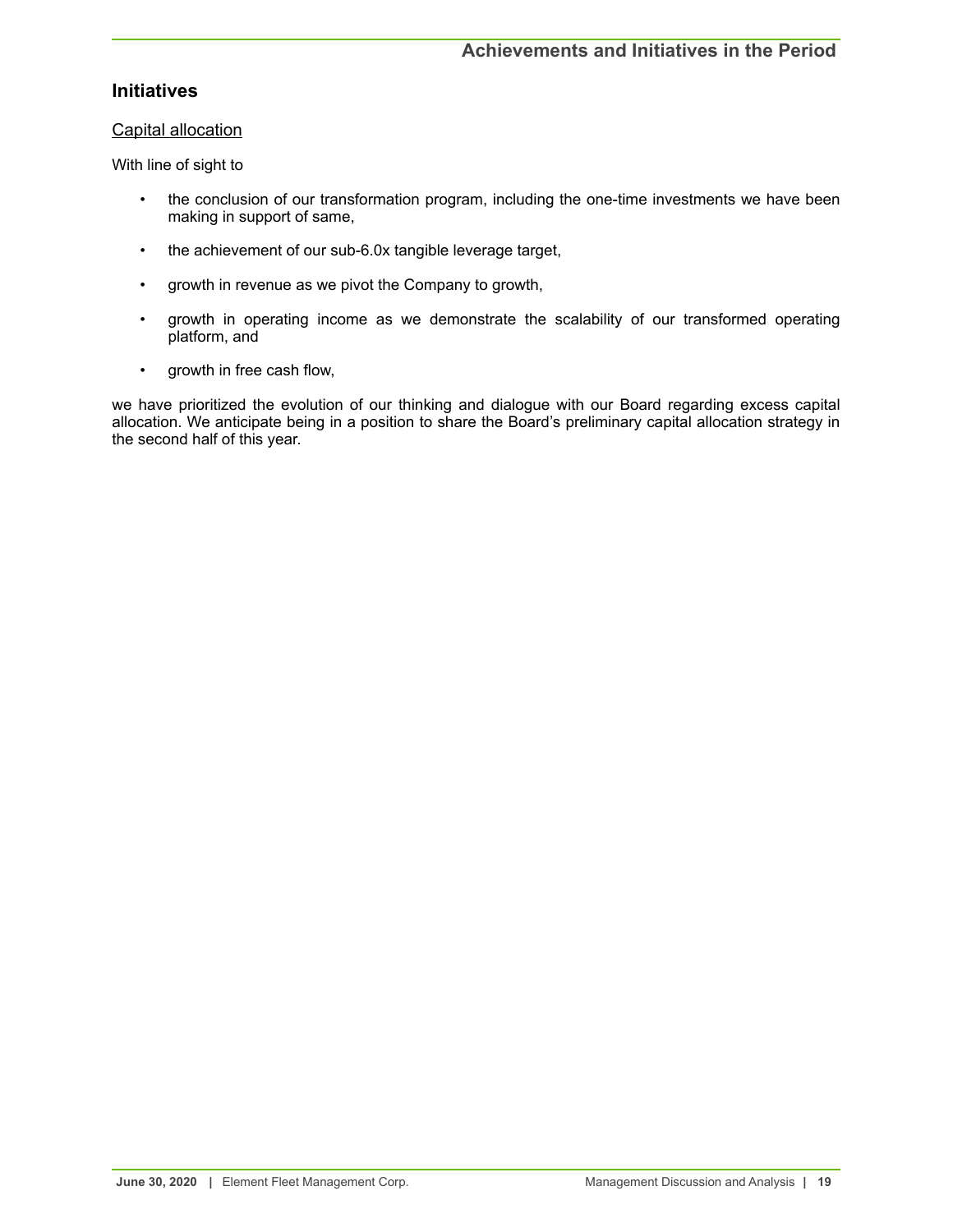## Initiatives

<u>Capital allocation</u>

With line of sight to

- the conclusion of our transformation program, including the one-time investments we have been making in support of same,
- the achievement of our sub-6.0x tangible leverage target,
- growth in revenue as we pivot the Company to growth,
- growth in operating income as we demonstrate the scalability of our transformed operating platform, and
- growth in free cash flow,

we have prioritized the evolution of our thinking and dialogue with our Board regarding excess capital allocation. We anticipate being in a position to share the Board's preliminary capital allocation strategy in the second half of this year.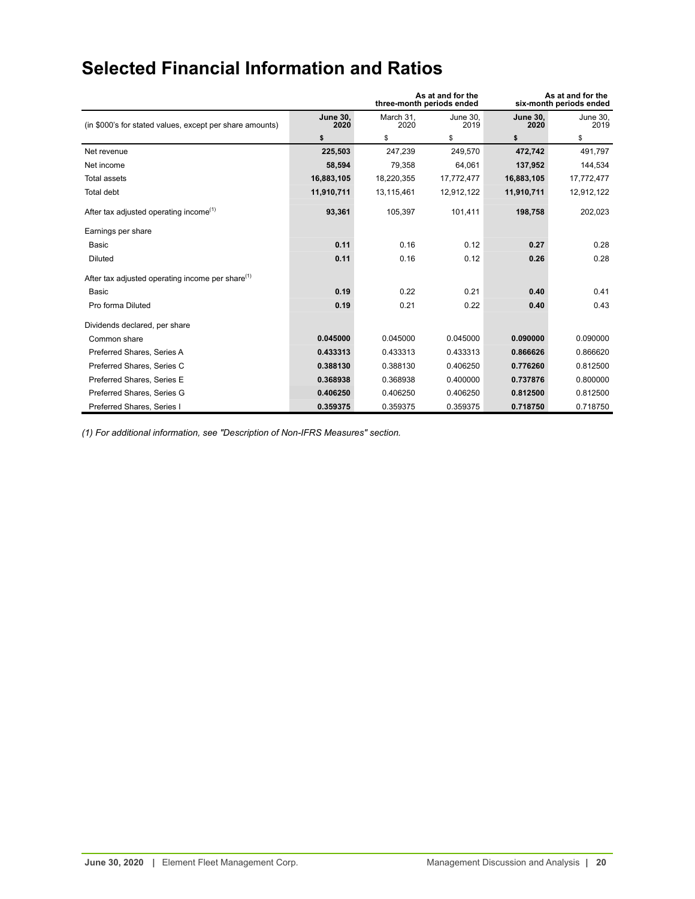# Selected Financial Information and Ratios

| (in $000's for stated values, except per share amounts) | As at and for the three-month periods ended | | | As at and for the six-month periods ended | |
|---|---|---|---|---|---|
| | **June 30, 2020** | March 31, 2020 | June 30, 2019 | **June 30, 2020** | June 30, 2019 |
| | **$** | $ | $ | **$** | $ |
| Net revenue | **225,503** | 247,239 | 249,570 | **472,742** | 491,797 |
| Net income | **58,594** | 79,358 | 64,061 | **137,952** | 144,534 |
| Total assets | **16,883,105** | 18,220,355 | 17,772,477 | **16,883,105** | 17,772,477 |
| Total debt | **11,910,711** | 13,115,461 | 12,912,122 | **11,910,711** | 12,912,122 |
| After tax adjusted operating income[(1)] | **93,361** | 105,397 | 101,411 | **198,758** | 202,023 |
| Earnings per share | | | | | |
| Basic | **0.11** | 0.16 | 0.12 | **0.27** | 0.28 |
| Diluted | **0.11** | 0.16 | 0.12 | **0.26** | 0.28 |
| After tax adjusted operating income per share[(1)] | | | | | |
| Basic | **0.19** | 0.22 | 0.21 | **0.40** | 0.41 |
| Pro forma Diluted | **0.19** | 0.21 | 0.22 | **0.40** | 0.43 |
| Dividends declared, per share | | | | | |
| Common share | **0.045000** | 0.045000 | 0.045000 | **0.090000** | 0.090000 |
| Preferred Shares, Series A | **0.433313** | 0.433313 | 0.433313 | **0.866626** | 0.866620 |
| Preferred Shares, Series C | **0.388130** | 0.388130 | 0.406250 | **0.776260** | 0.812500 |
| Preferred Shares, Series E | **0.368938** | 0.368938 | 0.400000 | **0.737876** | 0.800000 |
| Preferred Shares, Series G | **0.406250** | 0.406250 | 0.406250 | **0.812500** | 0.812500 |
| Preferred Shares, Series I | **0.359375** | 0.359375 | 0.359375 | **0.718750** | 0.718750 |

*(1) For additional information, see "Description of Non-IFRS Measures" section.*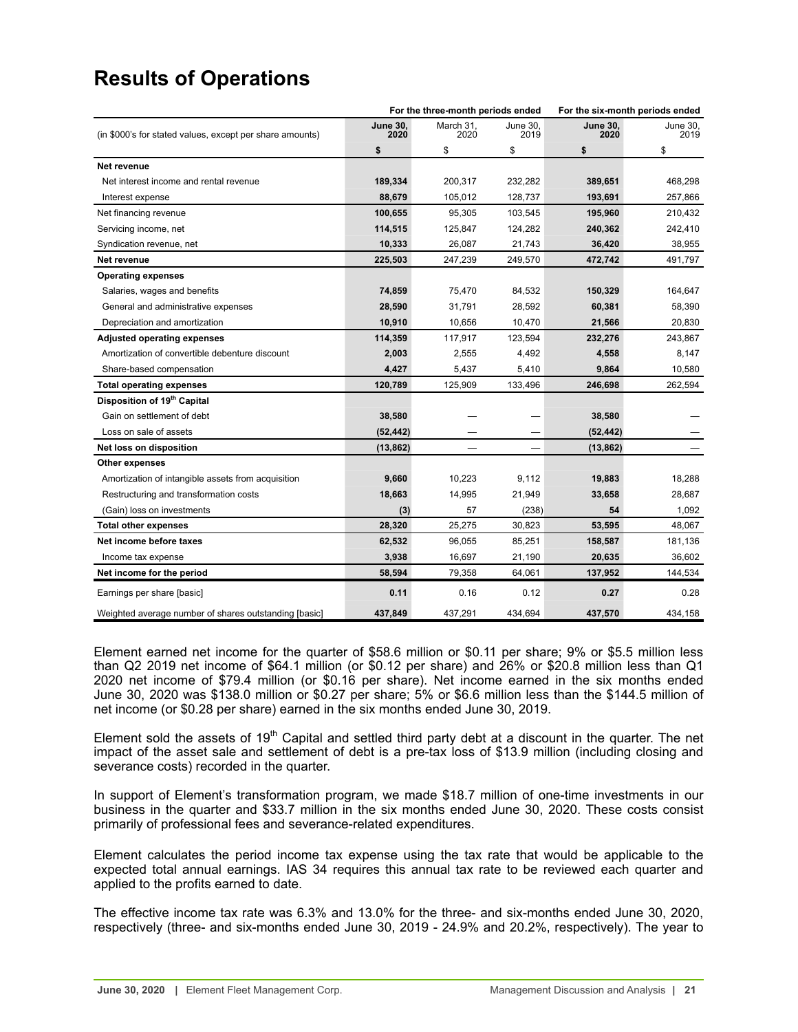# Results of Operations

| | For the three-month periods ended | | | For the six-month periods ended | |
|---|---|---|---|---|---|
| (in $000's for stated values, except per share amounts) | **June 30, 2020** | March 31, 2020 | June 30, 2019 | **June 30, 2020** | June 30, 2019 |
| | **$** | $ | $ | **$** | $ |
| **Net revenue** | | | | | |
| Net interest income and rental revenue | **189,334** | 200,317 | 232,282 | **389,651** | 468,298 |
| Interest expense | **88,679** | 105,012 | 128,737 | **193,691** | 257,866 |
| Net financing revenue | **100,655** | 95,305 | 103,545 | **195,960** | 210,432 |
| Servicing income, net | **114,515** | 125,847 | 124,282 | **240,362** | 242,410 |
| Syndication revenue, net | **10,333** | 26,087 | 21,743 | **36,420** | 38,955 |
| **Net revenue** | **225,503** | 247,239 | 249,570 | **472,742** | 491,797 |
| **Operating expenses** | | | | | |
| Salaries, wages and benefits | **74,859** | 75,470 | 84,532 | **150,329** | 164,647 |
| General and administrative expenses | **28,590** | 31,791 | 28,592 | **60,381** | 58,390 |
| Depreciation and amortization | **10,910** | 10,656 | 10,470 | **21,566** | 20,830 |
| **Adjusted operating expenses** | **114,359** | 117,917 | 123,594 | **232,276** | 243,867 |
| Amortization of convertible debenture discount | **2,003** | 2,555 | 4,492 | **4,558** | 8,147 |
| Share-based compensation | **4,427** | 5,437 | 5,410 | **9,864** | 10,580 |
| **Total operating expenses** | **120,789** | 125,909 | 133,496 | **246,698** | 262,594 |
| **Disposition of 19th Capital** | | | | | |
| Gain on settlement of debt | **38,580** | — | — | **38,580** | — |
| Loss on sale of assets | **(52,442)** | — | — | **(52,442)** | — |
| **Net loss on disposition** | **(13,862)** | — | — | **(13,862)** | — |
| **Other expenses** | | | | | |
| Amortization of intangible assets from acquisition | **9,660** | 10,223 | 9,112 | **19,883** | 18,288 |
| Restructuring and transformation costs | **18,663** | 14,995 | 21,949 | **33,658** | 28,687 |
| (Gain) loss on investments | **(3)** | 57 | (238) | **54** | 1,092 |
| **Total other expenses** | **28,320** | 25,275 | 30,823 | **53,595** | 48,067 |
| **Net income before taxes** | **62,532** | 96,055 | 85,251 | **158,587** | 181,136 |
| Income tax expense | **3,938** | 16,697 | 21,190 | **20,635** | 36,602 |
| **Net income for the period** | **58,594** | 79,358 | 64,061 | **137,952** | 144,534 |
| Earnings per share [basic] | **0.11** | 0.16 | 0.12 | **0.27** | 0.28 |
| Weighted average number of shares outstanding [basic] | **437,849** | 437,291 | 434,694 | **437,570** | 434,158 |

Element earned net income for the quarter of $58.6 million or $0.11 per share; 9% or $5.5 million less than Q2 2019 net income of $64.1 million (or $0.12 per share) and 26% or $20.8 million less than Q1 2020 net income of $79.4 million (or $0.16 per share). Net income earned in the six months ended June 30, 2020 was $138.0 million or $0.27 per share; 5% or $6.6 million less than the $144.5 million of net income (or $0.28 per share) earned in the six months ended June 30, 2019.

Element sold the assets of 19th Capital and settled third party debt at a discount in the quarter. The net impact of the asset sale and settlement of debt is a pre-tax loss of $13.9 million (including closing and severance costs) recorded in the quarter.

In support of Element's transformation program, we made $18.7 million of one-time investments in our business in the quarter and $33.7 million in the six months ended June 30, 2020. These costs consist primarily of professional fees and severance-related expenditures.

Element calculates the period income tax expense using the tax rate that would be applicable to the expected total annual earnings. IAS 34 requires this annual tax rate to be reviewed each quarter and applied to the profits earned to date.

The effective income tax rate was 6.3% and 13.0% for the three- and six-months ended June 30, 2020, respectively (three- and six-months ended June 30, 2019 - 24.9% and 20.2%, respectively). The year to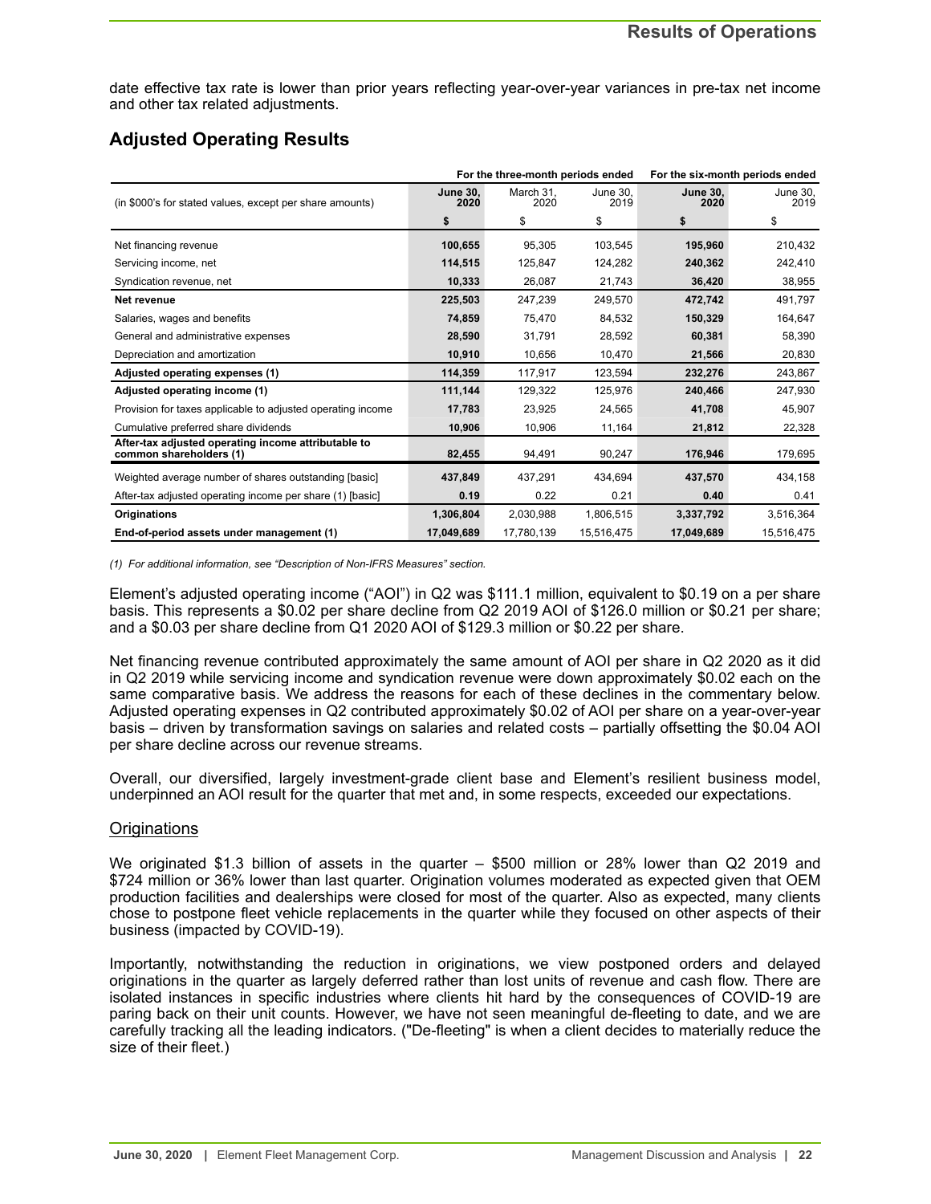date effective tax rate is lower than prior years reflecting year-over-year variances in pre-tax net income and other tax related adjustments.

## Adjusted Operating Results

| | For the three-month periods ended | | | For the six-month periods ended | |
|---|---|---|---|---|---|
| (in $000's for stated values, except per share amounts) | **June 30, 2020** | March 31, 2020 | June 30, 2019 | **June 30, 2020** | June 30, 2019 |
| | **$** | $ | $ | **$** | $ |
| Net financing revenue | **100,655** | 95,305 | 103,545 | **195,960** | 210,432 |
| Servicing income, net | **114,515** | 125,847 | 124,282 | **240,362** | 242,410 |
| Syndication revenue, net | **10,333** | 26,087 | 21,743 | **36,420** | 38,955 |
| **Net revenue** | **225,503** | 247,239 | 249,570 | **472,742** | 491,797 |
| Salaries, wages and benefits | **74,859** | 75,470 | 84,532 | **150,329** | 164,647 |
| General and administrative expenses | **28,590** | 31,791 | 28,592 | **60,381** | 58,390 |
| Depreciation and amortization | **10,910** | 10,656 | 10,470 | **21,566** | 20,830 |
| **Adjusted operating expenses (1)** | **114,359** | 117,917 | 123,594 | **232,276** | 243,867 |
| **Adjusted operating income (1)** | **111,144** | 129,322 | 125,976 | **240,466** | 247,930 |
| Provision for taxes applicable to adjusted operating income | **17,783** | 23,925 | 24,565 | **41,708** | 45,907 |
| Cumulative preferred share dividends | **10,906** | 10,906 | 11,164 | **21,812** | 22,328 |
| **After-tax adjusted operating income attributable to common shareholders (1)** | **82,455** | 94,491 | 90,247 | **176,946** | 179,695 |
| Weighted average number of shares outstanding [basic] | **437,849** | 437,291 | 434,694 | **437,570** | 434,158 |
| After-tax adjusted operating income per share (1) [basic] | **0.19** | 0.22 | 0.21 | **0.40** | 0.41 |
| **Originations** | **1,306,804** | 2,030,988 | 1,806,515 | **3,337,792** | 3,516,364 |
| **End-of-period assets under management (1)** | **17,049,689** | 17,780,139 | 15,516,475 | **17,049,689** | 15,516,475 |

*(1) For additional information, see "Description of Non-IFRS Measures" section.*

Element's adjusted operating income ("AOI") in Q2 was $111.1 million, equivalent to $0.19 on a per share basis. This represents a $0.02 per share decline from Q2 2019 AOI of $126.0 million or $0.21 per share; and a $0.03 per share decline from Q1 2020 AOI of $129.3 million or $0.22 per share.

Net financing revenue contributed approximately the same amount of AOI per share in Q2 2020 as it did in Q2 2019 while servicing income and syndication revenue were down approximately $0.02 each on the same comparative basis. We address the reasons for each of these declines in the commentary below. Adjusted operating expenses in Q2 contributed approximately $0.02 of AOI per share on a year-over-year basis – driven by transformation savings on salaries and related costs – partially offsetting the $0.04 AOI per share decline across our revenue streams.

Overall, our diversified, largely investment-grade client base and Element's resilient business model, underpinned an AOI result for the quarter that met and, in some respects, exceeded our expectations.

### Originations

We originated $1.3 billion of assets in the quarter – $500 million or 28% lower than Q2 2019 and $724 million or 36% lower than last quarter. Origination volumes moderated as expected given that OEM production facilities and dealerships were closed for most of the quarter. Also as expected, many clients chose to postpone fleet vehicle replacements in the quarter while they focused on other aspects of their business (impacted by COVID-19).

Importantly, notwithstanding the reduction in originations, we view postponed orders and delayed originations in the quarter as largely deferred rather than lost units of revenue and cash flow. There are isolated instances in specific industries where clients hit hard by the consequences of COVID-19 are paring back on their unit counts. However, we have not seen meaningful de-fleeting to date, and we are carefully tracking all the leading indicators. ("De-fleeting" is when a client decides to materially reduce the size of their fleet.)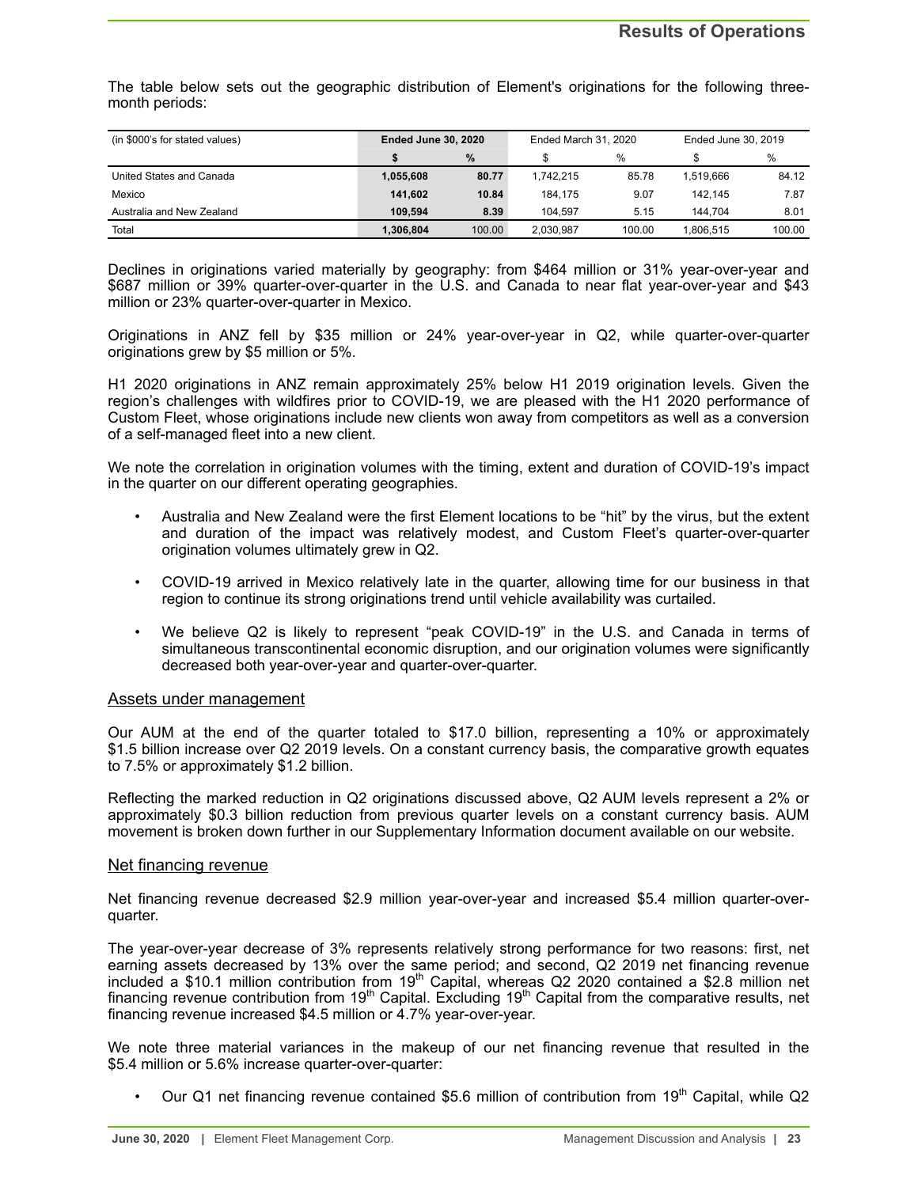The table below sets out the geographic distribution of Element's originations for the following three-month periods:

| (in $000's for stated values) | **Ended June 30, 2020** | | Ended March 31, 2020 | | Ended June 30, 2019 | |
|---|---|---|---|---|---|---|
| | **$** | **%** | $ | % | $ | % |
| United States and Canada | **1,055,608** | **80.77** | 1,742,215 | 85.78 | 1,519,666 | 84.12 |
| Mexico | **141,602** | **10.84** | 184,175 | 9.07 | 142,145 | 7.87 |
| Australia and New Zealand | **109,594** | **8.39** | 104,597 | 5.15 | 144,704 | 8.01 |
| Total | **1,306,804** | 100.00 | 2,030,987 | 100.00 | 1,806,515 | 100.00 |

Declines in originations varied materially by geography: from $464 million or 31% year-over-year and $687 million or 39% quarter-over-quarter in the U.S. and Canada to near flat year-over-year and $43 million or 23% quarter-over-quarter in Mexico.

Originations in ANZ fell by $35 million or 24% year-over-year in Q2, while quarter-over-quarter originations grew by $5 million or 5%.

H1 2020 originations in ANZ remain approximately 25% below H1 2019 origination levels. Given the region's challenges with wildfires prior to COVID-19, we are pleased with the H1 2020 performance of Custom Fleet, whose originations include new clients won away from competitors as well as a conversion of a self-managed fleet into a new client.

We note the correlation in origination volumes with the timing, extent and duration of COVID-19's impact in the quarter on our different operating geographies.

- Australia and New Zealand were the first Element locations to be "hit" by the virus, but the extent and duration of the impact was relatively modest, and Custom Fleet's quarter-over-quarter origination volumes ultimately grew in Q2.
- COVID-19 arrived in Mexico relatively late in the quarter, allowing time for our business in that region to continue its strong originations trend until vehicle availability was curtailed.
- We believe Q2 is likely to represent "peak COVID-19" in the U.S. and Canada in terms of simultaneous transcontinental economic disruption, and our origination volumes were significantly decreased both year-over-year and quarter-over-quarter.

## Assets under management

Our AUM at the end of the quarter totaled to $17.0 billion, representing a 10% or approximately $1.5 billion increase over Q2 2019 levels. On a constant currency basis, the comparative growth equates to 7.5% or approximately $1.2 billion.

Reflecting the marked reduction in Q2 originations discussed above, Q2 AUM levels represent a 2% or approximately $0.3 billion reduction from previous quarter levels on a constant currency basis. AUM movement is broken down further in our Supplementary Information document available on our website.

## Net financing revenue

Net financing revenue decreased $2.9 million year-over-year and increased $5.4 million quarter-over-quarter.

The year-over-year decrease of 3% represents relatively strong performance for two reasons: first, net earning assets decreased by 13% over the same period; and second, Q2 2019 net financing revenue included a $10.1 million contribution from 19th Capital, whereas Q2 2020 contained a $2.8 million net financing revenue contribution from 19th Capital. Excluding 19th Capital from the comparative results, net financing revenue increased $4.5 million or 4.7% year-over-year.

We note three material variances in the makeup of our net financing revenue that resulted in the $5.4 million or 5.6% increase quarter-over-quarter:

- Our Q1 net financing revenue contained $5.6 million of contribution from 19th Capital, while Q2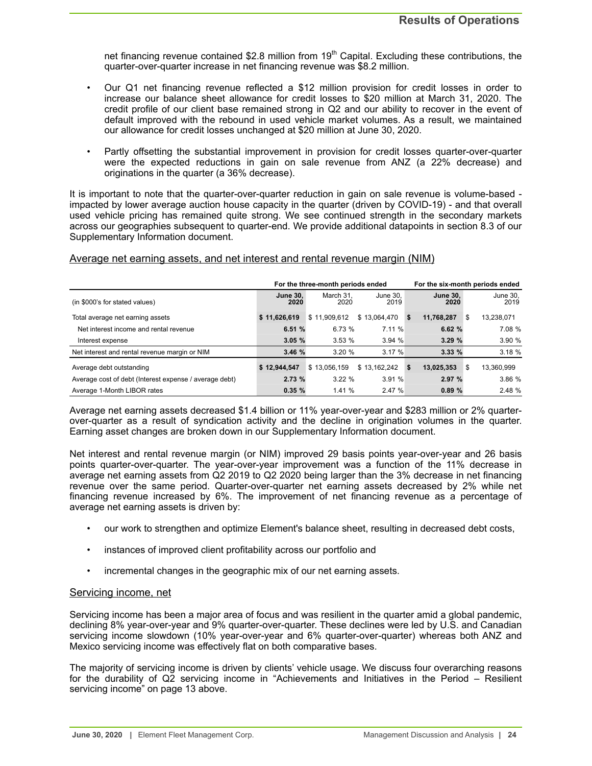net financing revenue contained $2.8 million from 19th Capital. Excluding these contributions, the quarter-over-quarter increase in net financing revenue was $8.2 million.

- Our Q1 net financing revenue reflected a $12 million provision for credit losses in order to increase our balance sheet allowance for credit losses to $20 million at March 31, 2020. The credit profile of our client base remained strong in Q2 and our ability to recover in the event of default improved with the rebound in used vehicle market volumes. As a result, we maintained our allowance for credit losses unchanged at $20 million at June 30, 2020.
- Partly offsetting the substantial improvement in provision for credit losses quarter-over-quarter were the expected reductions in gain on sale revenue from ANZ (a 22% decrease) and originations in the quarter (a 36% decrease).

It is important to note that the quarter-over-quarter reduction in gain on sale revenue is volume-based - impacted by lower average auction house capacity in the quarter (driven by COVID-19) - and that overall used vehicle pricing has remained quite strong. We see continued strength in the secondary markets across our geographies subsequent to quarter-end. We provide additional datapoints in section 8.3 of our Supplementary Information document.

## Average net earning assets, and net interest and rental revenue margin (NIM)

| | For the three-month periods ended | | | For the six-month periods ended | |
|---|---|---|---|---|---|
| (in $000's for stated values) | **June 30, 2020** | March 31, 2020 | June 30, 2019 | **June 30, 2020** | June 30, 2019 |
| Total average net earning assets | **$ 11,626,619** | $ 11,909,612 | $ 13,064,470 | **$ 11,768,287** | $ 13,238,071 |
| Net interest income and rental revenue | **6.51 %** | 6.73 % | 7.11 % | **6.62 %** | 7.08 % |
| Interest expense | **3.05 %** | 3.53 % | 3.94 % | **3.29 %** | 3.90 % |
| Net interest and rental revenue margin or NIM | **3.46 %** | 3.20 % | 3.17 % | **3.33 %** | 3.18 % |
| Average debt outstanding | **$ 12,944,547** | $ 13,056,159 | $ 13,162,242 | **$ 13,025,353** | $ 13,360,999 |
| Average cost of debt (Interest expense / average debt) | **2.73 %** | 3.22 % | 3.91 % | **2.97 %** | 3.86 % |
| Average 1-Month LIBOR rates | **0.35 %** | 1.41 % | 2.47 % | **0.89 %** | 2.48 % |

Average net earning assets decreased $1.4 billion or 11% year-over-year and $283 million or 2% quarter-over-quarter as a result of syndication activity and the decline in origination volumes in the quarter. Earning asset changes are broken down in our Supplementary Information document.

Net interest and rental revenue margin (or NIM) improved 29 basis points year-over-year and 26 basis points quarter-over-quarter. The year-over-year improvement was a function of the 11% decrease in average net earning assets from Q2 2019 to Q2 2020 being larger than the 3% decrease in net financing revenue over the same period. Quarter-over-quarter net earning assets decreased by 2% while net financing revenue increased by 6%. The improvement of net financing revenue as a percentage of average net earning assets is driven by:

- our work to strengthen and optimize Element's balance sheet, resulting in decreased debt costs,
- instances of improved client profitability across our portfolio and
- incremental changes in the geographic mix of our net earning assets.

## Servicing income, net

Servicing income has been a major area of focus and was resilient in the quarter amid a global pandemic, declining 8% year-over-year and 9% quarter-over-quarter. These declines were led by U.S. and Canadian servicing income slowdown (10% year-over-year and 6% quarter-over-quarter) whereas both ANZ and Mexico servicing income was effectively flat on both comparative bases.

The majority of servicing income is driven by clients' vehicle usage. We discuss four overarching reasons for the durability of Q2 servicing income in "Achievements and Initiatives in the Period – Resilient servicing income" on page 13 above.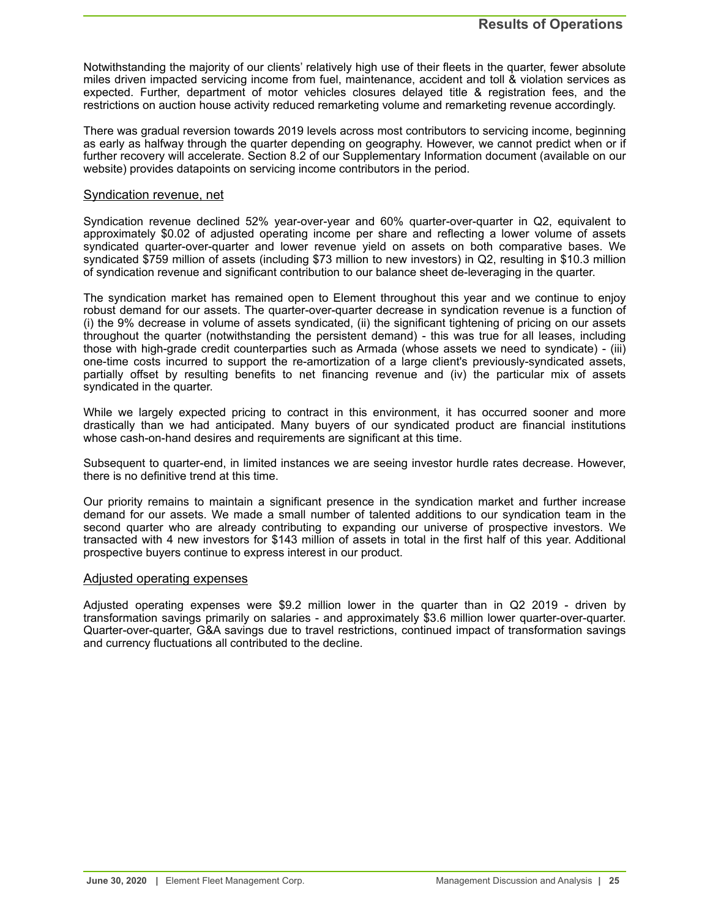Notwithstanding the majority of our clients' relatively high use of their fleets in the quarter, fewer absolute miles driven impacted servicing income from fuel, maintenance, accident and toll & violation services as expected. Further, department of motor vehicles closures delayed title & registration fees, and the restrictions on auction house activity reduced remarketing volume and remarketing revenue accordingly.

There was gradual reversion towards 2019 levels across most contributors to servicing income, beginning as early as halfway through the quarter depending on geography. However, we cannot predict when or if further recovery will accelerate. Section 8.2 of our Supplementary Information document (available on our website) provides datapoints on servicing income contributors in the period.

## Syndication revenue, net

Syndication revenue declined 52% year-over-year and 60% quarter-over-quarter in Q2, equivalent to approximately $0.02 of adjusted operating income per share and reflecting a lower volume of assets syndicated quarter-over-quarter and lower revenue yield on assets on both comparative bases. We syndicated $759 million of assets (including $73 million to new investors) in Q2, resulting in $10.3 million of syndication revenue and significant contribution to our balance sheet de-leveraging in the quarter.

The syndication market has remained open to Element throughout this year and we continue to enjoy robust demand for our assets. The quarter-over-quarter decrease in syndication revenue is a function of (i) the 9% decrease in volume of assets syndicated, (ii) the significant tightening of pricing on our assets throughout the quarter (notwithstanding the persistent demand) - this was true for all leases, including those with high-grade credit counterparties such as Armada (whose assets we need to syndicate) - (iii) one-time costs incurred to support the re-amortization of a large client's previously-syndicated assets, partially offset by resulting benefits to net financing revenue and (iv) the particular mix of assets syndicated in the quarter.

While we largely expected pricing to contract in this environment, it has occurred sooner and more drastically than we had anticipated. Many buyers of our syndicated product are financial institutions whose cash-on-hand desires and requirements are significant at this time.

Subsequent to quarter-end, in limited instances we are seeing investor hurdle rates decrease. However, there is no definitive trend at this time.

Our priority remains to maintain a significant presence in the syndication market and further increase demand for our assets. We made a small number of talented additions to our syndication team in the second quarter who are already contributing to expanding our universe of prospective investors. We transacted with 4 new investors for $143 million of assets in total in the first half of this year. Additional prospective buyers continue to express interest in our product.

## Adjusted operating expenses

Adjusted operating expenses were $9.2 million lower in the quarter than in Q2 2019 - driven by transformation savings primarily on salaries - and approximately $3.6 million lower quarter-over-quarter. Quarter-over-quarter, G&A savings due to travel restrictions, continued impact of transformation savings and currency fluctuations all contributed to the decline.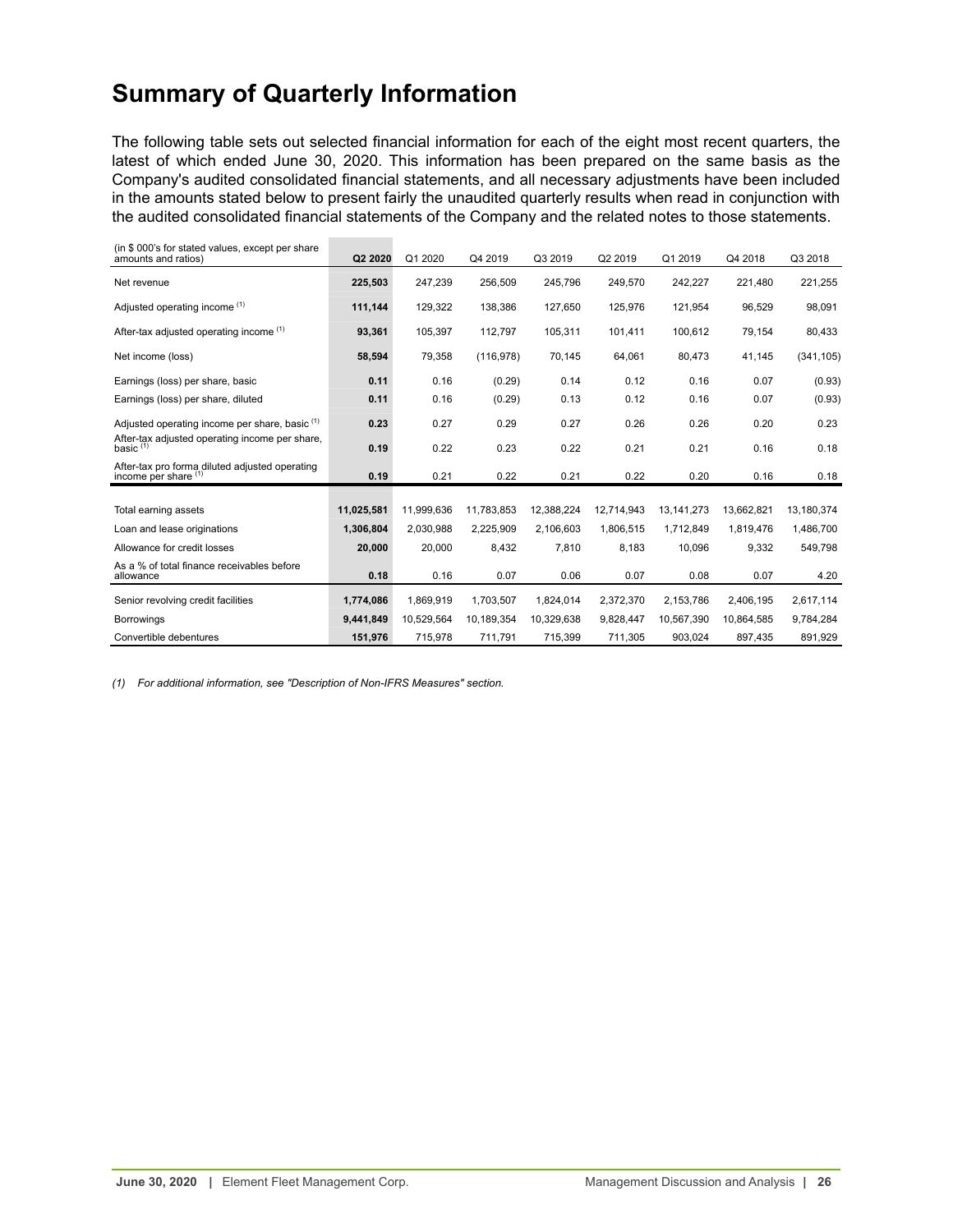# Summary of Quarterly Information

The following table sets out selected financial information for each of the eight most recent quarters, the latest of which ended June 30, 2020. This information has been prepared on the same basis as the Company's audited consolidated financial statements, and all necessary adjustments have been included in the amounts stated below to present fairly the unaudited quarterly results when read in conjunction with the audited consolidated financial statements of the Company and the related notes to those statements.

| (in $ 000's for stated values, except per share amounts and ratios) | **Q2 2020** | Q1 2020 | Q4 2019 | Q3 2019 | Q2 2019 | Q1 2019 | Q4 2018 | Q3 2018 |
|---|---|---|---|---|---|---|---|---|
| Net revenue | **225,503** | 247,239 | 256,509 | 245,796 | 249,570 | 242,227 | 221,480 | 221,255 |
| Adjusted operating income (1) | **111,144** | 129,322 | 138,386 | 127,650 | 125,976 | 121,954 | 96,529 | 98,091 |
| After-tax adjusted operating income (1) | **93,361** | 105,397 | 112,797 | 105,311 | 101,411 | 100,612 | 79,154 | 80,433 |
| Net income (loss) | **58,594** | 79,358 | (116,978) | 70,145 | 64,061 | 80,473 | 41,145 | (341,105) |
| Earnings (loss) per share, basic | **0.11** | 0.16 | (0.29) | 0.14 | 0.12 | 0.16 | 0.07 | (0.93) |
| Earnings (loss) per share, diluted | **0.11** | 0.16 | (0.29) | 0.13 | 0.12 | 0.16 | 0.07 | (0.93) |
| Adjusted operating income per share, basic (1) | **0.23** | 0.27 | 0.29 | 0.27 | 0.26 | 0.26 | 0.20 | 0.23 |
| After-tax adjusted operating income per share, basic (1) | **0.19** | 0.22 | 0.23 | 0.22 | 0.21 | 0.21 | 0.16 | 0.18 |
| After-tax pro forma diluted adjusted operating income per share (1) | **0.19** | 0.21 | 0.22 | 0.21 | 0.22 | 0.20 | 0.16 | 0.18 |
| Total earning assets | **11,025,581** | 11,999,636 | 11,783,853 | 12,388,224 | 12,714,943 | 13,141,273 | 13,662,821 | 13,180,374 |
| Loan and lease originations | **1,306,804** | 2,030,988 | 2,225,909 | 2,106,603 | 1,806,515 | 1,712,849 | 1,819,476 | 1,486,700 |
| Allowance for credit losses | **20,000** | 20,000 | 8,432 | 7,810 | 8,183 | 10,096 | 9,332 | 549,798 |
| As a % of total finance receivables before allowance | **0.18** | 0.16 | 0.07 | 0.06 | 0.07 | 0.08 | 0.07 | 4.20 |
| Senior revolving credit facilities | **1,774,086** | 1,869,919 | 1,703,507 | 1,824,014 | 2,372,370 | 2,153,786 | 2,406,195 | 2,617,114 |
| Borrowings | **9,441,849** | 10,529,564 | 10,189,354 | 10,329,638 | 9,828,447 | 10,567,390 | 10,864,585 | 9,784,284 |
| Convertible debentures | **151,976** | 715,978 | 711,791 | 715,399 | 711,305 | 903,024 | 897,435 | 891,929 |

*(1) For additional information, see "Description of Non-IFRS Measures" section.*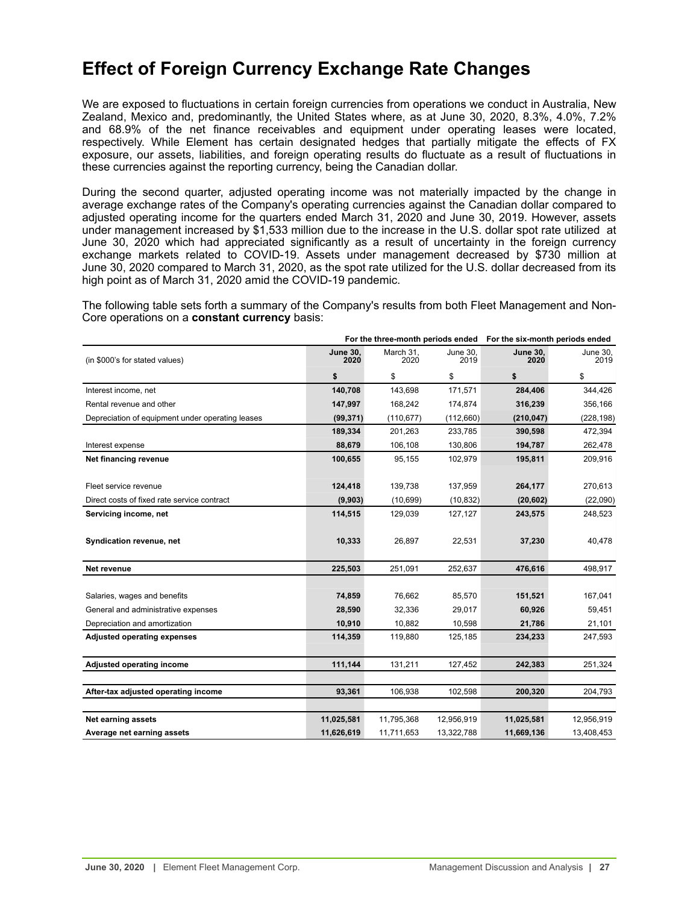# Effect of Foreign Currency Exchange Rate Changes

We are exposed to fluctuations in certain foreign currencies from operations we conduct in Australia, New Zealand, Mexico and, predominantly, the United States where, as at June 30, 2020, 8.3%, 4.0%, 7.2% and 68.9% of the net finance receivables and equipment under operating leases were located, respectively. While Element has certain designated hedges that partially mitigate the effects of FX exposure, our assets, liabilities, and foreign operating results do fluctuate as a result of fluctuations in these currencies against the reporting currency, being the Canadian dollar.

During the second quarter, adjusted operating income was not materially impacted by the change in average exchange rates of the Company's operating currencies against the Canadian dollar compared to adjusted operating income for the quarters ended March 31, 2020 and June 30, 2019. However, assets under management increased by $1,533 million due to the increase in the U.S. dollar spot rate utilized at June 30, 2020 which had appreciated significantly as a result of uncertainty in the foreign currency exchange markets related to COVID-19. Assets under management decreased by $730 million at June 30, 2020 compared to March 31, 2020, as the spot rate utilized for the U.S. dollar decreased from its high point as of March 31, 2020 amid the COVID-19 pandemic.

The following table sets forth a summary of the Company's results from both Fleet Management and Non-Core operations on a **constant currency** basis:

| | For the three-month periods ended | | | For the six-month periods ended | |
|---|---|---|---|---|---|
| (in $000's for stated values) | **June 30, 2020** | March 31, 2020 | June 30, 2019 | **June 30, 2020** | June 30, 2019 |
| | **$** | $ | $ | **$** | $ |
| Interest income, net | **140,708** | 143,698 | 171,571 | **284,406** | 344,426 |
| Rental revenue and other | **147,997** | 168,242 | 174,874 | **316,239** | 356,166 |
| Depreciation of equipment under operating leases | **(99,371)** | (110,677) | (112,660) | **(210,047)** | (228,198) |
| | **189,334** | 201,263 | 233,785 | **390,598** | 472,394 |
| Interest expense | **88,679** | 106,108 | 130,806 | **194,787** | 262,478 |
| **Net financing revenue** | **100,655** | 95,155 | 102,979 | **195,811** | 209,916 |
| Fleet service revenue | **124,418** | 139,738 | 137,959 | **264,177** | 270,613 |
| Direct costs of fixed rate service contract | **(9,903)** | (10,699) | (10,832) | **(20,602)** | (22,090) |
| **Servicing income, net** | **114,515** | 129,039 | 127,127 | **243,575** | 248,523 |
| **Syndication revenue, net** | **10,333** | 26,897 | 22,531 | **37,230** | 40,478 |
| **Net revenue** | **225,503** | 251,091 | 252,637 | **476,616** | 498,917 |
| Salaries, wages and benefits | **74,859** | 76,662 | 85,570 | **151,521** | 167,041 |
| General and administrative expenses | **28,590** | 32,336 | 29,017 | **60,926** | 59,451 |
| Depreciation and amortization | **10,910** | 10,882 | 10,598 | **21,786** | 21,101 |
| **Adjusted operating expenses** | **114,359** | 119,880 | 125,185 | **234,233** | 247,593 |
| **Adjusted operating income** | **111,144** | 131,211 | 127,452 | **242,383** | 251,324 |
| **After-tax adjusted operating income** | **93,361** | 106,938 | 102,598 | **200,320** | 204,793 |
| **Net earning assets** | **11,025,581** | 11,795,368 | 12,956,919 | **11,025,581** | 12,956,919 |
| **Average net earning assets** | **11,626,619** | 11,711,653 | 13,322,788 | **11,669,136** | 13,408,453 |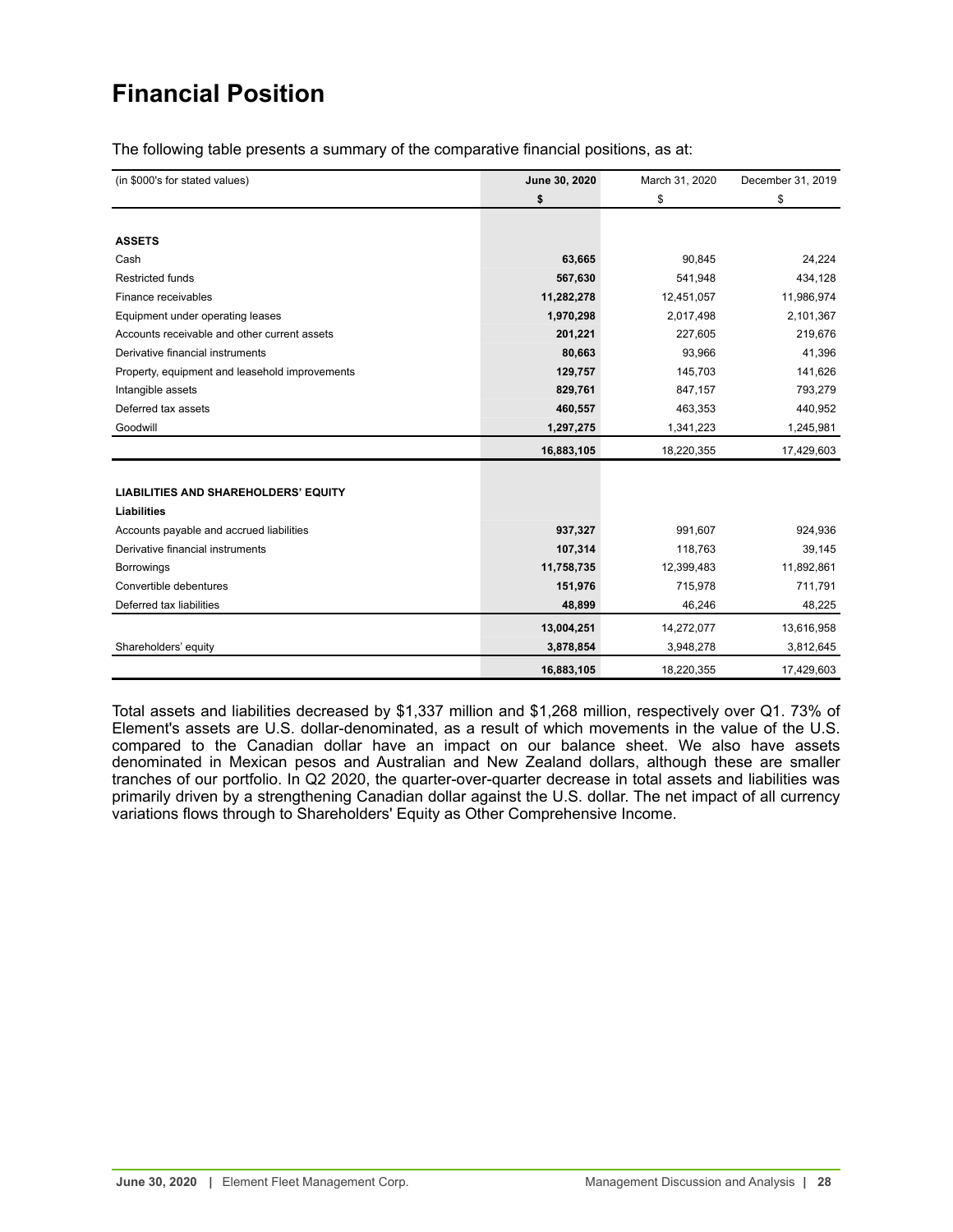# Financial Position

The following table presents a summary of the comparative financial positions, as at:

| (in $000's for stated values) | **June 30, 2020** | March 31, 2020 | December 31, 2019 |
|---|---|---|---|
| | **$** | $ | $ |
| **ASSETS** | | | |
| Cash | **63,665** | 90,845 | 24,224 |
| Restricted funds | **567,630** | 541,948 | 434,128 |
| Finance receivables | **11,282,278** | 12,451,057 | 11,986,974 |
| Equipment under operating leases | **1,970,298** | 2,017,498 | 2,101,367 |
| Accounts receivable and other current assets | **201,221** | 227,605 | 219,676 |
| Derivative financial instruments | **80,663** | 93,966 | 41,396 |
| Property, equipment and leasehold improvements | **129,757** | 145,703 | 141,626 |
| Intangible assets | **829,761** | 847,157 | 793,279 |
| Deferred tax assets | **460,557** | 463,353 | 440,952 |
| Goodwill | **1,297,275** | 1,341,223 | 1,245,981 |
| | **16,883,105** | 18,220,355 | 17,429,603 |
| **LIABILITIES AND SHAREHOLDERS' EQUITY** | | | |
| **Liabilities** | | | |
| Accounts payable and accrued liabilities | **937,327** | 991,607 | 924,936 |
| Derivative financial instruments | **107,314** | 118,763 | 39,145 |
| Borrowings | **11,758,735** | 12,399,483 | 11,892,861 |
| Convertible debentures | **151,976** | 715,978 | 711,791 |
| Deferred tax liabilities | **48,899** | 46,246 | 48,225 |
| | **13,004,251** | 14,272,077 | 13,616,958 |
| Shareholders' equity | **3,878,854** | 3,948,278 | 3,812,645 |
| | **16,883,105** | 18,220,355 | 17,429,603 |

Total assets and liabilities decreased by $1,337 million and $1,268 million, respectively over Q1. 73% of Element's assets are U.S. dollar-denominated, as a result of which movements in the value of the U.S. compared to the Canadian dollar have an impact on our balance sheet. We also have assets denominated in Mexican pesos and Australian and New Zealand dollars, although these are smaller tranches of our portfolio. In Q2 2020, the quarter-over-quarter decrease in total assets and liabilities was primarily driven by a strengthening Canadian dollar against the U.S. dollar. The net impact of all currency variations flows through to Shareholders' Equity as Other Comprehensive Income.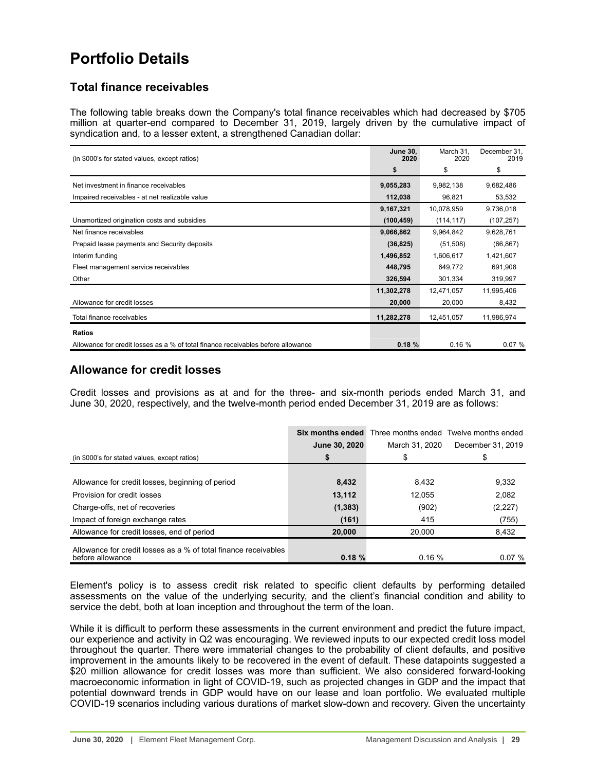# Portfolio Details

## Total finance receivables

The following table breaks down the Company's total finance receivables which had decreased by $705 million at quarter-end compared to December 31, 2019, largely driven by the cumulative impact of syndication and, to a lesser extent, a strengthened Canadian dollar:

| (in $000's for stated values, except ratios) | **June 30, 2020** | March 31, 2020 | December 31, 2019 |
|---|---|---|---|
| | **$** | $ | $ |
| Net investment in finance receivables | **9,055,283** | 9,982,138 | 9,682,486 |
| Impaired receivables - at net realizable value | **112,038** | 96,821 | 53,532 |
| | **9,167,321** | 10,078,959 | 9,736,018 |
| Unamortized origination costs and subsidies | **(100,459)** | (114,117) | (107,257) |
| Net finance receivables | **9,066,862** | 9,964,842 | 9,628,761 |
| Prepaid lease payments and Security deposits | **(36,825)** | (51,508) | (66,867) |
| Interim funding | **1,496,852** | 1,606,617 | 1,421,607 |
| Fleet management service receivables | **448,795** | 649,772 | 691,908 |
| Other | **326,594** | 301,334 | 319,997 |
| | **11,302,278** | 12,471,057 | 11,995,406 |
| Allowance for credit losses | **20,000** | 20,000 | 8,432 |
| Total finance receivables | **11,282,278** | 12,451,057 | 11,986,974 |
| **Ratios** | | | |
| Allowance for credit losses as a % of total finance receivables before allowance | **0.18 %** | 0.16 % | 0.07 % |

## Allowance for credit losses

Credit losses and provisions as at and for the three- and six-month periods ended March 31, and June 30, 2020, respectively, and the twelve-month period ended December 31, 2019 are as follows:

| | **Six months ended** | Three months ended | Twelve months ended |
|---|---|---|---|
| | **June 30, 2020** | March 31, 2020 | December 31, 2019 |
| (in $000's for stated values, except ratios) | **$** | $ | $ |
| Allowance for credit losses, beginning of period | **8,432** | 8,432 | 9,332 |
| Provision for credit losses | **13,112** | 12,055 | 2,082 |
| Charge-offs, net of recoveries | **(1,383)** | (902) | (2,227) |
| Impact of foreign exchange rates | **(161)** | 415 | (755) |
| Allowance for credit losses, end of period | **20,000** | 20,000 | 8,432 |
| Allowance for credit losses as a % of total finance receivables before allowance | **0.18 %** | 0.16 % | 0.07 % |

Element's policy is to assess credit risk related to specific client defaults by performing detailed assessments on the value of the underlying security, and the client's financial condition and ability to service the debt, both at loan inception and throughout the term of the loan.

While it is difficult to perform these assessments in the current environment and predict the future impact, our experience and activity in Q2 was encouraging. We reviewed inputs to our expected credit loss model throughout the quarter. There were immaterial changes to the probability of client defaults, and positive improvement in the amounts likely to be recovered in the event of default. These datapoints suggested a $20 million allowance for credit losses was more than sufficient. We also considered forward-looking macroeconomic information in light of COVID-19, such as projected changes in GDP and the impact that potential downward trends in GDP would have on our lease and loan portfolio. We evaluated multiple COVID-19 scenarios including various durations of market slow-down and recovery. Given the uncertainty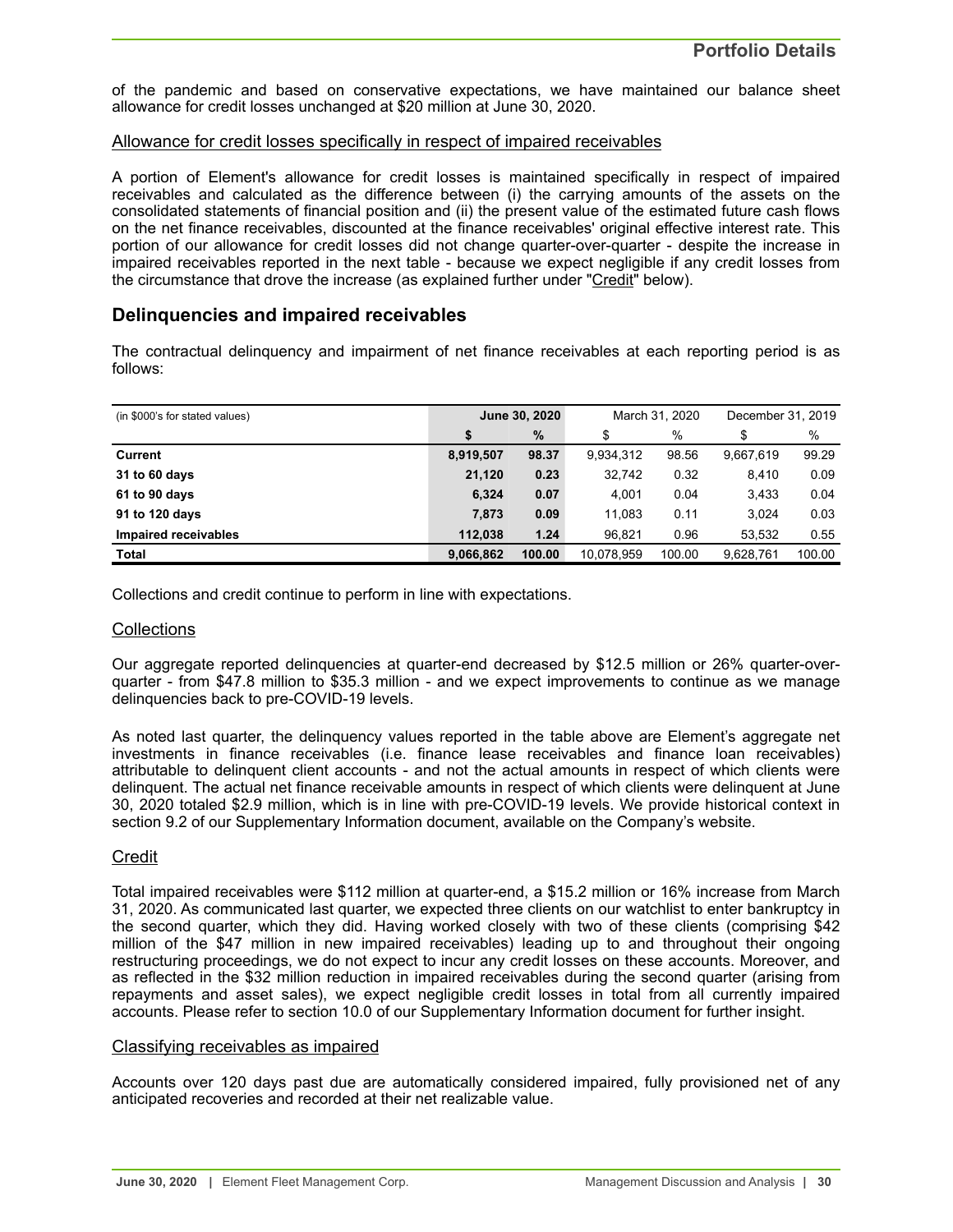of the pandemic and based on conservative expectations, we have maintained our balance sheet allowance for credit losses unchanged at $20 million at June 30, 2020.

Allowance for credit losses specifically in respect of impaired receivables

A portion of Element's allowance for credit losses is maintained specifically in respect of impaired receivables and calculated as the difference between (i) the carrying amounts of the assets on the consolidated statements of financial position and (ii) the present value of the estimated future cash flows on the net finance receivables, discounted at the finance receivables' original effective interest rate. This portion of our allowance for credit losses did not change quarter-over-quarter - despite the increase in impaired receivables reported in the next table - because we expect negligible if any credit losses from the circumstance that drove the increase (as explained further under "Credit" below).

## Delinquencies and impaired receivables

The contractual delinquency and impairment of net finance receivables at each reporting period is as follows:

| (in $000's for stated values) | **June 30, 2020** | | March 31, 2020 | | December 31, 2019 | |
|---|---|---|---|---|---|---|
| | **$** | **%** | $ | % | $ | % |
| **Current** | **8,919,507** | **98.37** | 9,934,312 | 98.56 | 9,667,619 | 99.29 |
| **31 to 60 days** | **21,120** | **0.23** | 32,742 | 0.32 | 8,410 | 0.09 |
| **61 to 90 days** | **6,324** | **0.07** | 4,001 | 0.04 | 3,433 | 0.04 |
| **91 to 120 days** | **7,873** | **0.09** | 11,083 | 0.11 | 3,024 | 0.03 |
| **Impaired receivables** | **112,038** | **1.24** | 96,821 | 0.96 | 53,532 | 0.55 |
| **Total** | **9,066,862** | **100.00** | 10,078,959 | 100.00 | 9,628,761 | 100.00 |

Collections and credit continue to perform in line with expectations.

Collections

Our aggregate reported delinquencies at quarter-end decreased by $12.5 million or 26% quarter-over-quarter - from $47.8 million to $35.3 million - and we expect improvements to continue as we manage delinquencies back to pre-COVID-19 levels.

As noted last quarter, the delinquency values reported in the table above are Element's aggregate net investments in finance receivables (i.e. finance lease receivables and finance loan receivables) attributable to delinquent client accounts - and not the actual amounts in respect of which clients were delinquent. The actual net finance receivable amounts in respect of which clients were delinquent at June 30, 2020 totaled $2.9 million, which is in line with pre-COVID-19 levels. We provide historical context in section 9.2 of our Supplementary Information document, available on the Company's website.

Credit

Total impaired receivables were $112 million at quarter-end, a $15.2 million or 16% increase from March 31, 2020. As communicated last quarter, we expected three clients on our watchlist to enter bankruptcy in the second quarter, which they did. Having worked closely with two of these clients (comprising $42 million of the $47 million in new impaired receivables) leading up to and throughout their ongoing restructuring proceedings, we do not expect to incur any credit losses on these accounts. Moreover, and as reflected in the $32 million reduction in impaired receivables during the second quarter (arising from repayments and asset sales), we expect negligible credit losses in total from all currently impaired accounts. Please refer to section 10.0 of our Supplementary Information document for further insight.

Classifying receivables as impaired

Accounts over 120 days past due are automatically considered impaired, fully provisioned net of any anticipated recoveries and recorded at their net realizable value.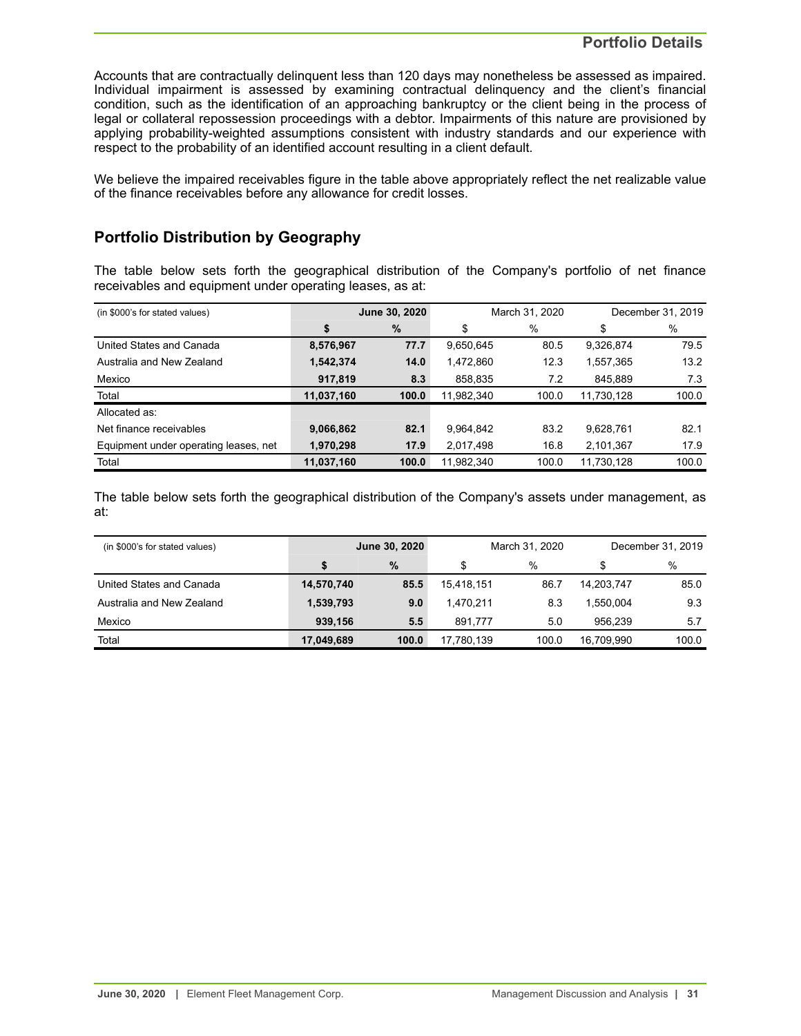Accounts that are contractually delinquent less than 120 days may nonetheless be assessed as impaired. Individual impairment is assessed by examining contractual delinquency and the client's financial condition, such as the identification of an approaching bankruptcy or the client being in the process of legal or collateral repossession proceedings with a debtor. Impairments of this nature are provisioned by applying probability-weighted assumptions consistent with industry standards and our experience with respect to the probability of an identified account resulting in a client default.

We believe the impaired receivables figure in the table above appropriately reflect the net realizable value of the finance receivables before any allowance for credit losses.

## Portfolio Distribution by Geography

The table below sets forth the geographical distribution of the Company's portfolio of net finance receivables and equipment under operating leases, as at:

| (in $000's for stated values) | **June 30, 2020** | | March 31, 2020 | | December 31, 2019 | |
|---|---|---|---|---|---|---|
| | **$** | **%** | $ | % | $ | % |
| United States and Canada | **8,576,967** | **77.7** | 9,650,645 | 80.5 | 9,326,874 | 79.5 |
| Australia and New Zealand | **1,542,374** | **14.0** | 1,472,860 | 12.3 | 1,557,365 | 13.2 |
| Mexico | **917,819** | **8.3** | 858,835 | 7.2 | 845,889 | 7.3 |
| Total | **11,037,160** | **100.0** | 11,982,340 | 100.0 | 11,730,128 | 100.0 |
| Allocated as: | | | | | | |
| Net finance receivables | **9,066,862** | **82.1** | 9,964,842 | 83.2 | 9,628,761 | 82.1 |
| Equipment under operating leases, net | **1,970,298** | **17.9** | 2,017,498 | 16.8 | 2,101,367 | 17.9 |
| Total | **11,037,160** | **100.0** | 11,982,340 | 100.0 | 11,730,128 | 100.0 |

The table below sets forth the geographical distribution of the Company's assets under management, as at:

| (in $000's for stated values) | **June 30, 2020** | | March 31, 2020 | | December 31, 2019 | |
|---|---|---|---|---|---|---|
| | **$** | **%** | $ | % | $ | % |
| United States and Canada | **14,570,740** | **85.5** | 15,418,151 | 86.7 | 14,203,747 | 85.0 |
| Australia and New Zealand | **1,539,793** | **9.0** | 1,470,211 | 8.3 | 1,550,004 | 9.3 |
| Mexico | **939,156** | **5.5** | 891,777 | 5.0 | 956,239 | 5.7 |
| Total | **17,049,689** | **100.0** | 17,780,139 | 100.0 | 16,709,990 | 100.0 |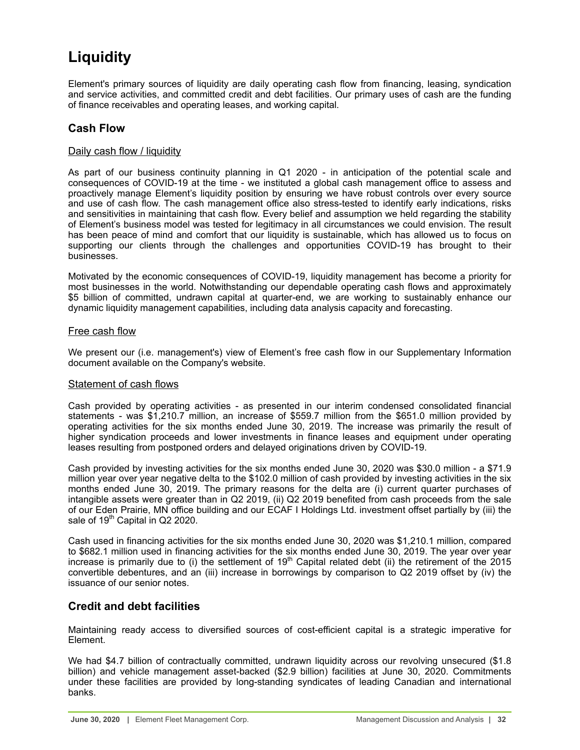# Liquidity

Element's primary sources of liquidity are daily operating cash flow from financing, leasing, syndication and service activities, and committed credit and debt facilities. Our primary uses of cash are the funding of finance receivables and operating leases, and working capital.

## Cash Flow

### Daily cash flow / liquidity

As part of our business continuity planning in Q1 2020 - in anticipation of the potential scale and consequences of COVID-19 at the time - we instituted a global cash management office to assess and proactively manage Element's liquidity position by ensuring we have robust controls over every source and use of cash flow. The cash management office also stress-tested to identify early indications, risks and sensitivities in maintaining that cash flow. Every belief and assumption we held regarding the stability of Element's business model was tested for legitimacy in all circumstances we could envision. The result has been peace of mind and comfort that our liquidity is sustainable, which has allowed us to focus on supporting our clients through the challenges and opportunities COVID-19 has brought to their businesses.

Motivated by the economic consequences of COVID-19, liquidity management has become a priority for most businesses in the world. Notwithstanding our dependable operating cash flows and approximately $5 billion of committed, undrawn capital at quarter-end, we are working to sustainably enhance our dynamic liquidity management capabilities, including data analysis capacity and forecasting.

### Free cash flow

We present our (i.e. management's) view of Element's free cash flow in our Supplementary Information document available on the Company's website.

### Statement of cash flows

Cash provided by operating activities - as presented in our interim condensed consolidated financial statements - was $1,210.7 million, an increase of $559.7 million from the $651.0 million provided by operating activities for the six months ended June 30, 2019. The increase was primarily the result of higher syndication proceeds and lower investments in finance leases and equipment under operating leases resulting from postponed orders and delayed originations driven by COVID-19.

Cash provided by investing activities for the six months ended June 30, 2020 was $30.0 million - a $71.9 million year over year negative delta to the $102.0 million of cash provided by investing activities in the six months ended June 30, 2019. The primary reasons for the delta are (i) current quarter purchases of intangible assets were greater than in Q2 2019, (ii) Q2 2019 benefited from cash proceeds from the sale of our Eden Prairie, MN office building and our ECAF I Holdings Ltd. investment offset partially by (iii) the sale of 19th Capital in Q2 2020.

Cash used in financing activities for the six months ended June 30, 2020 was $1,210.1 million, compared to $682.1 million used in financing activities for the six months ended June 30, 2019. The year over year increase is primarily due to (i) the settlement of 19th Capital related debt (ii) the retirement of the 2015 convertible debentures, and an (iii) increase in borrowings by comparison to Q2 2019 offset by (iv) the issuance of our senior notes.

## Credit and debt facilities

Maintaining ready access to diversified sources of cost-efficient capital is a strategic imperative for Element.

We had $4.7 billion of contractually committed, undrawn liquidity across our revolving unsecured ($1.8 billion) and vehicle management asset-backed ($2.9 billion) facilities at June 30, 2020. Commitments under these facilities are provided by long-standing syndicates of leading Canadian and international banks.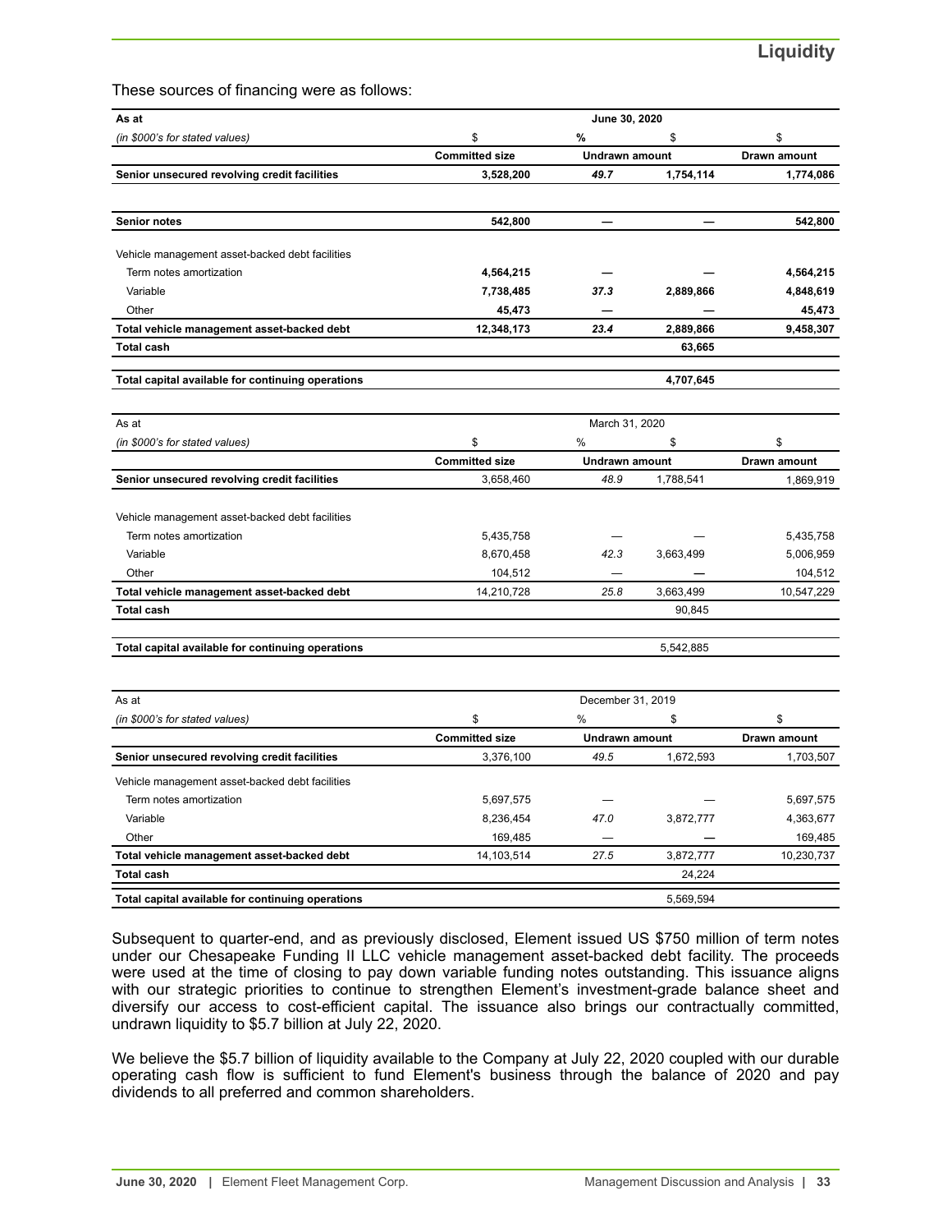These sources of financing were as follows:

| As at | June 30, 2020 | | | |
|---|---|---|---|---|
| *(in $000's for stated values)* | $ | % | $ | $ |
| | **Committed size** | **Undrawn amount** | | **Drawn amount** |
| **Senior unsecured revolving credit facilities** | **3,528,200** | ***49.7*** | **1,754,114** | **1,774,086** |
| | | | | |
| **Senior notes** | **542,800** | **—** | **—** | **542,800** |
| | | | | |
| Vehicle management asset-backed debt facilities | | | | |
| Term notes amortization | **4,564,215** | **—** | **—** | **4,564,215** |
| Variable | **7,738,485** | ***37.3*** | **2,889,866** | **4,848,619** |
| Other | **45,473** | **—** | **—** | **45,473** |
| **Total vehicle management asset-backed debt** | **12,348,173** | ***23.4*** | **2,889,866** | **9,458,307** |
| **Total cash** | | | **63,665** | |
| | | | | |
| **Total capital available for continuing operations** | | | **4,707,645** | |

| As at | March 31, 2020 | | | |
|---|---|---|---|---|
| *(in $000's for stated values)* | $ | % | $ | $ |
| | **Committed size** | **Undrawn amount** | | **Drawn amount** |
| **Senior unsecured revolving credit facilities** | 3,658,460 | *48.9* | 1,788,541 | 1,869,919 |
| | | | | |
| Vehicle management asset-backed debt facilities | | | | |
| Term notes amortization | 5,435,758 | — | — | 5,435,758 |
| Variable | 8,670,458 | *42.3* | 3,663,499 | 5,006,959 |
| Other | 104,512 | — | — | 104,512 |
| **Total vehicle management asset-backed debt** | 14,210,728 | *25.8* | 3,663,499 | 10,547,229 |
| **Total cash** | | | 90,845 | |
| | | | | |
| **Total capital available for continuing operations** | | | 5,542,885 | |

| As at | December 31, 2019 | | | |
|---|---|---|---|---|
| *(in $000's for stated values)* | $ | % | $ | $ |
| | **Committed size** | **Undrawn amount** | | **Drawn amount** |
| **Senior unsecured revolving credit facilities** | 3,376,100 | *49.5* | 1,672,593 | 1,703,507 |
| Vehicle management asset-backed debt facilities | | | | |
| Term notes amortization | 5,697,575 | — | — | 5,697,575 |
| Variable | 8,236,454 | *47.0* | 3,872,777 | 4,363,677 |
| Other | 169,485 | — | — | 169,485 |
| **Total vehicle management asset-backed debt** | 14,103,514 | *27.5* | 3,872,777 | 10,230,737 |
| **Total cash** | | | 24,224 | |
| **Total capital available for continuing operations** | | | 5,569,594 | |

Subsequent to quarter-end, and as previously disclosed, Element issued US $750 million of term notes under our Chesapeake Funding II LLC vehicle management asset-backed debt facility. The proceeds were used at the time of closing to pay down variable funding notes outstanding. This issuance aligns with our strategic priorities to continue to strengthen Element's investment-grade balance sheet and diversify our access to cost-efficient capital. The issuance also brings our contractually committed, undrawn liquidity to $5.7 billion at July 22, 2020.

We believe the $5.7 billion of liquidity available to the Company at July 22, 2020 coupled with our durable operating cash flow is sufficient to fund Element's business through the balance of 2020 and pay dividends to all preferred and common shareholders.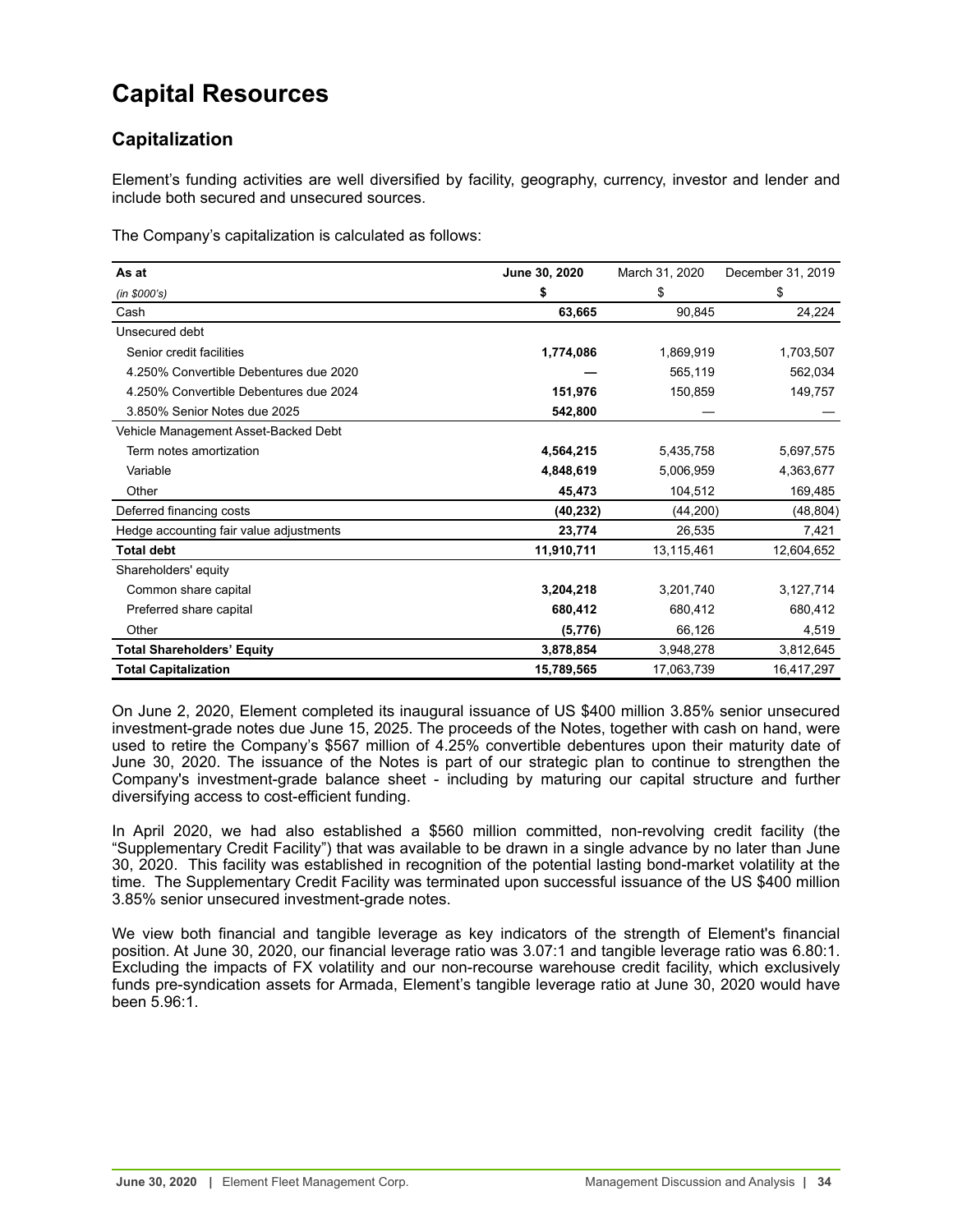# Capital Resources

## Capitalization

Element's funding activities are well diversified by facility, geography, currency, investor and lender and include both secured and unsecured sources.

The Company's capitalization is calculated as follows:

| As at | June 30, 2020 | March 31, 2020 | December 31, 2019 |
|---|---|---|---|
| *(in $000's)* | **$** | $ | $ |
| Cash | **63,665** | 90,845 | 24,224 |
| Unsecured debt | | | |
| Senior credit facilities | **1,774,086** | 1,869,919 | 1,703,507 |
| 4.250% Convertible Debentures due 2020 | **—** | 565,119 | 562,034 |
| 4.250% Convertible Debentures due 2024 | **151,976** | 150,859 | 149,757 |
| 3.850% Senior Notes due 2025 | **542,800** | — | — |
| Vehicle Management Asset-Backed Debt | | | |
| Term notes amortization | **4,564,215** | 5,435,758 | 5,697,575 |
| Variable | **4,848,619** | 5,006,959 | 4,363,677 |
| Other | **45,473** | 104,512 | 169,485 |
| Deferred financing costs | **(40,232)** | (44,200) | (48,804) |
| Hedge accounting fair value adjustments | **23,774** | 26,535 | 7,421 |
| **Total debt** | **11,910,711** | 13,115,461 | 12,604,652 |
| Shareholders' equity | | | |
| Common share capital | **3,204,218** | 3,201,740 | 3,127,714 |
| Preferred share capital | **680,412** | 680,412 | 680,412 |
| Other | **(5,776)** | 66,126 | 4,519 |
| **Total Shareholders' Equity** | **3,878,854** | 3,948,278 | 3,812,645 |
| **Total Capitalization** | **15,789,565** | 17,063,739 | 16,417,297 |

On June 2, 2020, Element completed its inaugural issuance of US $400 million 3.85% senior unsecured investment-grade notes due June 15, 2025. The proceeds of the Notes, together with cash on hand, were used to retire the Company's $567 million of 4.25% convertible debentures upon their maturity date of June 30, 2020. The issuance of the Notes is part of our strategic plan to continue to strengthen the Company's investment-grade balance sheet - including by maturing our capital structure and further diversifying access to cost-efficient funding.

In April 2020, we had also established a $560 million committed, non-revolving credit facility (the "Supplementary Credit Facility") that was available to be drawn in a single advance by no later than June 30, 2020. This facility was established in recognition of the potential lasting bond-market volatility at the time. The Supplementary Credit Facility was terminated upon successful issuance of the US $400 million 3.85% senior unsecured investment-grade notes.

We view both financial and tangible leverage as key indicators of the strength of Element's financial position. At June 30, 2020, our financial leverage ratio was 3.07:1 and tangible leverage ratio was 6.80:1. Excluding the impacts of FX volatility and our non-recourse warehouse credit facility, which exclusively funds pre-syndication assets for Armada, Element's tangible leverage ratio at June 30, 2020 would have been 5.96:1.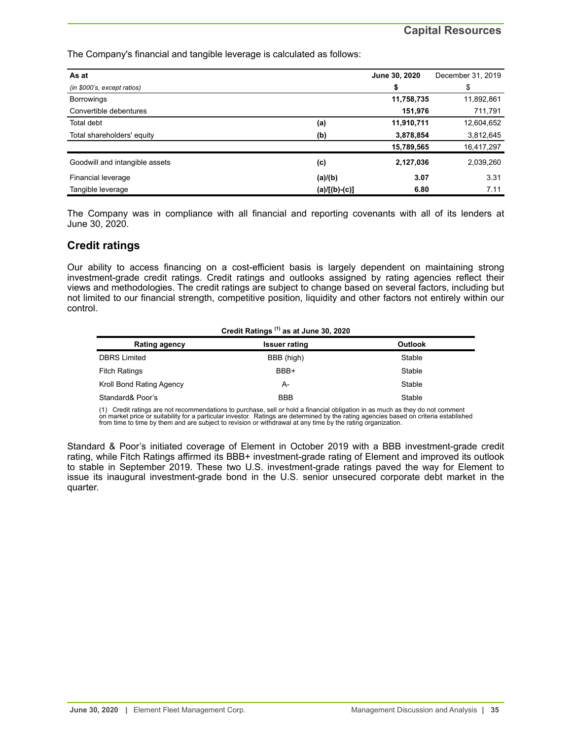## Capital Resources

The Company's financial and tangible leverage is calculated as follows:

| As at | | June 30, 2020 | December 31, 2019 |
|---|---|---|---|
| *(in $000's, except ratios)* | | **$** | $ |
| Borrowings | | **11,758,735** | 11,892,861 |
| Convertible debentures | | **151,976** | 711,791 |
| Total debt | **(a)** | **11,910,711** | 12,604,652 |
| Total shareholders' equity | **(b)** | **3,878,854** | 3,812,645 |
| | | **15,789,565** | 16,417,297 |
| Goodwill and intangible assets | **(c)** | **2,127,036** | 2,039,260 |
| Financial leverage | **(a)/(b)** | **3.07** | 3.31 |
| Tangible leverage | **(a)/[(b)-(c)]** | **6.80** | 7.11 |

The Company was in compliance with all financial and reporting covenants with all of its lenders at June 30, 2020.

## Credit ratings

Our ability to access financing on a cost-efficient basis is largely dependent on maintaining strong investment-grade credit ratings. Credit ratings and outlooks assigned by rating agencies reflect their views and methodologies. The credit ratings are subject to change based on several factors, including but not limited to our financial strength, competitive position, liquidity and other factors not entirely within our control.

**Credit Ratings [1] as at June 30, 2020**

| Rating agency | Issuer rating | Outlook |
|---|---|---|
| DBRS Limited | BBB (high) | Stable |
| Fitch Ratings | BBB+ | Stable |
| Kroll Bond Rating Agency | A- | Stable |
| Standard& Poor's | BBB | Stable |

(1) Credit ratings are not recommendations to purchase, sell or hold a financial obligation in as much as they do not comment on market price or suitability for a particular investor. Ratings are determined by the rating agencies based on criteria established from time to time by them and are subject to revision or withdrawal at any time by the rating organization.

Standard & Poor's initiated coverage of Element in October 2019 with a BBB investment-grade credit rating, while Fitch Ratings affirmed its BBB+ investment-grade rating of Element and improved its outlook to stable in September 2019. These two U.S. investment-grade ratings paved the way for Element to issue its inaugural investment-grade bond in the U.S. senior unsecured corporate debt market in the quarter.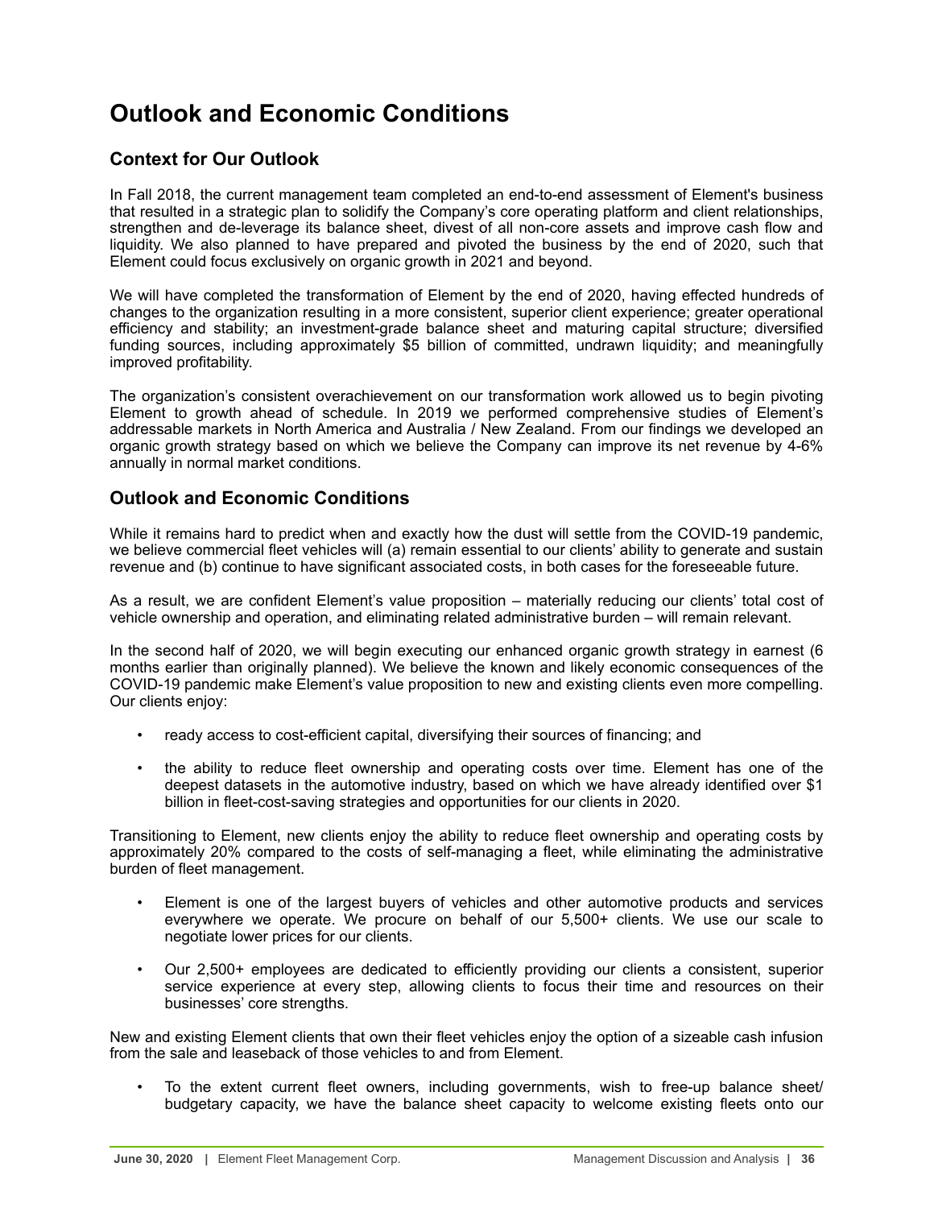# Outlook and Economic Conditions

## Context for Our Outlook

In Fall 2018, the current management team completed an end-to-end assessment of Element's business that resulted in a strategic plan to solidify the Company's core operating platform and client relationships, strengthen and de-leverage its balance sheet, divest of all non-core assets and improve cash flow and liquidity. We also planned to have prepared and pivoted the business by the end of 2020, such that Element could focus exclusively on organic growth in 2021 and beyond.

We will have completed the transformation of Element by the end of 2020, having effected hundreds of changes to the organization resulting in a more consistent, superior client experience; greater operational efficiency and stability; an investment-grade balance sheet and maturing capital structure; diversified funding sources, including approximately $5 billion of committed, undrawn liquidity; and meaningfully improved profitability.

The organization's consistent overachievement on our transformation work allowed us to begin pivoting Element to growth ahead of schedule. In 2019 we performed comprehensive studies of Element's addressable markets in North America and Australia / New Zealand. From our findings we developed an organic growth strategy based on which we believe the Company can improve its net revenue by 4-6% annually in normal market conditions.

## Outlook and Economic Conditions

While it remains hard to predict when and exactly how the dust will settle from the COVID-19 pandemic, we believe commercial fleet vehicles will (a) remain essential to our clients' ability to generate and sustain revenue and (b) continue to have significant associated costs, in both cases for the foreseeable future.

As a result, we are confident Element's value proposition – materially reducing our clients' total cost of vehicle ownership and operation, and eliminating related administrative burden – will remain relevant.

In the second half of 2020, we will begin executing our enhanced organic growth strategy in earnest (6 months earlier than originally planned). We believe the known and likely economic consequences of the COVID-19 pandemic make Element's value proposition to new and existing clients even more compelling. Our clients enjoy:

- ready access to cost-efficient capital, diversifying their sources of financing; and
- the ability to reduce fleet ownership and operating costs over time. Element has one of the deepest datasets in the automotive industry, based on which we have already identified over $1 billion in fleet-cost-saving strategies and opportunities for our clients in 2020.

Transitioning to Element, new clients enjoy the ability to reduce fleet ownership and operating costs by approximately 20% compared to the costs of self-managing a fleet, while eliminating the administrative burden of fleet management.

- Element is one of the largest buyers of vehicles and other automotive products and services everywhere we operate. We procure on behalf of our 5,500+ clients. We use our scale to negotiate lower prices for our clients.
- Our 2,500+ employees are dedicated to efficiently providing our clients a consistent, superior service experience at every step, allowing clients to focus their time and resources on their businesses' core strengths.

New and existing Element clients that own their fleet vehicles enjoy the option of a sizeable cash infusion from the sale and leaseback of those vehicles to and from Element.

- To the extent current fleet owners, including governments, wish to free-up balance sheet/ budgetary capacity, we have the balance sheet capacity to welcome existing fleets onto our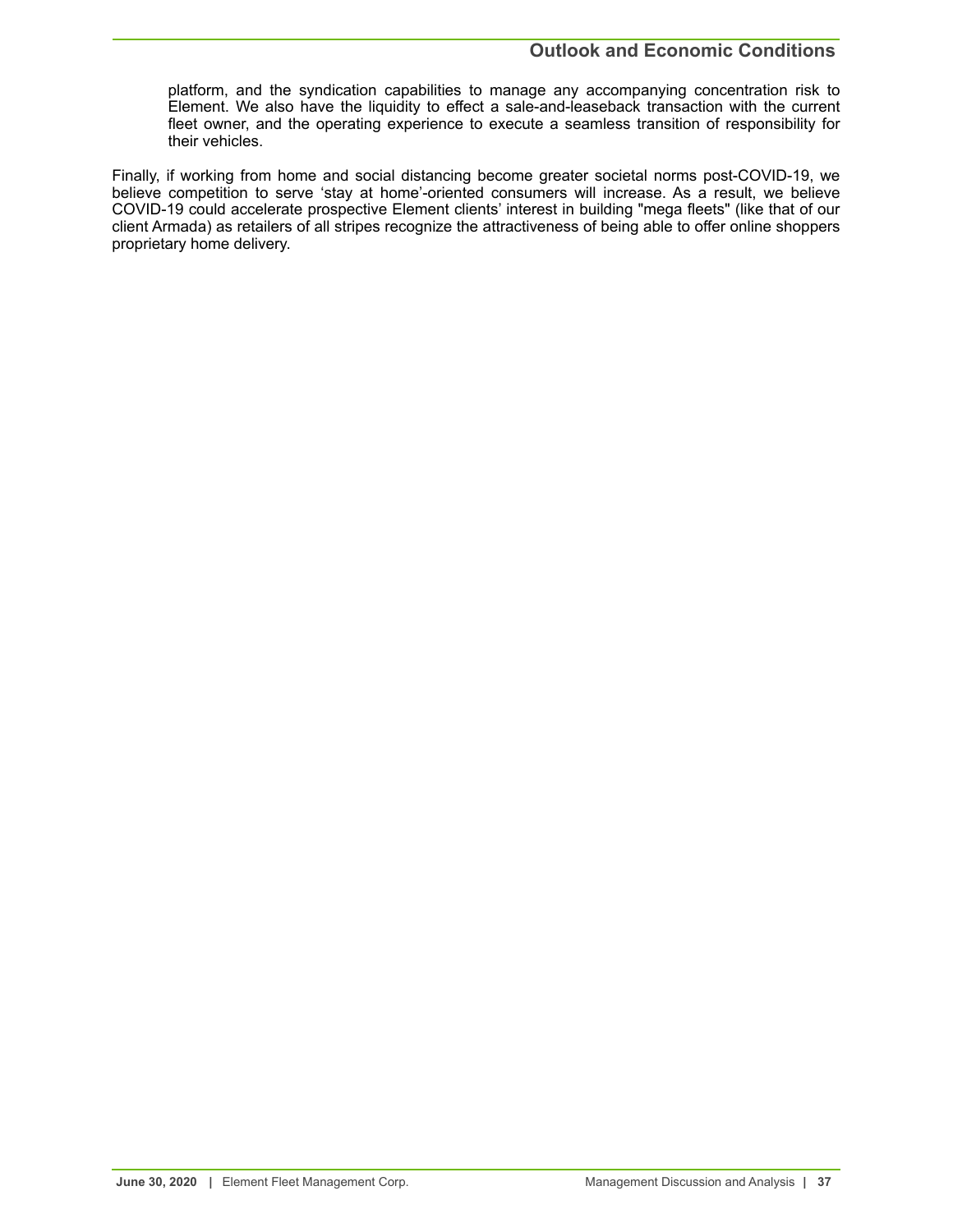platform, and the syndication capabilities to manage any accompanying concentration risk to Element. We also have the liquidity to effect a sale-and-leaseback transaction with the current fleet owner, and the operating experience to execute a seamless transition of responsibility for their vehicles.

Finally, if working from home and social distancing become greater societal norms post-COVID-19, we believe competition to serve 'stay at home'-oriented consumers will increase. As a result, we believe COVID-19 could accelerate prospective Element clients' interest in building "mega fleets" (like that of our client Armada) as retailers of all stripes recognize the attractiveness of being able to offer online shoppers proprietary home delivery.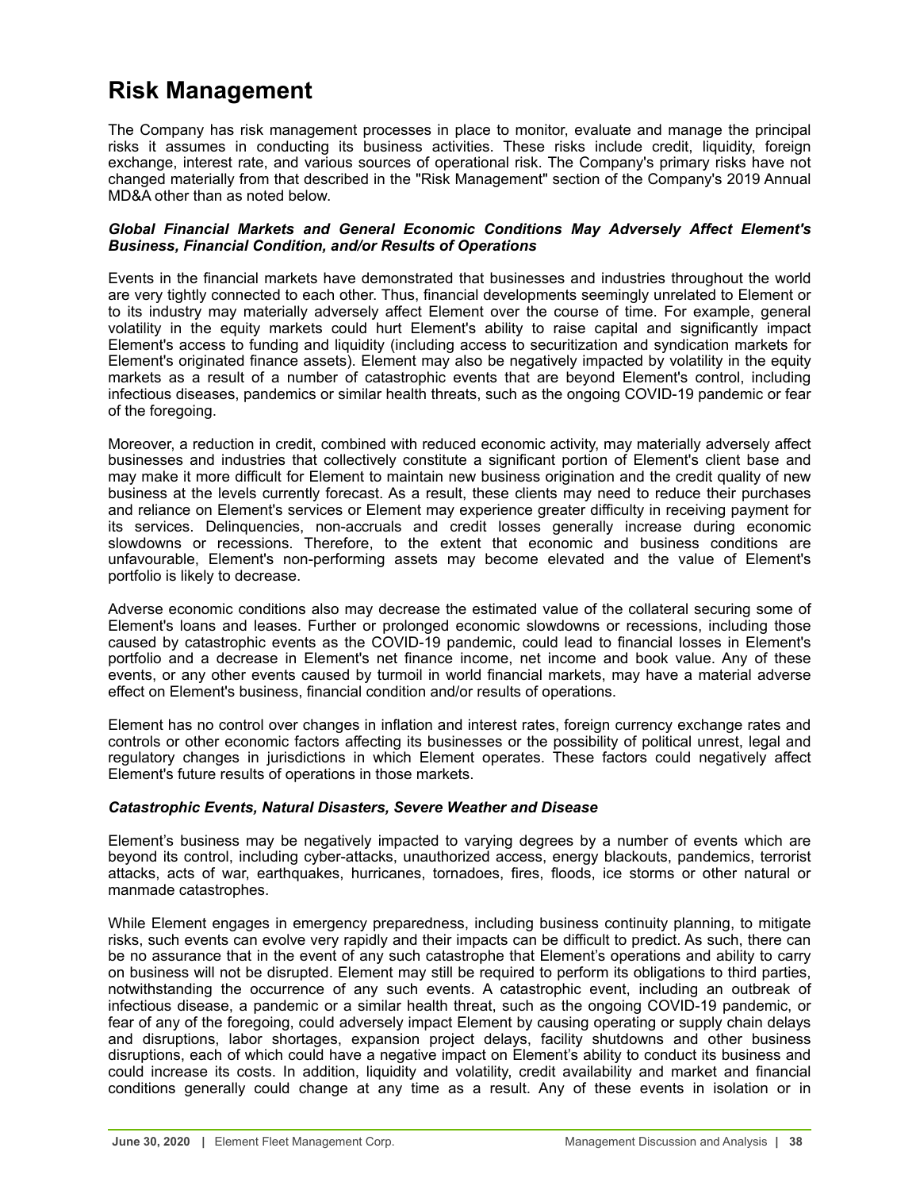# Risk Management

The Company has risk management processes in place to monitor, evaluate and manage the principal risks it assumes in conducting its business activities. These risks include credit, liquidity, foreign exchange, interest rate, and various sources of operational risk. The Company's primary risks have not changed materially from that described in the "Risk Management" section of the Company's 2019 Annual MD&A other than as noted below.

***Global Financial Markets and General Economic Conditions May Adversely Affect Element's Business, Financial Condition, and/or Results of Operations***

Events in the financial markets have demonstrated that businesses and industries throughout the world are very tightly connected to each other. Thus, financial developments seemingly unrelated to Element or to its industry may materially adversely affect Element over the course of time. For example, general volatility in the equity markets could hurt Element's ability to raise capital and significantly impact Element's access to funding and liquidity (including access to securitization and syndication markets for Element's originated finance assets). Element may also be negatively impacted by volatility in the equity markets as a result of a number of catastrophic events that are beyond Element's control, including infectious diseases, pandemics or similar health threats, such as the ongoing COVID-19 pandemic or fear of the foregoing.

Moreover, a reduction in credit, combined with reduced economic activity, may materially adversely affect businesses and industries that collectively constitute a significant portion of Element's client base and may make it more difficult for Element to maintain new business origination and the credit quality of new business at the levels currently forecast. As a result, these clients may need to reduce their purchases and reliance on Element's services or Element may experience greater difficulty in receiving payment for its services. Delinquencies, non-accruals and credit losses generally increase during economic slowdowns or recessions. Therefore, to the extent that economic and business conditions are unfavourable, Element's non-performing assets may become elevated and the value of Element's portfolio is likely to decrease.

Adverse economic conditions also may decrease the estimated value of the collateral securing some of Element's loans and leases. Further or prolonged economic slowdowns or recessions, including those caused by catastrophic events as the COVID-19 pandemic, could lead to financial losses in Element's portfolio and a decrease in Element's net finance income, net income and book value. Any of these events, or any other events caused by turmoil in world financial markets, may have a material adverse effect on Element's business, financial condition and/or results of operations.

Element has no control over changes in inflation and interest rates, foreign currency exchange rates and controls or other economic factors affecting its businesses or the possibility of political unrest, legal and regulatory changes in jurisdictions in which Element operates. These factors could negatively affect Element's future results of operations in those markets.

***Catastrophic Events, Natural Disasters, Severe Weather and Disease***

Element's business may be negatively impacted to varying degrees by a number of events which are beyond its control, including cyber-attacks, unauthorized access, energy blackouts, pandemics, terrorist attacks, acts of war, earthquakes, hurricanes, tornadoes, fires, floods, ice storms or other natural or manmade catastrophes.

While Element engages in emergency preparedness, including business continuity planning, to mitigate risks, such events can evolve very rapidly and their impacts can be difficult to predict. As such, there can be no assurance that in the event of any such catastrophe that Element's operations and ability to carry on business will not be disrupted. Element may still be required to perform its obligations to third parties, notwithstanding the occurrence of any such events. A catastrophic event, including an outbreak of infectious disease, a pandemic or a similar health threat, such as the ongoing COVID-19 pandemic, or fear of any of the foregoing, could adversely impact Element by causing operating or supply chain delays and disruptions, labor shortages, expansion project delays, facility shutdowns and other business disruptions, each of which could have a negative impact on Element's ability to conduct its business and could increase its costs. In addition, liquidity and volatility, credit availability and market and financial conditions generally could change at any time as a result. Any of these events in isolation or in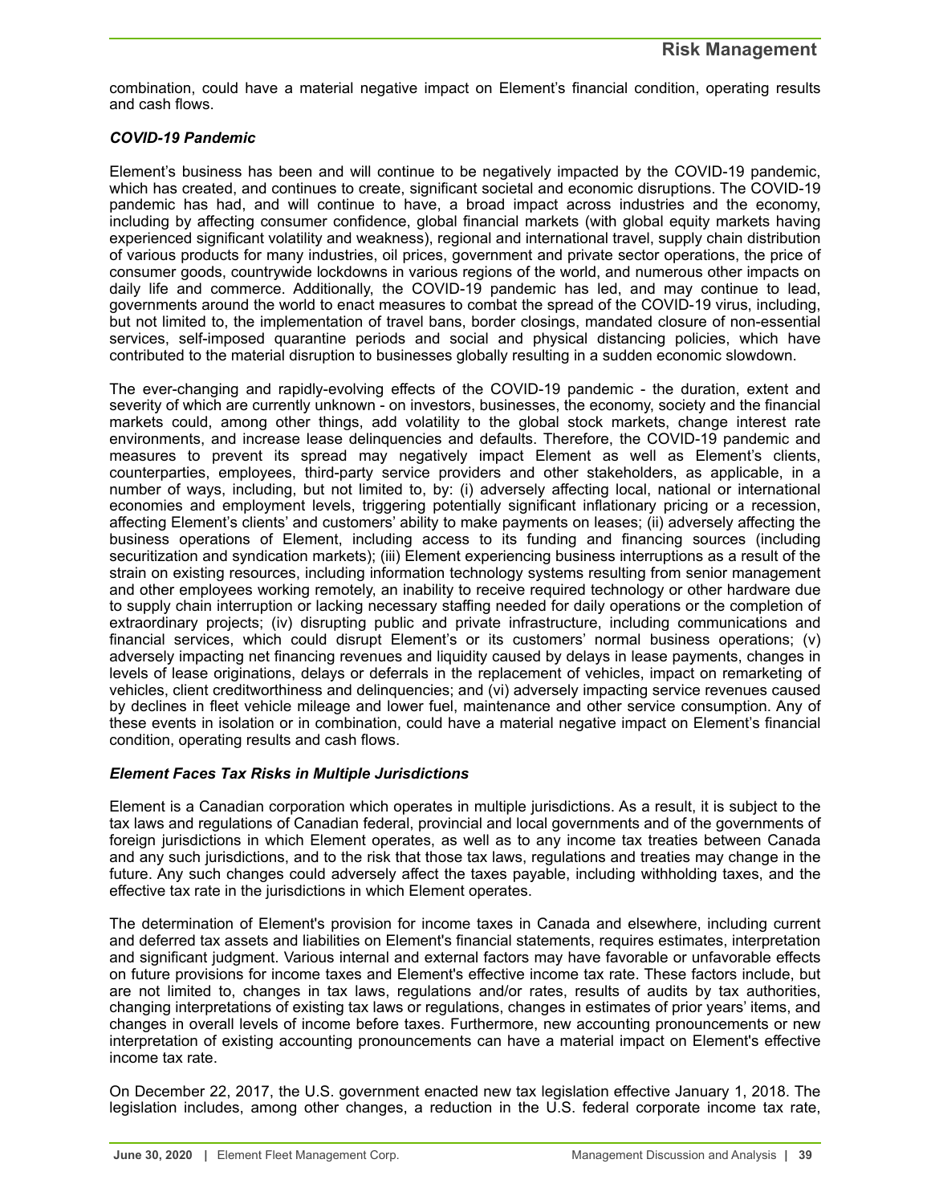combination, could have a material negative impact on Element's financial condition, operating results and cash flows.

### *COVID-19 Pandemic*

Element's business has been and will continue to be negatively impacted by the COVID-19 pandemic, which has created, and continues to create, significant societal and economic disruptions. The COVID-19 pandemic has had, and will continue to have, a broad impact across industries and the economy, including by affecting consumer confidence, global financial markets (with global equity markets having experienced significant volatility and weakness), regional and international travel, supply chain distribution of various products for many industries, oil prices, government and private sector operations, the price of consumer goods, countrywide lockdowns in various regions of the world, and numerous other impacts on daily life and commerce. Additionally, the COVID-19 pandemic has led, and may continue to lead, governments around the world to enact measures to combat the spread of the COVID-19 virus, including, but not limited to, the implementation of travel bans, border closings, mandated closure of non-essential services, self-imposed quarantine periods and social and physical distancing policies, which have contributed to the material disruption to businesses globally resulting in a sudden economic slowdown.

The ever-changing and rapidly-evolving effects of the COVID-19 pandemic - the duration, extent and severity of which are currently unknown - on investors, businesses, the economy, society and the financial markets could, among other things, add volatility to the global stock markets, change interest rate environments, and increase lease delinquencies and defaults. Therefore, the COVID-19 pandemic and measures to prevent its spread may negatively impact Element as well as Element's clients, counterparties, employees, third-party service providers and other stakeholders, as applicable, in a number of ways, including, but not limited to, by: (i) adversely affecting local, national or international economies and employment levels, triggering potentially significant inflationary pricing or a recession, affecting Element's clients' and customers' ability to make payments on leases; (ii) adversely affecting the business operations of Element, including access to its funding and financing sources (including securitization and syndication markets); (iii) Element experiencing business interruptions as a result of the strain on existing resources, including information technology systems resulting from senior management and other employees working remotely, an inability to receive required technology or other hardware due to supply chain interruption or lacking necessary staffing needed for daily operations or the completion of extraordinary projects; (iv) disrupting public and private infrastructure, including communications and financial services, which could disrupt Element's or its customers' normal business operations; (v) adversely impacting net financing revenues and liquidity caused by delays in lease payments, changes in levels of lease originations, delays or deferrals in the replacement of vehicles, impact on remarketing of vehicles, client creditworthiness and delinquencies; and (vi) adversely impacting service revenues caused by declines in fleet vehicle mileage and lower fuel, maintenance and other service consumption. Any of these events in isolation or in combination, could have a material negative impact on Element's financial condition, operating results and cash flows.

### *Element Faces Tax Risks in Multiple Jurisdictions*

Element is a Canadian corporation which operates in multiple jurisdictions. As a result, it is subject to the tax laws and regulations of Canadian federal, provincial and local governments and of the governments of foreign jurisdictions in which Element operates, as well as to any income tax treaties between Canada and any such jurisdictions, and to the risk that those tax laws, regulations and treaties may change in the future. Any such changes could adversely affect the taxes payable, including withholding taxes, and the effective tax rate in the jurisdictions in which Element operates.

The determination of Element's provision for income taxes in Canada and elsewhere, including current and deferred tax assets and liabilities on Element's financial statements, requires estimates, interpretation and significant judgment. Various internal and external factors may have favorable or unfavorable effects on future provisions for income taxes and Element's effective income tax rate. These factors include, but are not limited to, changes in tax laws, regulations and/or rates, results of audits by tax authorities, changing interpretations of existing tax laws or regulations, changes in estimates of prior years' items, and changes in overall levels of income before taxes. Furthermore, new accounting pronouncements or new interpretation of existing accounting pronouncements can have a material impact on Element's effective income tax rate.

On December 22, 2017, the U.S. government enacted new tax legislation effective January 1, 2018. The legislation includes, among other changes, a reduction in the U.S. federal corporate income tax rate,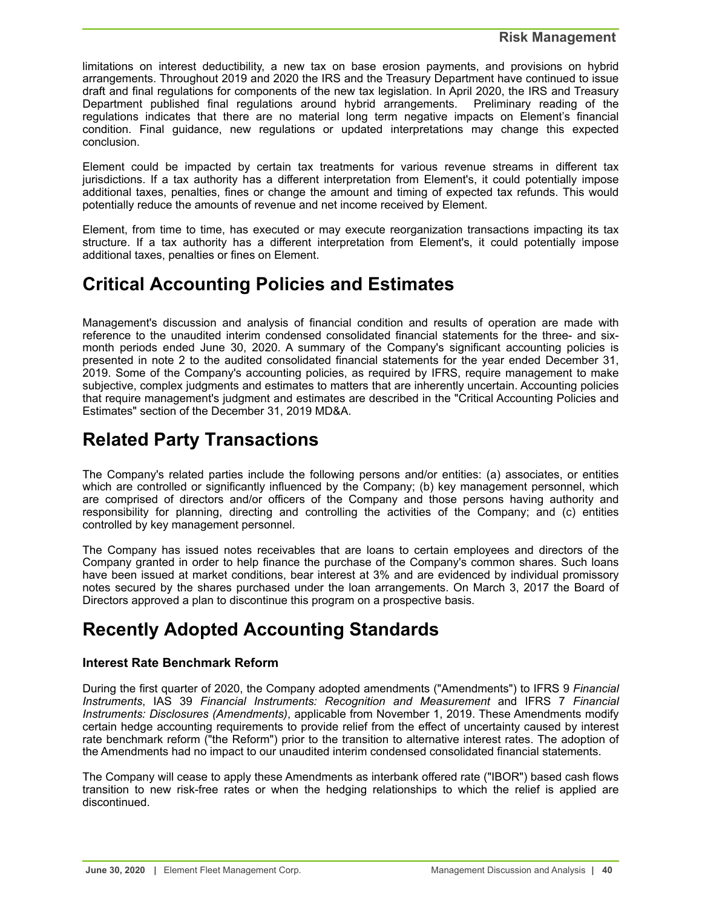limitations on interest deductibility, a new tax on base erosion payments, and provisions on hybrid arrangements. Throughout 2019 and 2020 the IRS and the Treasury Department have continued to issue draft and final regulations for components of the new tax legislation. In April 2020, the IRS and Treasury Department published final regulations around hybrid arrangements. Preliminary reading of the regulations indicates that there are no material long term negative impacts on Element's financial condition. Final guidance, new regulations or updated interpretations may change this expected conclusion.

Element could be impacted by certain tax treatments for various revenue streams in different tax jurisdictions. If a tax authority has a different interpretation from Element's, it could potentially impose additional taxes, penalties, fines or change the amount and timing of expected tax refunds. This would potentially reduce the amounts of revenue and net income received by Element.

Element, from time to time, has executed or may execute reorganization transactions impacting its tax structure. If a tax authority has a different interpretation from Element's, it could potentially impose additional taxes, penalties or fines on Element.

# Critical Accounting Policies and Estimates

Management's discussion and analysis of financial condition and results of operation are made with reference to the unaudited interim condensed consolidated financial statements for the three- and six-month periods ended June 30, 2020. A summary of the Company's significant accounting policies is presented in note 2 to the audited consolidated financial statements for the year ended December 31, 2019. Some of the Company's accounting policies, as required by IFRS, require management to make subjective, complex judgments and estimates to matters that are inherently uncertain. Accounting policies that require management's judgment and estimates are described in the "Critical Accounting Policies and Estimates" section of the December 31, 2019 MD&A.

# Related Party Transactions

The Company's related parties include the following persons and/or entities: (a) associates, or entities which are controlled or significantly influenced by the Company; (b) key management personnel, which are comprised of directors and/or officers of the Company and those persons having authority and responsibility for planning, directing and controlling the activities of the Company; and (c) entities controlled by key management personnel.

The Company has issued notes receivables that are loans to certain employees and directors of the Company granted in order to help finance the purchase of the Company's common shares. Such loans have been issued at market conditions, bear interest at 3% and are evidenced by individual promissory notes secured by the shares purchased under the loan arrangements. On March 3, 2017 the Board of Directors approved a plan to discontinue this program on a prospective basis.

# Recently Adopted Accounting Standards

### Interest Rate Benchmark Reform

During the first quarter of 2020, the Company adopted amendments ("Amendments") to IFRS 9 *Financial Instruments*, IAS 39 *Financial Instruments: Recognition and Measurement* and IFRS 7 *Financial Instruments: Disclosures (Amendments)*, applicable from November 1, 2019. These Amendments modify certain hedge accounting requirements to provide relief from the effect of uncertainty caused by interest rate benchmark reform ("the Reform") prior to the transition to alternative interest rates. The adoption of the Amendments had no impact to our unaudited interim condensed consolidated financial statements.

The Company will cease to apply these Amendments as interbank offered rate ("IBOR") based cash flows transition to new risk-free rates or when the hedging relationships to which the relief is applied are discontinued.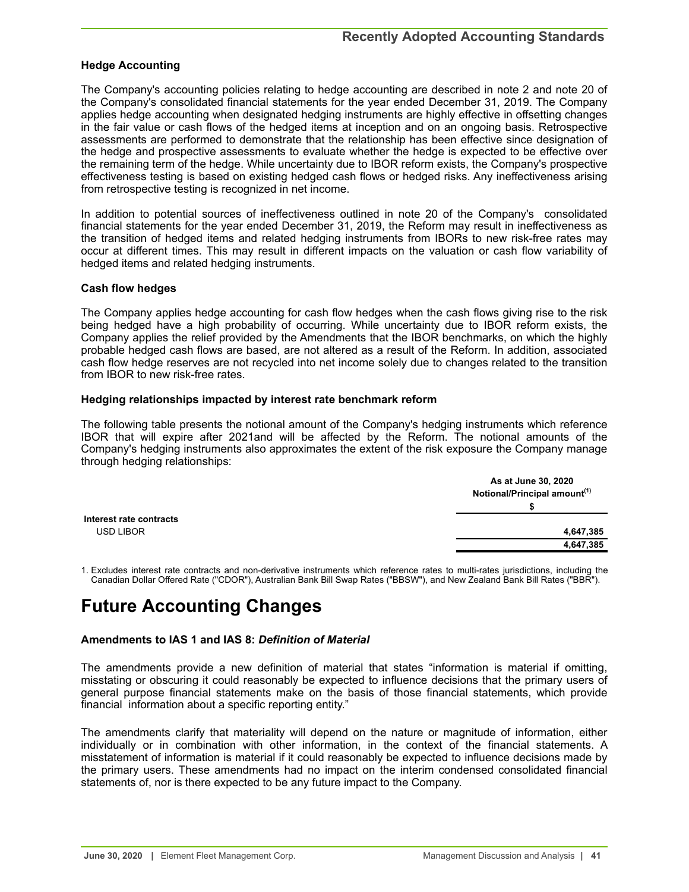## Recently Adopted Accounting Standards

### Hedge Accounting

The Company's accounting policies relating to hedge accounting are described in note 2 and note 20 of the Company's consolidated financial statements for the year ended December 31, 2019. The Company applies hedge accounting when designated hedging instruments are highly effective in offsetting changes in the fair value or cash flows of the hedged items at inception and on an ongoing basis. Retrospective assessments are performed to demonstrate that the relationship has been effective since designation of the hedge and prospective assessments to evaluate whether the hedge is expected to be effective over the remaining term of the hedge. While uncertainty due to IBOR reform exists, the Company's prospective effectiveness testing is based on existing hedged cash flows or hedged risks. Any ineffectiveness arising from retrospective testing is recognized in net income.

In addition to potential sources of ineffectiveness outlined in note 20 of the Company's consolidated financial statements for the year ended December 31, 2019, the Reform may result in ineffectiveness as the transition of hedged items and related hedging instruments from IBORs to new risk-free rates may occur at different times. This may result in different impacts on the valuation or cash flow variability of hedged items and related hedging instruments.

### Cash flow hedges

The Company applies hedge accounting for cash flow hedges when the cash flows giving rise to the risk being hedged have a high probability of occurring. While uncertainty due to IBOR reform exists, the Company applies the relief provided by the Amendments that the IBOR benchmarks, on which the highly probable hedged cash flows are based, are not altered as a result of the Reform. In addition, associated cash flow hedge reserves are not recycled into net income solely due to changes related to the transition from IBOR to new risk-free rates.

### Hedging relationships impacted by interest rate benchmark reform

The following table presents the notional amount of the Company's hedging instruments which reference IBOR that will expire after 2021and will be affected by the Reform. The notional amounts of the Company's hedging instruments also approximates the extent of the risk exposure the Company manage through hedging relationships:

| | As at June 30, 2020 Notional/Principal amount[1] |
|---|---|
| | $ |
| **Interest rate contracts** | |
| USD LIBOR | 4,647,385 |
| | 4,647,385 |

1. Excludes interest rate contracts and non-derivative instruments which reference rates to multi-rates jurisdictions, including the Canadian Dollar Offered Rate ("CDOR"), Australian Bank Bill Swap Rates ("BBSW"), and New Zealand Bank Bill Rates ("BBR").

# Future Accounting Changes

### Amendments to IAS 1 and IAS 8: *Definition of Material*

The amendments provide a new definition of material that states "information is material if omitting, misstating or obscuring it could reasonably be expected to influence decisions that the primary users of general purpose financial statements make on the basis of those financial statements, which provide financial information about a specific reporting entity."

The amendments clarify that materiality will depend on the nature or magnitude of information, either individually or in combination with other information, in the context of the financial statements. A misstatement of information is material if it could reasonably be expected to influence decisions made by the primary users. These amendments had no impact on the interim condensed consolidated financial statements of, nor is there expected to be any future impact to the Company.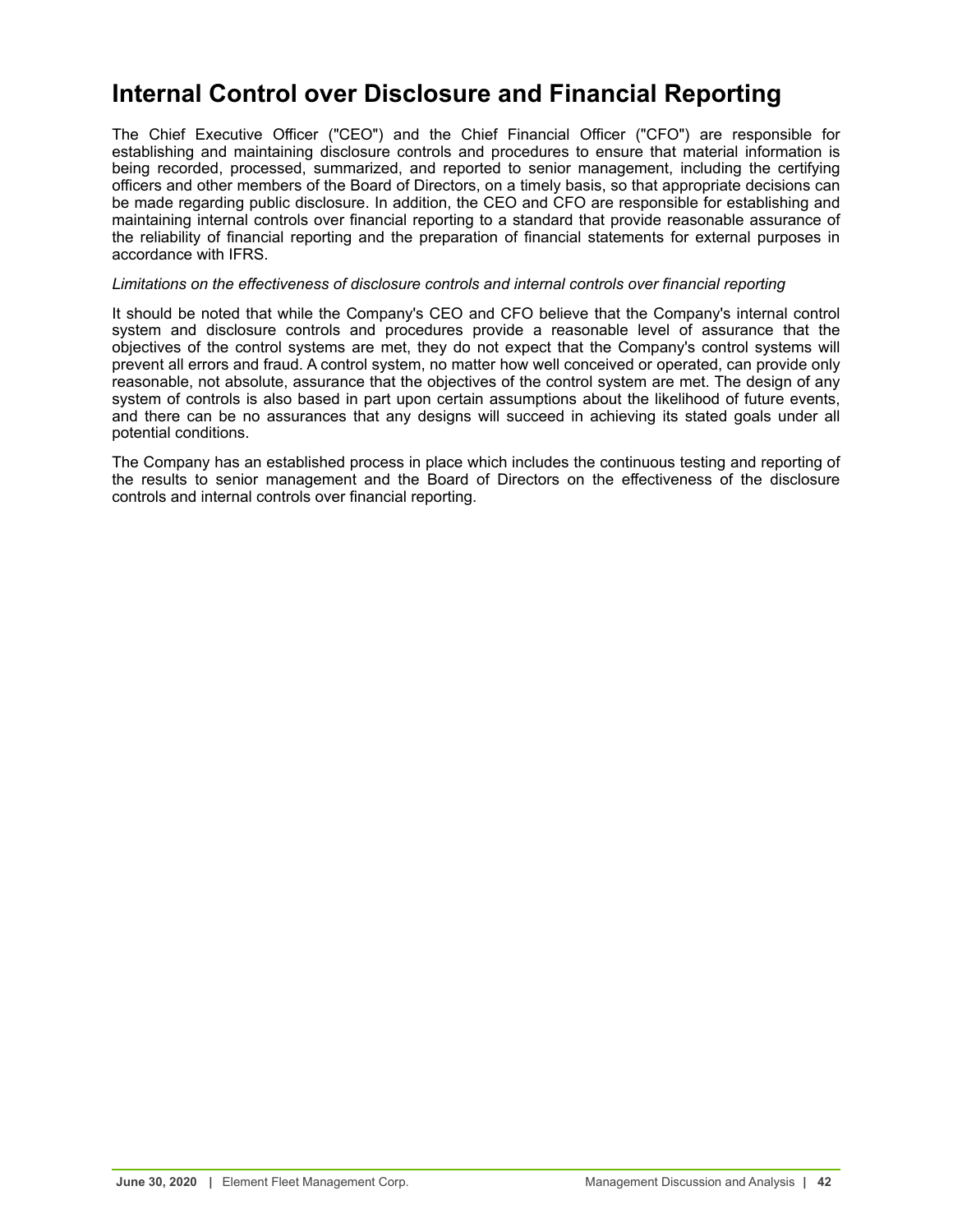# Internal Control over Disclosure and Financial Reporting

The Chief Executive Officer ("CEO") and the Chief Financial Officer ("CFO") are responsible for establishing and maintaining disclosure controls and procedures to ensure that material information is being recorded, processed, summarized, and reported to senior management, including the certifying officers and other members of the Board of Directors, on a timely basis, so that appropriate decisions can be made regarding public disclosure. In addition, the CEO and CFO are responsible for establishing and maintaining internal controls over financial reporting to a standard that provide reasonable assurance of the reliability of financial reporting and the preparation of financial statements for external purposes in accordance with IFRS.

*Limitations on the effectiveness of disclosure controls and internal controls over financial reporting*

It should be noted that while the Company's CEO and CFO believe that the Company's internal control system and disclosure controls and procedures provide a reasonable level of assurance that the objectives of the control systems are met, they do not expect that the Company's control systems will prevent all errors and fraud. A control system, no matter how well conceived or operated, can provide only reasonable, not absolute, assurance that the objectives of the control system are met. The design of any system of controls is also based in part upon certain assumptions about the likelihood of future events, and there can be no assurances that any designs will succeed in achieving its stated goals under all potential conditions.

The Company has an established process in place which includes the continuous testing and reporting of the results to senior management and the Board of Directors on the effectiveness of the disclosure controls and internal controls over financial reporting.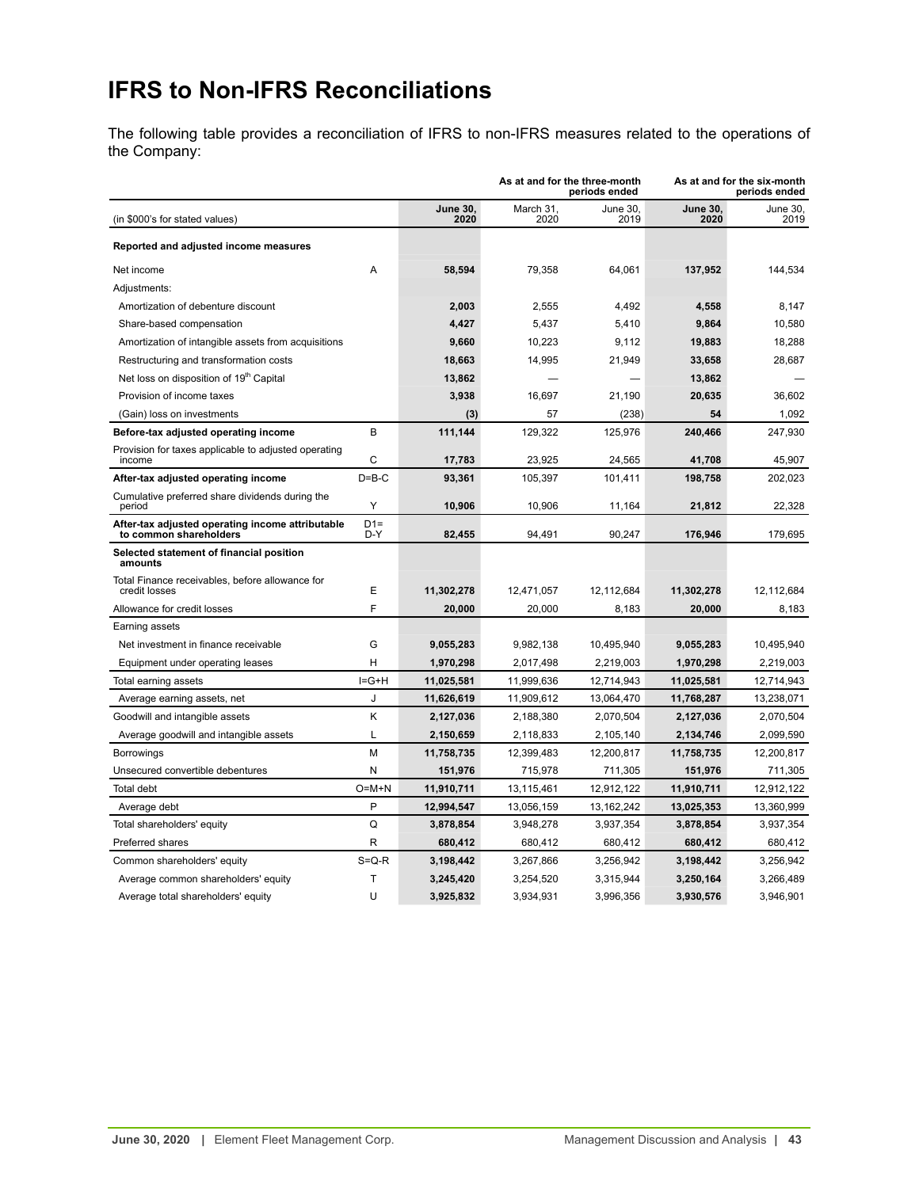# IFRS to Non-IFRS Reconciliations

The following table provides a reconciliation of IFRS to non-IFRS measures related to the operations of the Company:

| | | As at and for the three-month periods ended | | | As at and for the six-month periods ended | |
|---|---|---|---|---|---|---|
| (in $000's for stated values) | | **June 30, 2020** | March 31, 2020 | June 30, 2019 | **June 30, 2020** | June 30, 2019 |
| **Reported and adjusted income measures** | | | | | | |
| Net income | A | **58,594** | 79,358 | 64,061 | **137,952** | 144,534 |
| Adjustments: | | | | | | |
| Amortization of debenture discount | | **2,003** | 2,555 | 4,492 | **4,558** | 8,147 |
| Share-based compensation | | **4,427** | 5,437 | 5,410 | **9,864** | 10,580 |
| Amortization of intangible assets from acquisitions | | **9,660** | 10,223 | 9,112 | **19,883** | 18,288 |
| Restructuring and transformation costs | | **18,663** | 14,995 | 21,949 | **33,658** | 28,687 |
| Net loss on disposition of 19th Capital | | **13,862** | — | — | **13,862** | — |
| Provision of income taxes | | **3,938** | 16,697 | 21,190 | **20,635** | 36,602 |
| (Gain) loss on investments | | **(3)** | 57 | (238) | **54** | 1,092 |
| **Before-tax adjusted operating income** | B | **111,144** | 129,322 | 125,976 | **240,466** | 247,930 |
| Provision for taxes applicable to adjusted operating income | C | **17,783** | 23,925 | 24,565 | **41,708** | 45,907 |
| **After-tax adjusted operating income** | D=B-C | **93,361** | 105,397 | 101,411 | **198,758** | 202,023 |
| Cumulative preferred share dividends during the period | Y | **10,906** | 10,906 | 11,164 | **21,812** | 22,328 |
| **After-tax adjusted operating income attributable to common shareholders** | D1= D-Y | **82,455** | 94,491 | 90,247 | **176,946** | 179,695 |
| **Selected statement of financial position amounts** | | | | | | |
| Total Finance receivables, before allowance for credit losses | E | **11,302,278** | 12,471,057 | 12,112,684 | **11,302,278** | 12,112,684 |
| Allowance for credit losses | F | **20,000** | 20,000 | 8,183 | **20,000** | 8,183 |
| Earning assets | | | | | | |
| Net investment in finance receivable | G | **9,055,283** | 9,982,138 | 10,495,940 | **9,055,283** | 10,495,940 |
| Equipment under operating leases | H | **1,970,298** | 2,017,498 | 2,219,003 | **1,970,298** | 2,219,003 |
| Total earning assets | I=G+H | **11,025,581** | 11,999,636 | 12,714,943 | **11,025,581** | 12,714,943 |
| Average earning assets, net | J | **11,626,619** | 11,909,612 | 13,064,470 | **11,768,287** | 13,238,071 |
| Goodwill and intangible assets | K | **2,127,036** | 2,188,380 | 2,070,504 | **2,127,036** | 2,070,504 |
| Average goodwill and intangible assets | L | **2,150,659** | 2,118,833 | 2,105,140 | **2,134,746** | 2,099,590 |
| Borrowings | M | **11,758,735** | 12,399,483 | 12,200,817 | **11,758,735** | 12,200,817 |
| Unsecured convertible debentures | N | **151,976** | 715,978 | 711,305 | **151,976** | 711,305 |
| Total debt | O=M+N | **11,910,711** | 13,115,461 | 12,912,122 | **11,910,711** | 12,912,122 |
| Average debt | P | **12,994,547** | 13,056,159 | 13,162,242 | **13,025,353** | 13,360,999 |
| Total shareholders' equity | Q | **3,878,854** | 3,948,278 | 3,937,354 | **3,878,854** | 3,937,354 |
| Preferred shares | R | **680,412** | 680,412 | 680,412 | **680,412** | 680,412 |
| Common shareholders' equity | S=Q-R | **3,198,442** | 3,267,866 | 3,256,942 | **3,198,442** | 3,256,942 |
| Average common shareholders' equity | T | **3,245,420** | 3,254,520 | 3,315,944 | **3,250,164** | 3,266,489 |
| Average total shareholders' equity | U | **3,925,832** | 3,934,931 | 3,996,356 | **3,930,576** | 3,946,901 |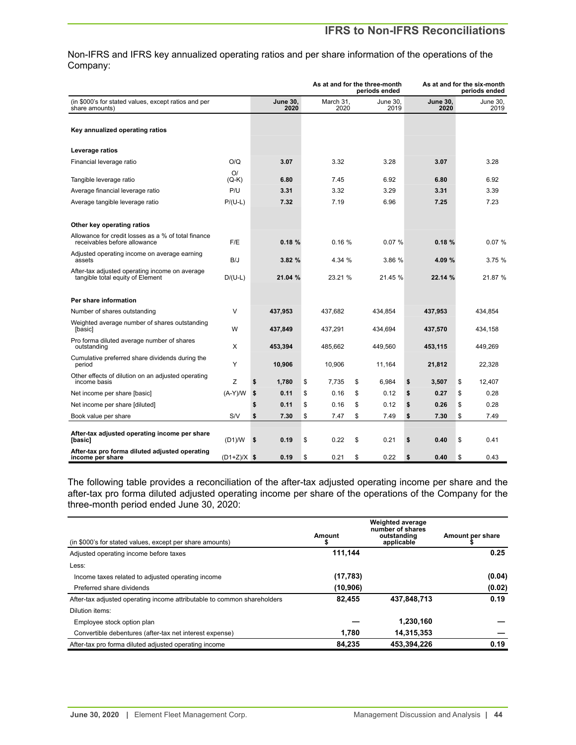## IFRS to Non-IFRS Reconciliations

Non-IFRS and IFRS key annualized operating ratios and per share information of the operations of the Company:

| | | As at and for the three-month periods ended | | | As at and for the six-month periods ended | |
|---|---|---|---|---|---|---|
| (in $000's for stated values, except ratios and per share amounts) | | **June 30, 2020** | March 31, 2020 | June 30, 2019 | **June 30, 2020** | June 30, 2019 |
| **Key annualized operating ratios** | | | | | | |
| **Leverage ratios** | | | | | | |
| Financial leverage ratio | O/Q | **3.07** | 3.32 | 3.28 | **3.07** | 3.28 |
| Tangible leverage ratio | O/(Q-K) | **6.80** | 7.45 | 6.92 | **6.80** | 6.92 |
| Average financial leverage ratio | P/U | **3.31** | 3.32 | 3.29 | **3.31** | 3.39 |
| Average tangible leverage ratio | P/(U-L) | **7.32** | 7.19 | 6.96 | **7.25** | 7.23 |
| **Other key operating ratios** | | | | | | |
| Allowance for credit losses as a % of total finance receivables before allowance | F/E | **0.18 %** | 0.16 % | 0.07 % | **0.18 %** | 0.07 % |
| Adjusted operating income on average earning assets | B/J | **3.82 %** | 4.34 % | 3.86 % | **4.09 %** | 3.75 % |
| After-tax adjusted operating income on average tangible total equity of Element | D/(U-L) | **21.04 %** | 23.21 % | 21.45 % | **22.14 %** | 21.87 % |
| **Per share information** | | | | | | |
| Number of shares outstanding | V | **437,953** | 437,682 | 434,854 | **437,953** | 434,854 |
| Weighted average number of shares outstanding [basic] | W | **437,849** | 437,291 | 434,694 | **437,570** | 434,158 |
| Pro forma diluted average number of shares outstanding | X | **453,394** | 485,662 | 449,560 | **453,115** | 449,269 |
| Cumulative preferred share dividends during the period | Y | **10,906** | 10,906 | 11,164 | **21,812** | 22,328 |
| Other effects of dilution on an adjusted operating income basis | Z | **$ 1,780** | $ 7,735 | $ 6,984 | **$ 3,507** | $ 12,407 |
| Net income per share [basic] | (A-Y)/W | **$ 0.11** | $ 0.16 | $ 0.12 | **$ 0.27** | $ 0.28 |
| Net income per share [diluted] | | **$ 0.11** | $ 0.16 | $ 0.12 | **$ 0.26** | $ 0.28 |
| Book value per share | S/V | **$ 7.30** | $ 7.47 | $ 7.49 | **$ 7.30** | $ 7.49 |
| **After-tax adjusted operating income per share [basic]** | (D1)/W | **$ 0.19** | $ 0.22 | $ 0.21 | **$ 0.40** | $ 0.41 |
| **After-tax pro forma diluted adjusted operating income per share** | (D1+Z)/X | **$ 0.19** | $ 0.21 | $ 0.22 | **$ 0.40** | $ 0.43 |

The following table provides a reconciliation of the after-tax adjusted operating income per share and the after-tax pro forma diluted adjusted operating income per share of the operations of the Company for the three-month period ended June 30, 2020:

| (in $000's for stated values, except per share amounts) | Amount $ | Weighted average number of shares outstanding applicable | Amount per share $ |
|---|---|---|---|
| Adjusted operating income before taxes | **111,144** | | **0.25** |
| Less: | | | |
| Income taxes related to adjusted operating income | **(17,783)** | | **(0.04)** |
| Preferred share dividends | **(10,906)** | | **(0.02)** |
| After-tax adjusted operating income attributable to common shareholders | **82,455** | **437,848,713** | **0.19** |
| Dilution items: | | | |
| Employee stock option plan | **—** | **1,230,160** | **—** |
| Convertible debentures (after-tax net interest expense) | **1,780** | **14,315,353** | **—** |
| After-tax pro forma diluted adjusted operating income | **84,235** | **453,394,226** | **0.19** |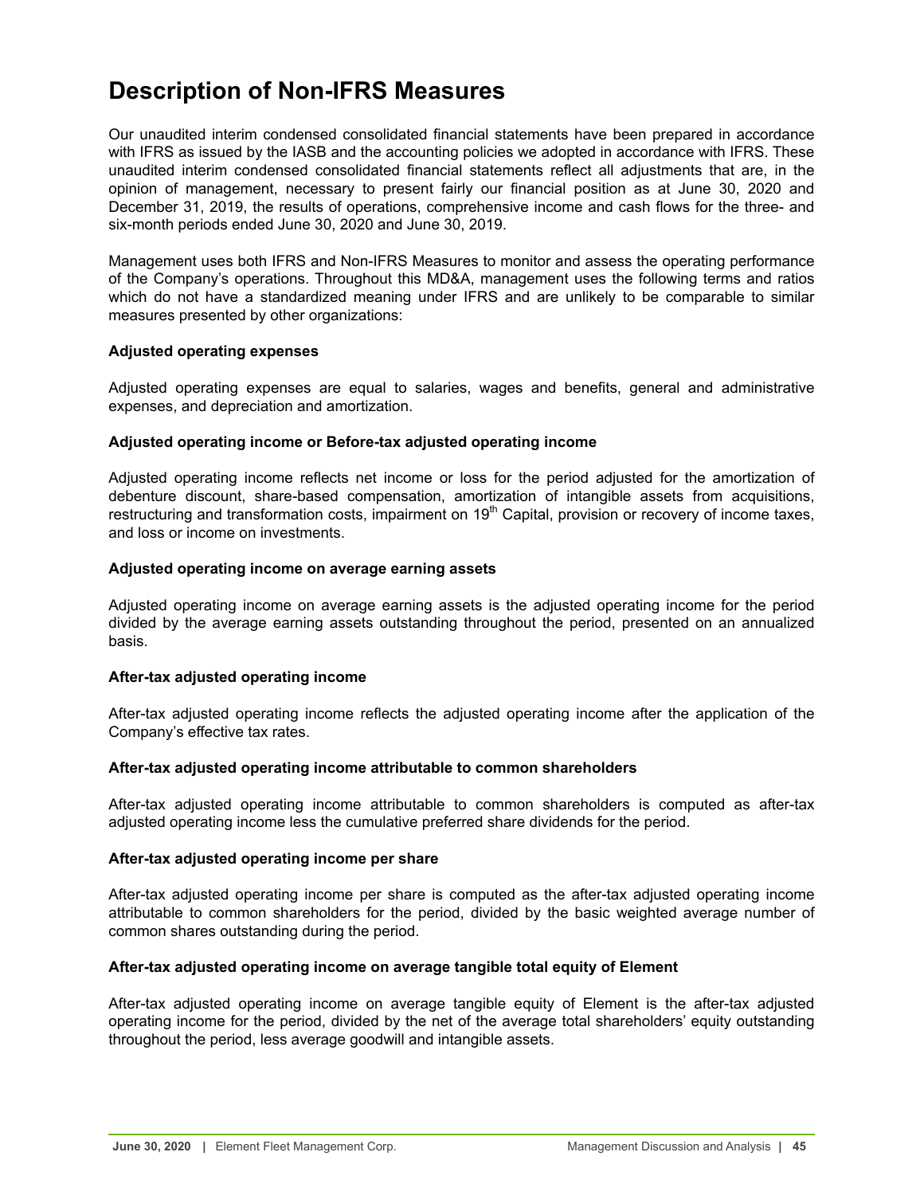# Description of Non-IFRS Measures

Our unaudited interim condensed consolidated financial statements have been prepared in accordance with IFRS as issued by the IASB and the accounting policies we adopted in accordance with IFRS. These unaudited interim condensed consolidated financial statements reflect all adjustments that are, in the opinion of management, necessary to present fairly our financial position as at June 30, 2020 and December 31, 2019, the results of operations, comprehensive income and cash flows for the three- and six-month periods ended June 30, 2020 and June 30, 2019.

Management uses both IFRS and Non-IFRS Measures to monitor and assess the operating performance of the Company's operations. Throughout this MD&A, management uses the following terms and ratios which do not have a standardized meaning under IFRS and are unlikely to be comparable to similar measures presented by other organizations:

**Adjusted operating expenses**

Adjusted operating expenses are equal to salaries, wages and benefits, general and administrative expenses, and depreciation and amortization.

**Adjusted operating income or Before-tax adjusted operating income**

Adjusted operating income reflects net income or loss for the period adjusted for the amortization of debenture discount, share-based compensation, amortization of intangible assets from acquisitions, restructuring and transformation costs, impairment on 19th Capital, provision or recovery of income taxes, and loss or income on investments.

**Adjusted operating income on average earning assets**

Adjusted operating income on average earning assets is the adjusted operating income for the period divided by the average earning assets outstanding throughout the period, presented on an annualized basis.

**After-tax adjusted operating income**

After-tax adjusted operating income reflects the adjusted operating income after the application of the Company's effective tax rates.

**After-tax adjusted operating income attributable to common shareholders**

After-tax adjusted operating income attributable to common shareholders is computed as after-tax adjusted operating income less the cumulative preferred share dividends for the period.

**After-tax adjusted operating income per share**

After-tax adjusted operating income per share is computed as the after-tax adjusted operating income attributable to common shareholders for the period, divided by the basic weighted average number of common shares outstanding during the period.

**After-tax adjusted operating income on average tangible total equity of Element**

After-tax adjusted operating income on average tangible equity of Element is the after-tax adjusted operating income for the period, divided by the net of the average total shareholders' equity outstanding throughout the period, less average goodwill and intangible assets.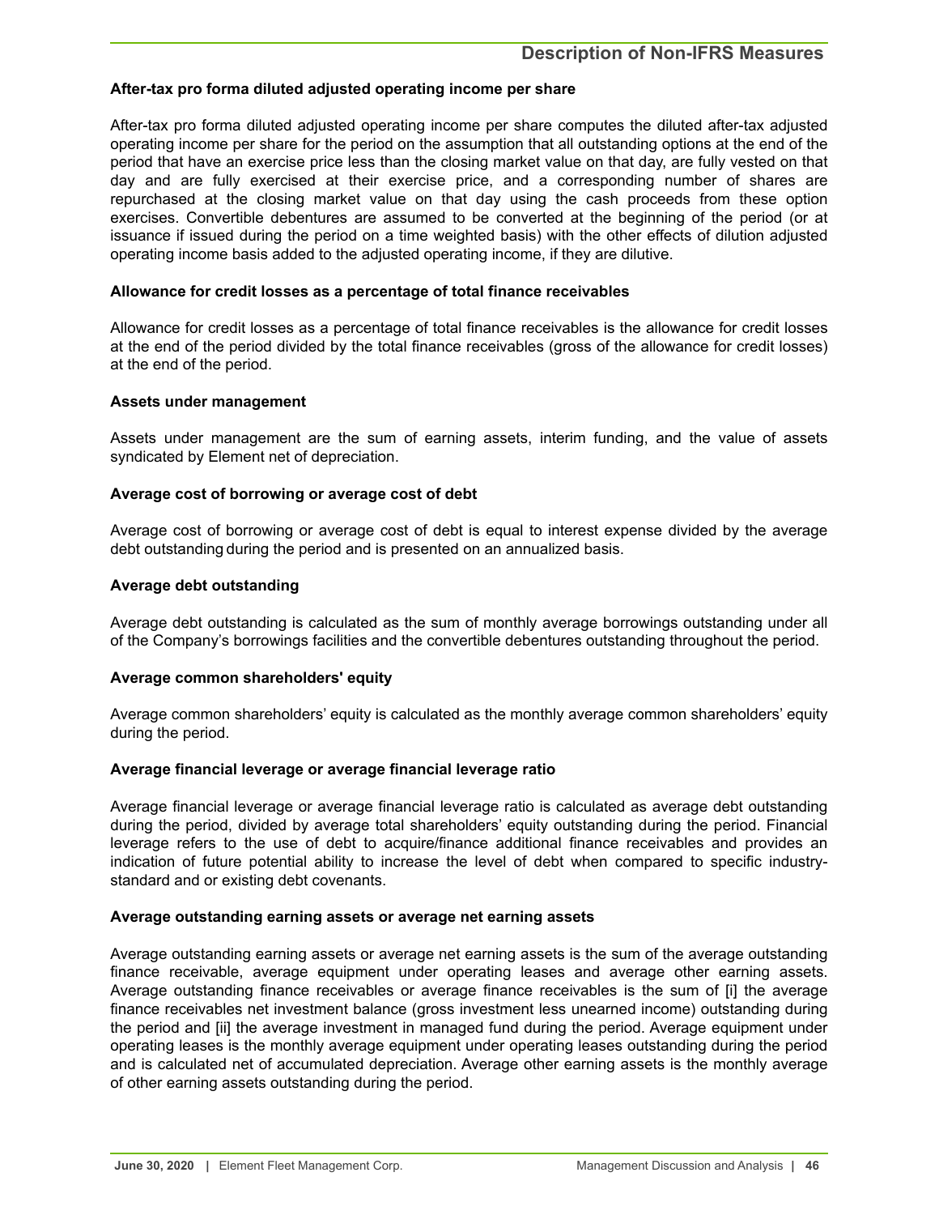## Description of Non-IFRS Measures

**After-tax pro forma diluted adjusted operating income per share**

After-tax pro forma diluted adjusted operating income per share computes the diluted after-tax adjusted operating income per share for the period on the assumption that all outstanding options at the end of the period that have an exercise price less than the closing market value on that day, are fully vested on that day and are fully exercised at their exercise price, and a corresponding number of shares are repurchased at the closing market value on that day using the cash proceeds from these option exercises. Convertible debentures are assumed to be converted at the beginning of the period (or at issuance if issued during the period on a time weighted basis) with the other effects of dilution adjusted operating income basis added to the adjusted operating income, if they are dilutive.

**Allowance for credit losses as a percentage of total finance receivables**

Allowance for credit losses as a percentage of total finance receivables is the allowance for credit losses at the end of the period divided by the total finance receivables (gross of the allowance for credit losses) at the end of the period.

**Assets under management**

Assets under management are the sum of earning assets, interim funding, and the value of assets syndicated by Element net of depreciation.

**Average cost of borrowing or average cost of debt**

Average cost of borrowing or average cost of debt is equal to interest expense divided by the average debt outstanding during the period and is presented on an annualized basis.

**Average debt outstanding**

Average debt outstanding is calculated as the sum of monthly average borrowings outstanding under all of the Company's borrowings facilities and the convertible debentures outstanding throughout the period.

**Average common shareholders' equity**

Average common shareholders' equity is calculated as the monthly average common shareholders' equity during the period.

**Average financial leverage or average financial leverage ratio**

Average financial leverage or average financial leverage ratio is calculated as average debt outstanding during the period, divided by average total shareholders' equity outstanding during the period. Financial leverage refers to the use of debt to acquire/finance additional finance receivables and provides an indication of future potential ability to increase the level of debt when compared to specific industry-standard and or existing debt covenants.

**Average outstanding earning assets or average net earning assets**

Average outstanding earning assets or average net earning assets is the sum of the average outstanding finance receivable, average equipment under operating leases and average other earning assets. Average outstanding finance receivables or average finance receivables is the sum of [i] the average finance receivables net investment balance (gross investment less unearned income) outstanding during the period and [ii] the average investment in managed fund during the period. Average equipment under operating leases is the monthly average equipment under operating leases outstanding during the period and is calculated net of accumulated depreciation. Average other earning assets is the monthly average of other earning assets outstanding during the period.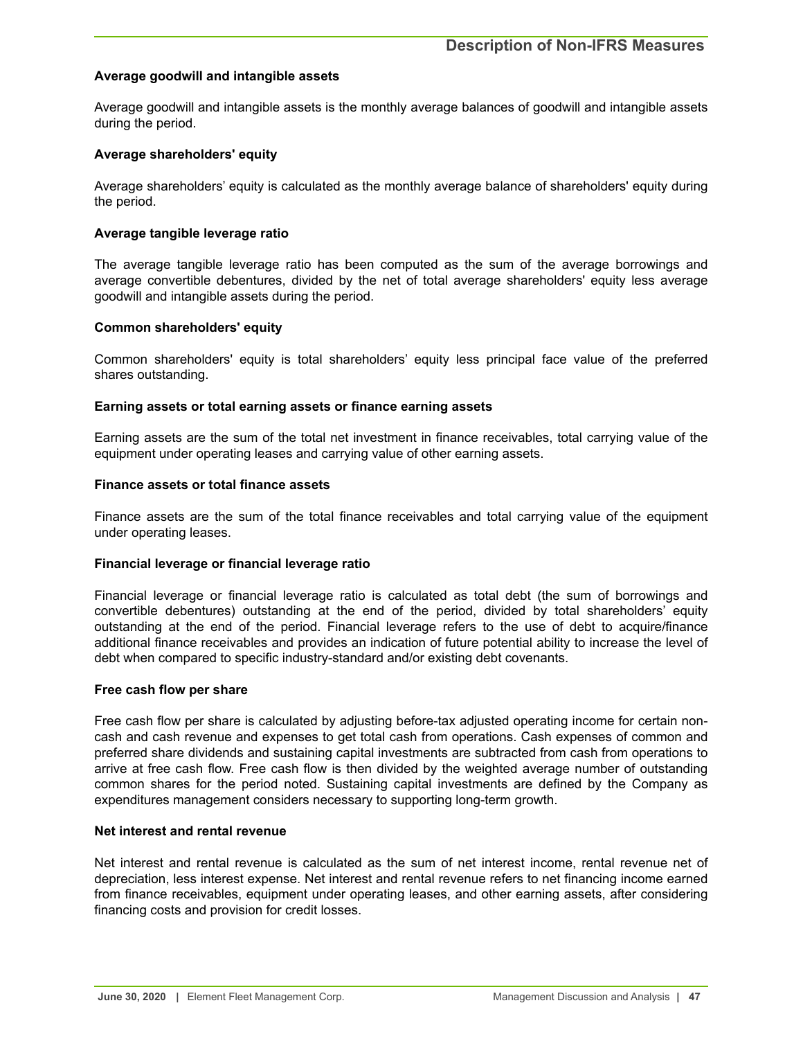## Description of Non-IFRS Measures

**Average goodwill and intangible assets**

Average goodwill and intangible assets is the monthly average balances of goodwill and intangible assets during the period.

**Average shareholders' equity**

Average shareholders' equity is calculated as the monthly average balance of shareholders' equity during the period.

**Average tangible leverage ratio**

The average tangible leverage ratio has been computed as the sum of the average borrowings and average convertible debentures, divided by the net of total average shareholders' equity less average goodwill and intangible assets during the period.

**Common shareholders' equity**

Common shareholders' equity is total shareholders' equity less principal face value of the preferred shares outstanding.

**Earning assets or total earning assets or finance earning assets**

Earning assets are the sum of the total net investment in finance receivables, total carrying value of the equipment under operating leases and carrying value of other earning assets.

**Finance assets or total finance assets**

Finance assets are the sum of the total finance receivables and total carrying value of the equipment under operating leases.

**Financial leverage or financial leverage ratio**

Financial leverage or financial leverage ratio is calculated as total debt (the sum of borrowings and convertible debentures) outstanding at the end of the period, divided by total shareholders' equity outstanding at the end of the period. Financial leverage refers to the use of debt to acquire/finance additional finance receivables and provides an indication of future potential ability to increase the level of debt when compared to specific industry-standard and/or existing debt covenants.

**Free cash flow per share**

Free cash flow per share is calculated by adjusting before-tax adjusted operating income for certain non-cash and cash revenue and expenses to get total cash from operations. Cash expenses of common and preferred share dividends and sustaining capital investments are subtracted from cash from operations to arrive at free cash flow. Free cash flow is then divided by the weighted average number of outstanding common shares for the period noted. Sustaining capital investments are defined by the Company as expenditures management considers necessary to supporting long-term growth.

**Net interest and rental revenue**

Net interest and rental revenue is calculated as the sum of net interest income, rental revenue net of depreciation, less interest expense. Net interest and rental revenue refers to net financing income earned from finance receivables, equipment under operating leases, and other earning assets, after considering financing costs and provision for credit losses.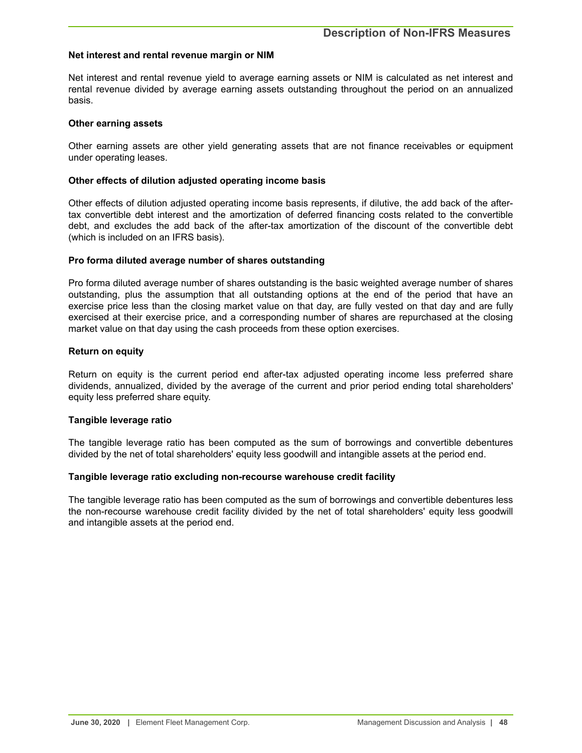## Description of Non-IFRS Measures

**Net interest and rental revenue margin or NIM**

Net interest and rental revenue yield to average earning assets or NIM is calculated as net interest and rental revenue divided by average earning assets outstanding throughout the period on an annualized basis.

**Other earning assets**

Other earning assets are other yield generating assets that are not finance receivables or equipment under operating leases.

**Other effects of dilution adjusted operating income basis**

Other effects of dilution adjusted operating income basis represents, if dilutive, the add back of the after-tax convertible debt interest and the amortization of deferred financing costs related to the convertible debt, and excludes the add back of the after-tax amortization of the discount of the convertible debt (which is included on an IFRS basis).

**Pro forma diluted average number of shares outstanding**

Pro forma diluted average number of shares outstanding is the basic weighted average number of shares outstanding, plus the assumption that all outstanding options at the end of the period that have an exercise price less than the closing market value on that day, are fully vested on that day and are fully exercised at their exercise price, and a corresponding number of shares are repurchased at the closing market value on that day using the cash proceeds from these option exercises.

**Return on equity**

Return on equity is the current period end after-tax adjusted operating income less preferred share dividends, annualized, divided by the average of the current and prior period ending total shareholders' equity less preferred share equity.

**Tangible leverage ratio**

The tangible leverage ratio has been computed as the sum of borrowings and convertible debentures divided by the net of total shareholders' equity less goodwill and intangible assets at the period end.

**Tangible leverage ratio excluding non-recourse warehouse credit facility**

The tangible leverage ratio has been computed as the sum of borrowings and convertible debentures less the non-recourse warehouse credit facility divided by the net of total shareholders' equity less goodwill and intangible assets at the period end.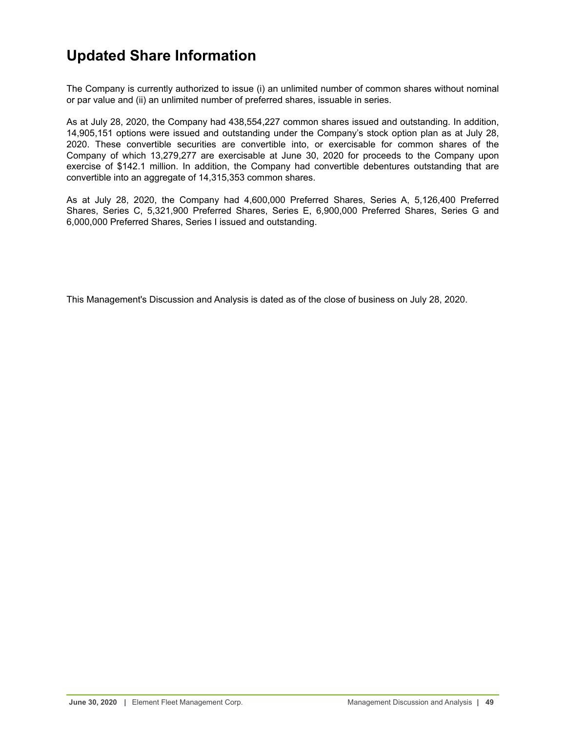# Updated Share Information

The Company is currently authorized to issue (i) an unlimited number of common shares without nominal or par value and (ii) an unlimited number of preferred shares, issuable in series.

As at July 28, 2020, the Company had 438,554,227 common shares issued and outstanding. In addition, 14,905,151 options were issued and outstanding under the Company's stock option plan as at July 28, 2020. These convertible securities are convertible into, or exercisable for common shares of the Company of which 13,279,277 are exercisable at June 30, 2020 for proceeds to the Company upon exercise of $142.1 million. In addition, the Company had convertible debentures outstanding that are convertible into an aggregate of 14,315,353 common shares.

As at July 28, 2020, the Company had 4,600,000 Preferred Shares, Series A, 5,126,400 Preferred Shares, Series C, 5,321,900 Preferred Shares, Series E, 6,900,000 Preferred Shares, Series G and 6,000,000 Preferred Shares, Series I issued and outstanding.

This Management's Discussion and Analysis is dated as of the close of business on July 28, 2020.